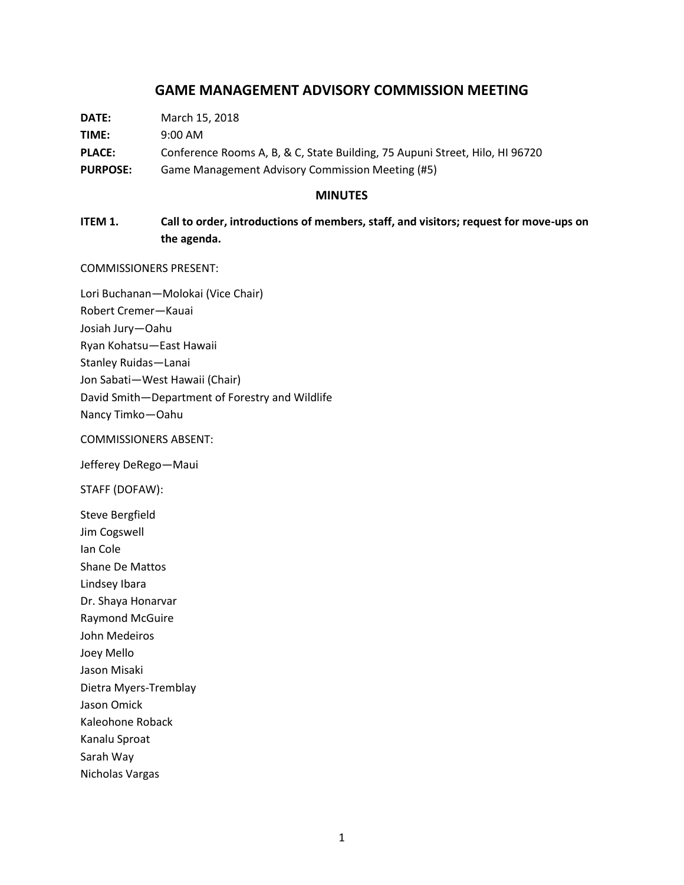# GAME MANAGEMENT ADVISORY COMMISSION MEETING

**DATE:** March 15, 2018

**TIME:** 9:00 AM

**PLACE:** Conference Rooms A, B, & C, State Building, 75 Aupuni Street, Hilo, HI 96720

**PURPOSE:** Game Management Advisory Commission Meeting (#5)

## MINUTES

**ITEM 1. Call to order, introductions of members, staff, and visitors; request for move-ups on the agenda.**

COMMISSIONERS PRESENT:

Lori Buchanan—Molokai (Vice Chair)
Robert Cremer—Kauai
Josiah Jury—Oahu
Ryan Kohatsu—East Hawaii
Stanley Ruidas—Lanai
Jon Sabati—West Hawaii (Chair)
David Smith—Department of Forestry and Wildlife
Nancy Timko—Oahu

COMMISSIONERS ABSENT:

Jefferey DeRego—Maui

STAFF (DOFAW):

Steve Bergfield
Jim Cogswell
Ian Cole
Shane De Mattos
Lindsey Ibara
Dr. Shaya Honarvar
Raymond McGuire
John Medeiros
Joey Mello
Jason Misaki
Dietra Myers-Tremblay
Jason Omick
Kaleohone Roback
Kanalu Sproat
Sarah Way
Nicholas Vargas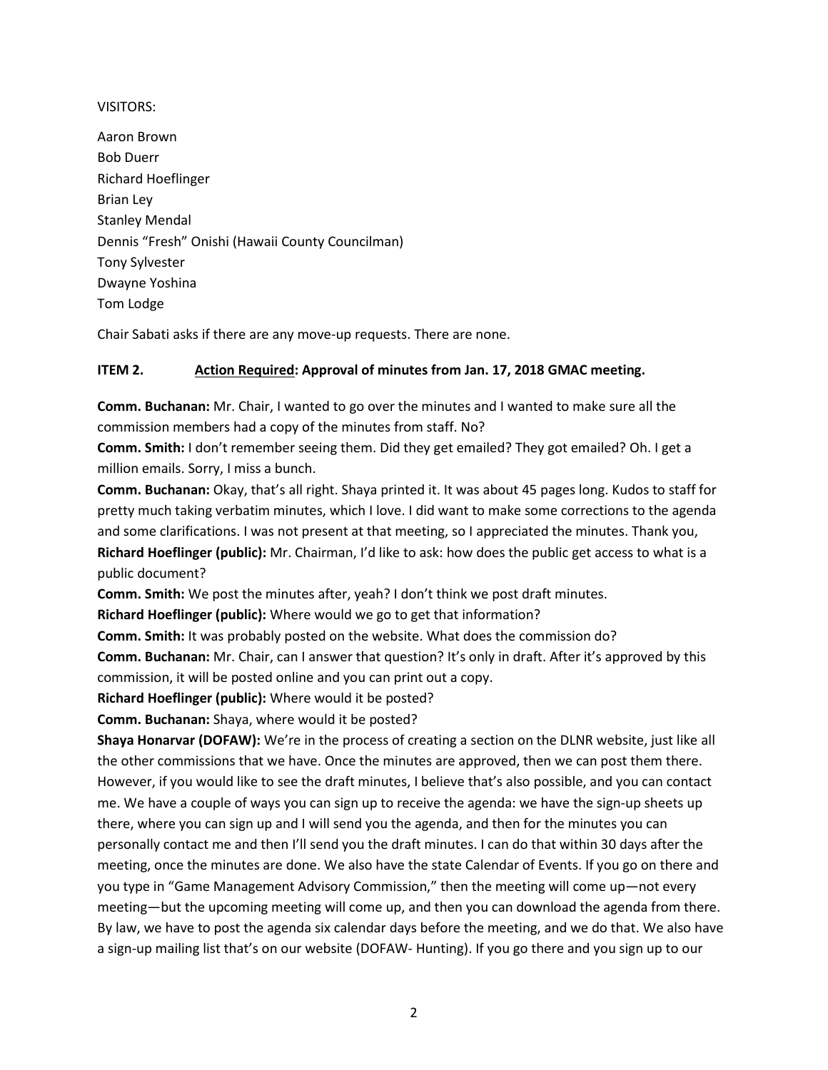VISITORS:

Aaron Brown
Bob Duerr
Richard Hoeflinger
Brian Ley
Stanley Mendal
Dennis "Fresh" Onishi (Hawaii County Councilman)
Tony Sylvester
Dwayne Yoshina
Tom Lodge

Chair Sabati asks if there are any move-up requests. There are none.

**ITEM 2. <u>Action Required</u>: Approval of minutes from Jan. 17, 2018 GMAC meeting.**

**Comm. Buchanan:** Mr. Chair, I wanted to go over the minutes and I wanted to make sure all the commission members had a copy of the minutes from staff. No?

**Comm. Smith:** I don't remember seeing them. Did they get emailed? They got emailed? Oh. I get a million emails. Sorry, I miss a bunch.

**Comm. Buchanan:** Okay, that's all right. Shaya printed it. It was about 45 pages long. Kudos to staff for pretty much taking verbatim minutes, which I love. I did want to make some corrections to the agenda and some clarifications. I was not present at that meeting, so I appreciated the minutes. Thank you,

**Richard Hoeflinger (public):** Mr. Chairman, I'd like to ask: how does the public get access to what is a public document?

**Comm. Smith:** We post the minutes after, yeah? I don't think we post draft minutes.

**Richard Hoeflinger (public):** Where would we go to get that information?

**Comm. Smith:** It was probably posted on the website. What does the commission do?

**Comm. Buchanan:** Mr. Chair, can I answer that question? It's only in draft. After it's approved by this commission, it will be posted online and you can print out a copy.

**Richard Hoeflinger (public):** Where would it be posted?

**Comm. Buchanan:** Shaya, where would it be posted?

**Shaya Honarvar (DOFAW):** We're in the process of creating a section on the DLNR website, just like all the other commissions that we have. Once the minutes are approved, then we can post them there. However, if you would like to see the draft minutes, I believe that's also possible, and you can contact me. We have a couple of ways you can sign up to receive the agenda: we have the sign-up sheets up there, where you can sign up and I will send you the agenda, and then for the minutes you can personally contact me and then I'll send you the draft minutes. I can do that within 30 days after the meeting, once the minutes are done. We also have the state Calendar of Events. If you go on there and you type in "Game Management Advisory Commission," then the meeting will come up—not every meeting—but the upcoming meeting will come up, and then you can download the agenda from there. By law, we have to post the agenda six calendar days before the meeting, and we do that. We also have a sign-up mailing list that's on our website (DOFAW- Hunting). If you go there and you sign up to our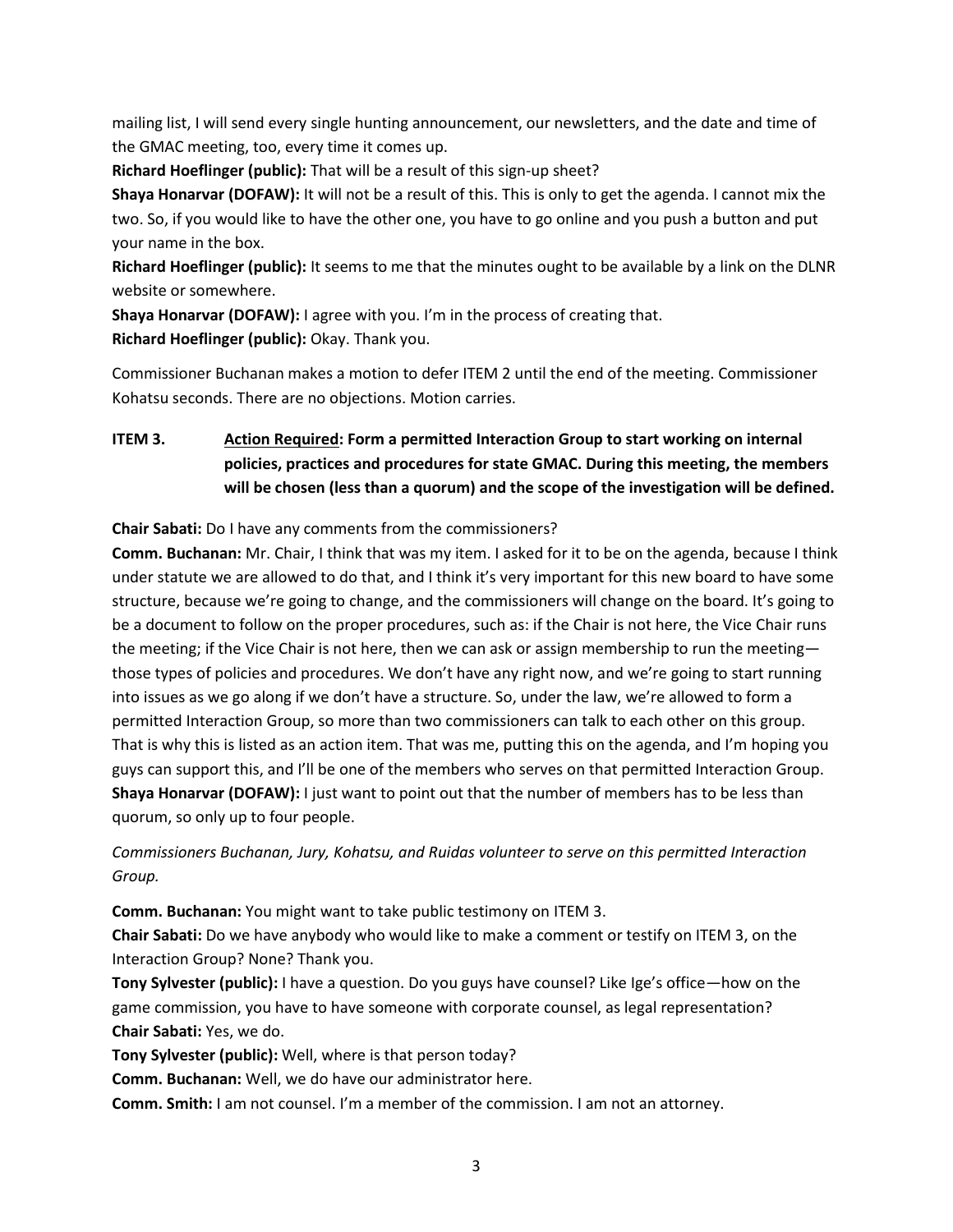mailing list, I will send every single hunting announcement, our newsletters, and the date and time of the GMAC meeting, too, every time it comes up.

**Richard Hoeflinger (public):** That will be a result of this sign-up sheet?

**Shaya Honarvar (DOFAW):** It will not be a result of this. This is only to get the agenda. I cannot mix the two. So, if you would like to have the other one, you have to go online and you push a button and put your name in the box.

**Richard Hoeflinger (public):** It seems to me that the minutes ought to be available by a link on the DLNR website or somewhere.

**Shaya Honarvar (DOFAW):** I agree with you. I'm in the process of creating that.

**Richard Hoeflinger (public):** Okay. Thank you.

Commissioner Buchanan makes a motion to defer ITEM 2 until the end of the meeting. Commissioner Kohatsu seconds. There are no objections. Motion carries.

**ITEM 3. <u>Action Required</u>: Form a permitted Interaction Group to start working on internal policies, practices and procedures for state GMAC. During this meeting, the members will be chosen (less than a quorum) and the scope of the investigation will be defined.**

**Chair Sabati:** Do I have any comments from the commissioners?

**Comm. Buchanan:** Mr. Chair, I think that was my item. I asked for it to be on the agenda, because I think under statute we are allowed to do that, and I think it's very important for this new board to have some structure, because we're going to change, and the commissioners will change on the board. It's going to be a document to follow on the proper procedures, such as: if the Chair is not here, the Vice Chair runs the meeting; if the Vice Chair is not here, then we can ask or assign membership to run the meeting—those types of policies and procedures. We don't have any right now, and we're going to start running into issues as we go along if we don't have a structure. So, under the law, we're allowed to form a permitted Interaction Group, so more than two commissioners can talk to each other on this group. That is why this is listed as an action item. That was me, putting this on the agenda, and I'm hoping you guys can support this, and I'll be one of the members who serves on that permitted Interaction Group.

**Shaya Honarvar (DOFAW):** I just want to point out that the number of members has to be less than quorum, so only up to four people.

*Commissioners Buchanan, Jury, Kohatsu, and Ruidas volunteer to serve on this permitted Interaction Group.*

**Comm. Buchanan:** You might want to take public testimony on ITEM 3.

**Chair Sabati:** Do we have anybody who would like to make a comment or testify on ITEM 3, on the Interaction Group? None? Thank you.

**Tony Sylvester (public):** I have a question. Do you guys have counsel? Like Ige's office—how on the game commission, you have to have someone with corporate counsel, as legal representation?

**Chair Sabati:** Yes, we do.

**Tony Sylvester (public):** Well, where is that person today?

**Comm. Buchanan:** Well, we do have our administrator here.

**Comm. Smith:** I am not counsel. I'm a member of the commission. I am not an attorney.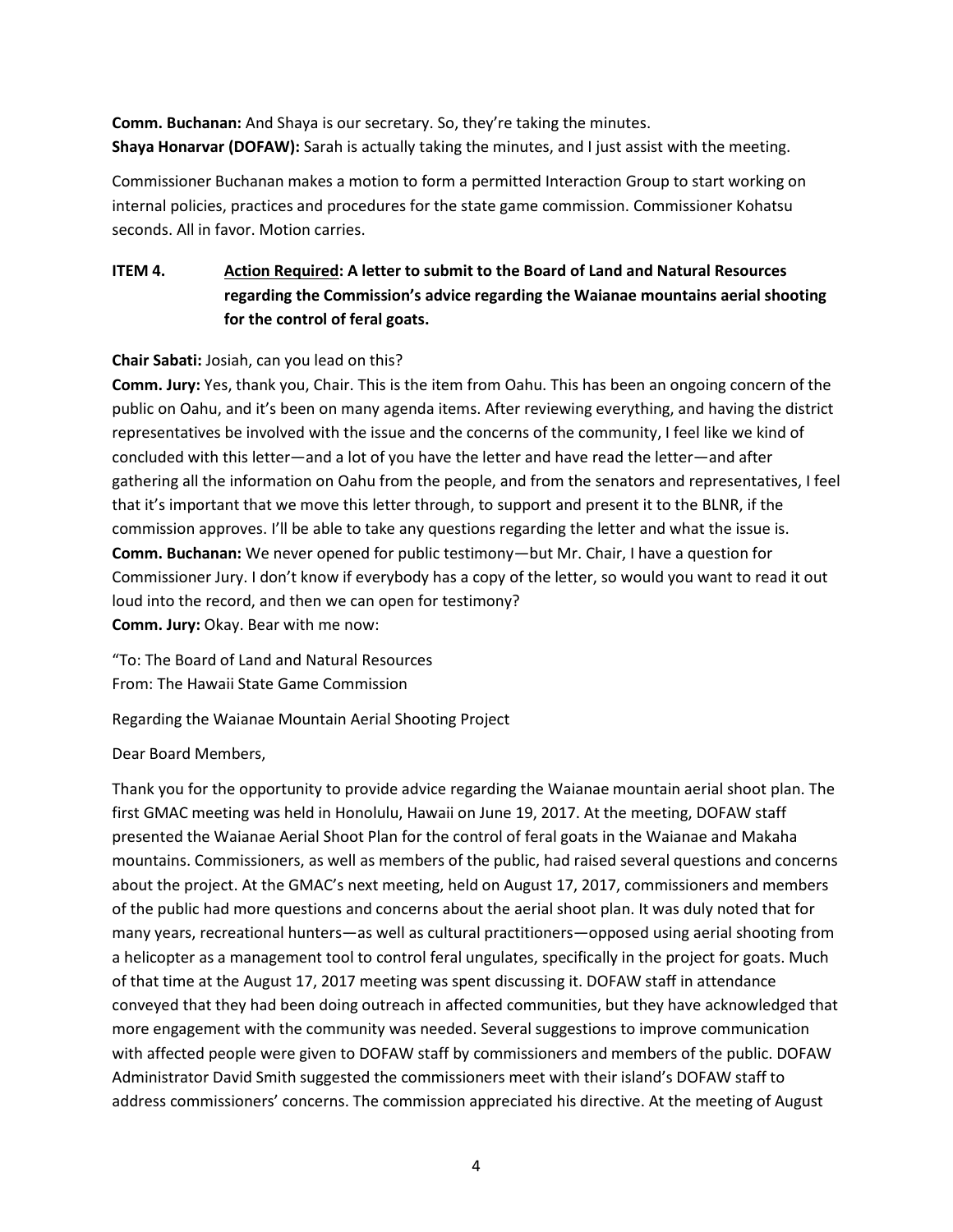**Comm. Buchanan:** And Shaya is our secretary. So, they're taking the minutes.
**Shaya Honarvar (DOFAW):** Sarah is actually taking the minutes, and I just assist with the meeting.

Commissioner Buchanan makes a motion to form a permitted Interaction Group to start working on internal policies, practices and procedures for the state game commission. Commissioner Kohatsu seconds. All in favor. Motion carries.

**ITEM 4. <u>Action Required</u>: A letter to submit to the Board of Land and Natural Resources regarding the Commission's advice regarding the Waianae mountains aerial shooting for the control of feral goats.**

**Chair Sabati:** Josiah, can you lead on this?
**Comm. Jury:** Yes, thank you, Chair. This is the item from Oahu. This has been an ongoing concern of the public on Oahu, and it's been on many agenda items. After reviewing everything, and having the district representatives be involved with the issue and the concerns of the community, I feel like we kind of concluded with this letter—and a lot of you have the letter and have read the letter—and after gathering all the information on Oahu from the people, and from the senators and representatives, I feel that it's important that we move this letter through, to support and present it to the BLNR, if the commission approves. I'll be able to take any questions regarding the letter and what the issue is.
**Comm. Buchanan:** We never opened for public testimony—but Mr. Chair, I have a question for Commissioner Jury. I don't know if everybody has a copy of the letter, so would you want to read it out loud into the record, and then we can open for testimony?
**Comm. Jury:** Okay. Bear with me now:

"To: The Board of Land and Natural Resources
From: The Hawaii State Game Commission

Regarding the Waianae Mountain Aerial Shooting Project

Dear Board Members,

Thank you for the opportunity to provide advice regarding the Waianae mountain aerial shoot plan. The first GMAC meeting was held in Honolulu, Hawaii on June 19, 2017. At the meeting, DOFAW staff presented the Waianae Aerial Shoot Plan for the control of feral goats in the Waianae and Makaha mountains. Commissioners, as well as members of the public, had raised several questions and concerns about the project. At the GMAC's next meeting, held on August 17, 2017, commissioners and members of the public had more questions and concerns about the aerial shoot plan. It was duly noted that for many years, recreational hunters—as well as cultural practitioners—opposed using aerial shooting from a helicopter as a management tool to control feral ungulates, specifically in the project for goats. Much of that time at the August 17, 2017 meeting was spent discussing it. DOFAW staff in attendance conveyed that they had been doing outreach in affected communities, but they have acknowledged that more engagement with the community was needed. Several suggestions to improve communication with affected people were given to DOFAW staff by commissioners and members of the public. DOFAW Administrator David Smith suggested the commissioners meet with their island's DOFAW staff to address commissioners' concerns. The commission appreciated his directive. At the meeting of August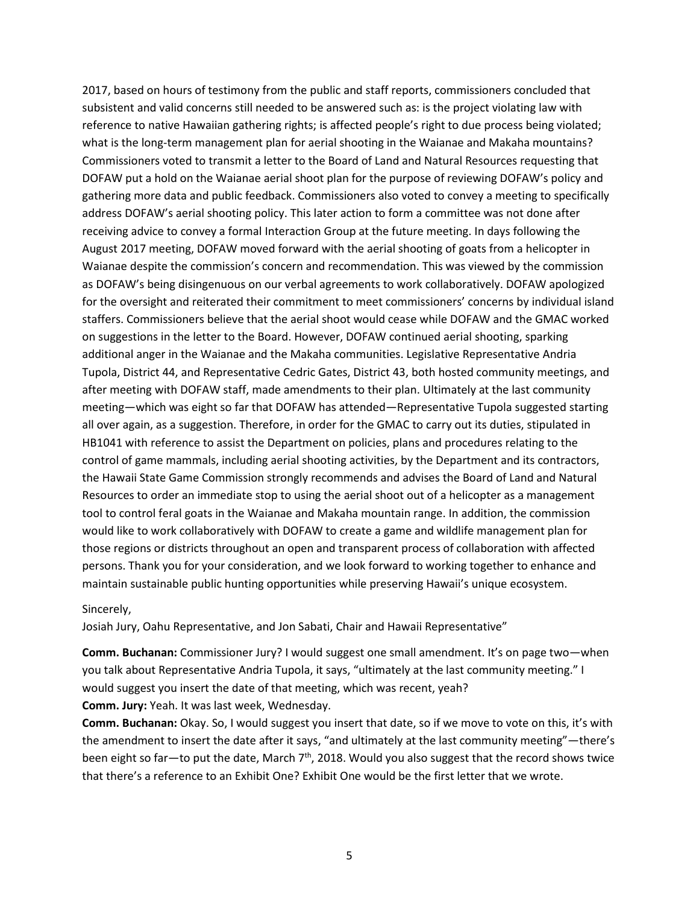2017, based on hours of testimony from the public and staff reports, commissioners concluded that subsistent and valid concerns still needed to be answered such as: is the project violating law with reference to native Hawaiian gathering rights; is affected people's right to due process being violated; what is the long-term management plan for aerial shooting in the Waianae and Makaha mountains? Commissioners voted to transmit a letter to the Board of Land and Natural Resources requesting that DOFAW put a hold on the Waianae aerial shoot plan for the purpose of reviewing DOFAW's policy and gathering more data and public feedback. Commissioners also voted to convey a meeting to specifically address DOFAW's aerial shooting policy. This later action to form a committee was not done after receiving advice to convey a formal Interaction Group at the future meeting. In days following the August 2017 meeting, DOFAW moved forward with the aerial shooting of goats from a helicopter in Waianae despite the commission's concern and recommendation. This was viewed by the commission as DOFAW's being disingenuous on our verbal agreements to work collaboratively. DOFAW apologized for the oversight and reiterated their commitment to meet commissioners' concerns by individual island staffers. Commissioners believe that the aerial shoot would cease while DOFAW and the GMAC worked on suggestions in the letter to the Board. However, DOFAW continued aerial shooting, sparking additional anger in the Waianae and the Makaha communities. Legislative Representative Andria Tupola, District 44, and Representative Cedric Gates, District 43, both hosted community meetings, and after meeting with DOFAW staff, made amendments to their plan. Ultimately at the last community meeting—which was eight so far that DOFAW has attended—Representative Tupola suggested starting all over again, as a suggestion. Therefore, in order for the GMAC to carry out its duties, stipulated in HB1041 with reference to assist the Department on policies, plans and procedures relating to the control of game mammals, including aerial shooting activities, by the Department and its contractors, the Hawaii State Game Commission strongly recommends and advises the Board of Land and Natural Resources to order an immediate stop to using the aerial shoot out of a helicopter as a management tool to control feral goats in the Waianae and Makaha mountain range. In addition, the commission would like to work collaboratively with DOFAW to create a game and wildlife management plan for those regions or districts throughout an open and transparent process of collaboration with affected persons. Thank you for your consideration, and we look forward to working together to enhance and maintain sustainable public hunting opportunities while preserving Hawaii's unique ecosystem.

Sincerely,
Josiah Jury, Oahu Representative, and Jon Sabati, Chair and Hawaii Representative"

**Comm. Buchanan:** Commissioner Jury? I would suggest one small amendment. It's on page two—when you talk about Representative Andria Tupola, it says, "ultimately at the last community meeting." I would suggest you insert the date of that meeting, which was recent, yeah?
**Comm. Jury:** Yeah. It was last week, Wednesday.
**Comm. Buchanan:** Okay. So, I would suggest you insert that date, so if we move to vote on this, it's with the amendment to insert the date after it says, "and ultimately at the last community meeting"—there's been eight so far—to put the date, March 7th, 2018. Would you also suggest that the record shows twice that there's a reference to an Exhibit One? Exhibit One would be the first letter that we wrote.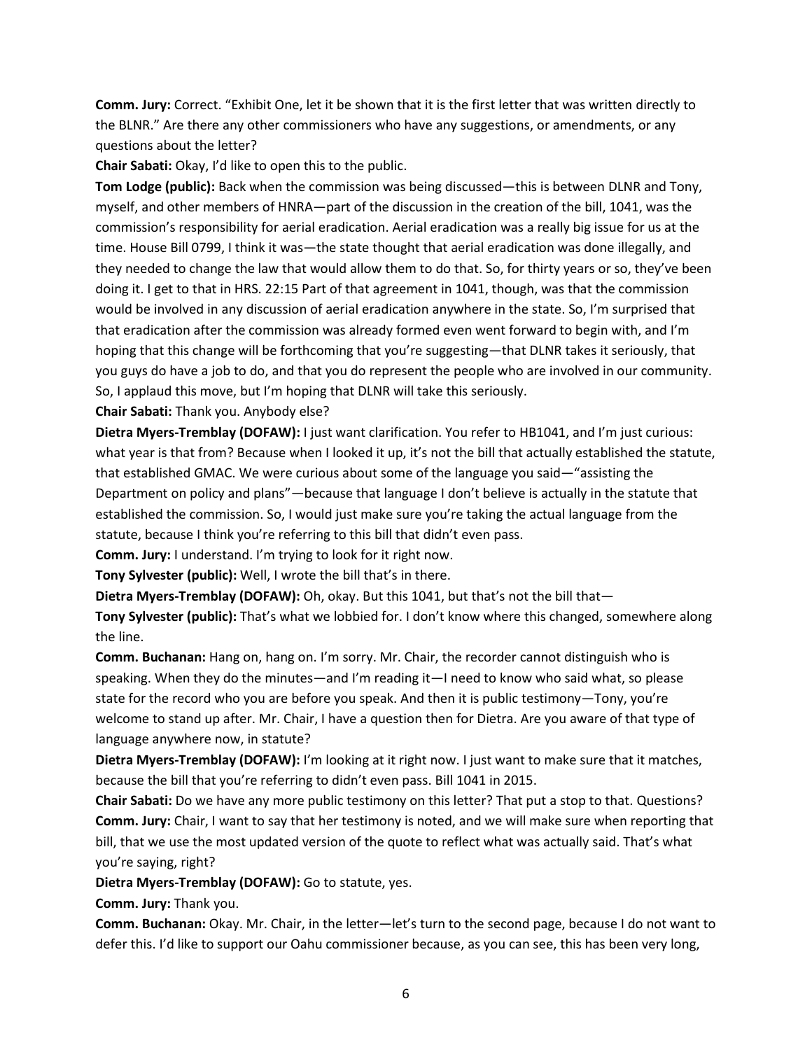**Comm. Jury:** Correct. "Exhibit One, let it be shown that it is the first letter that was written directly to the BLNR." Are there any other commissioners who have any suggestions, or amendments, or any questions about the letter?

**Chair Sabati:** Okay, I'd like to open this to the public.

**Tom Lodge (public):** Back when the commission was being discussed—this is between DLNR and Tony, myself, and other members of HNRA—part of the discussion in the creation of the bill, 1041, was the commission's responsibility for aerial eradication. Aerial eradication was a really big issue for us at the time. House Bill 0799, I think it was—the state thought that aerial eradication was done illegally, and they needed to change the law that would allow them to do that. So, for thirty years or so, they've been doing it. I get to that in HRS. 22:15 Part of that agreement in 1041, though, was that the commission would be involved in any discussion of aerial eradication anywhere in the state. So, I'm surprised that that eradication after the commission was already formed even went forward to begin with, and I'm hoping that this change will be forthcoming that you're suggesting—that DLNR takes it seriously, that you guys do have a job to do, and that you do represent the people who are involved in our community. So, I applaud this move, but I'm hoping that DLNR will take this seriously.

**Chair Sabati:** Thank you. Anybody else?

**Dietra Myers-Tremblay (DOFAW):** I just want clarification. You refer to HB1041, and I'm just curious: what year is that from? Because when I looked it up, it's not the bill that actually established the statute, that established GMAC. We were curious about some of the language you said—"assisting the Department on policy and plans"—because that language I don't believe is actually in the statute that established the commission. So, I would just make sure you're taking the actual language from the statute, because I think you're referring to this bill that didn't even pass.

**Comm. Jury:** I understand. I'm trying to look for it right now.

**Tony Sylvester (public):** Well, I wrote the bill that's in there.

**Dietra Myers-Tremblay (DOFAW):** Oh, okay. But this 1041, but that's not the bill that—

**Tony Sylvester (public):** That's what we lobbied for. I don't know where this changed, somewhere along the line.

**Comm. Buchanan:** Hang on, hang on. I'm sorry. Mr. Chair, the recorder cannot distinguish who is speaking. When they do the minutes—and I'm reading it—I need to know who said what, so please state for the record who you are before you speak. And then it is public testimony—Tony, you're welcome to stand up after. Mr. Chair, I have a question then for Dietra. Are you aware of that type of language anywhere now, in statute?

**Dietra Myers-Tremblay (DOFAW):** I'm looking at it right now. I just want to make sure that it matches, because the bill that you're referring to didn't even pass. Bill 1041 in 2015.

**Chair Sabati:** Do we have any more public testimony on this letter? That put a stop to that. Questions?

**Comm. Jury:** Chair, I want to say that her testimony is noted, and we will make sure when reporting that bill, that we use the most updated version of the quote to reflect what was actually said. That's what you're saying, right?

**Dietra Myers-Tremblay (DOFAW):** Go to statute, yes.

**Comm. Jury:** Thank you.

**Comm. Buchanan:** Okay. Mr. Chair, in the letter—let's turn to the second page, because I do not want to defer this. I'd like to support our Oahu commissioner because, as you can see, this has been very long,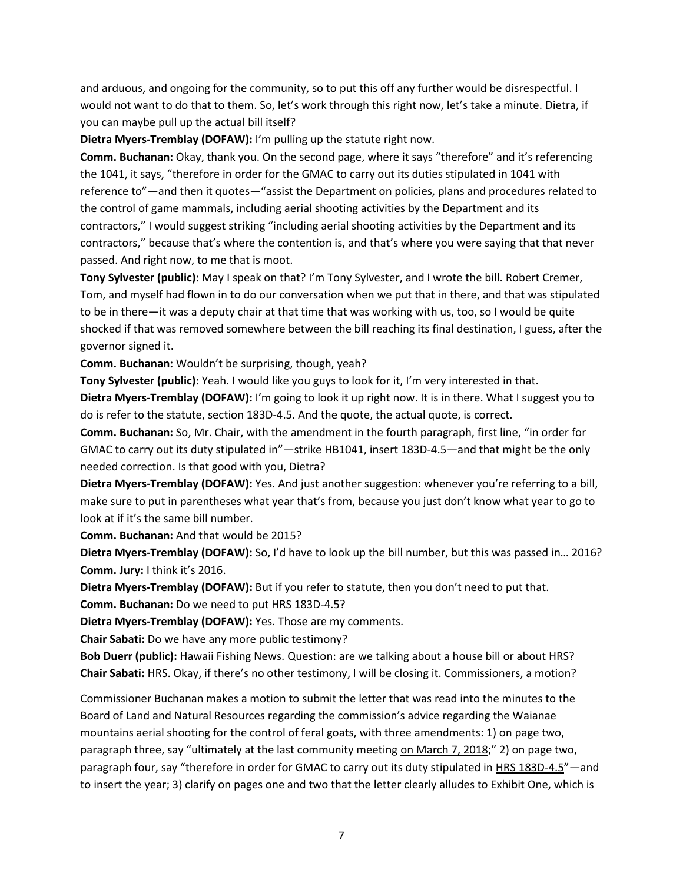and arduous, and ongoing for the community, so to put this off any further would be disrespectful. I would not want to do that to them. So, let's work through this right now, let's take a minute. Dietra, if you can maybe pull up the actual bill itself?

**Dietra Myers-Tremblay (DOFAW):** I'm pulling up the statute right now.

**Comm. Buchanan:** Okay, thank you. On the second page, where it says "therefore" and it's referencing the 1041, it says, "therefore in order for the GMAC to carry out its duties stipulated in 1041 with reference to"—and then it quotes—"assist the Department on policies, plans and procedures related to the control of game mammals, including aerial shooting activities by the Department and its contractors," I would suggest striking "including aerial shooting activities by the Department and its contractors," because that's where the contention is, and that's where you were saying that that never passed. And right now, to me that is moot.

**Tony Sylvester (public):** May I speak on that? I'm Tony Sylvester, and I wrote the bill. Robert Cremer, Tom, and myself had flown in to do our conversation when we put that in there, and that was stipulated to be in there—it was a deputy chair at that time that was working with us, too, so I would be quite shocked if that was removed somewhere between the bill reaching its final destination, I guess, after the governor signed it.

**Comm. Buchanan:** Wouldn't be surprising, though, yeah?

**Tony Sylvester (public):** Yeah. I would like you guys to look for it, I'm very interested in that.

**Dietra Myers-Tremblay (DOFAW):** I'm going to look it up right now. It is in there. What I suggest you to do is refer to the statute, section 183D-4.5. And the quote, the actual quote, is correct.

**Comm. Buchanan:** So, Mr. Chair, with the amendment in the fourth paragraph, first line, "in order for GMAC to carry out its duty stipulated in"—strike HB1041, insert 183D-4.5—and that might be the only needed correction. Is that good with you, Dietra?

**Dietra Myers-Tremblay (DOFAW):** Yes. And just another suggestion: whenever you're referring to a bill, make sure to put in parentheses what year that's from, because you just don't know what year to go to look at if it's the same bill number.

**Comm. Buchanan:** And that would be 2015?

**Dietra Myers-Tremblay (DOFAW):** So, I'd have to look up the bill number, but this was passed in… 2016?

**Comm. Jury:** I think it's 2016.

**Dietra Myers-Tremblay (DOFAW):** But if you refer to statute, then you don't need to put that.

**Comm. Buchanan:** Do we need to put HRS 183D-4.5?

**Dietra Myers-Tremblay (DOFAW):** Yes. Those are my comments.

**Chair Sabati:** Do we have any more public testimony?

**Bob Duerr (public):** Hawaii Fishing News. Question: are we talking about a house bill or about HRS?

**Chair Sabati:** HRS. Okay, if there's no other testimony, I will be closing it. Commissioners, a motion?

Commissioner Buchanan makes a motion to submit the letter that was read into the minutes to the Board of Land and Natural Resources regarding the commission's advice regarding the Waianae mountains aerial shooting for the control of feral goats, with three amendments: 1) on page two, paragraph three, say "ultimately at the last community meeting <u>on March 7, 2018</u>;" 2) on page two, paragraph four, say "therefore in order for GMAC to carry out its duty stipulated in <u>HRS 183D-4.5</u>"—and to insert the year; 3) clarify on pages one and two that the letter clearly alludes to Exhibit One, which is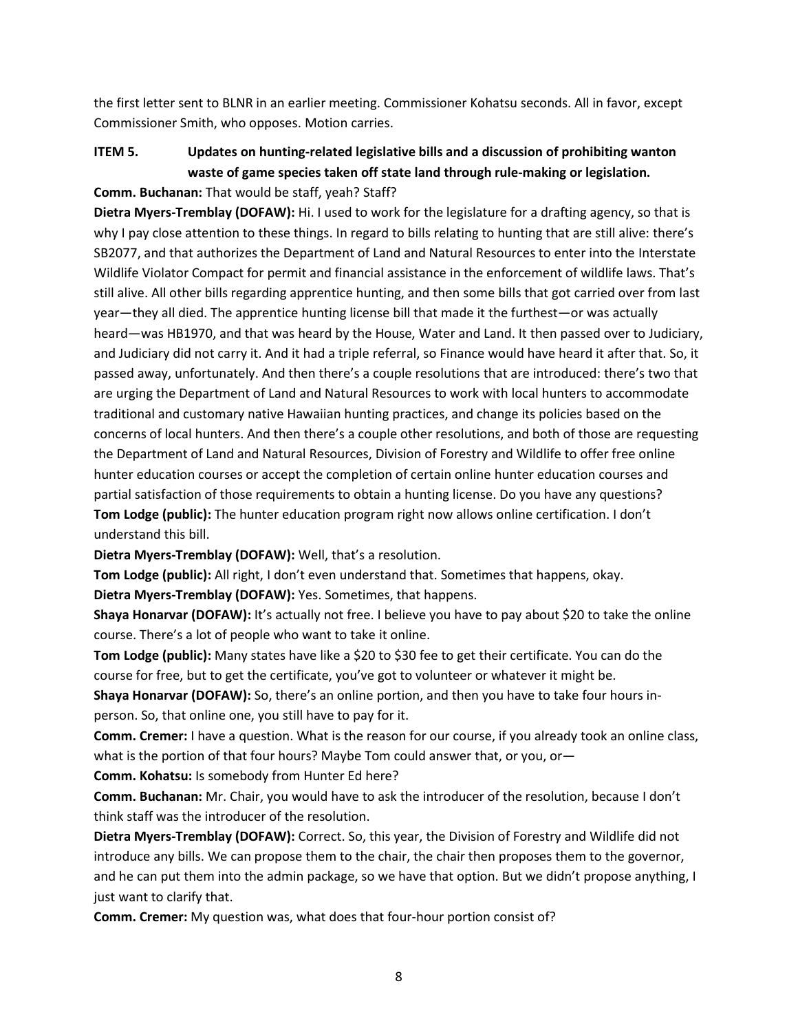the first letter sent to BLNR in an earlier meeting. Commissioner Kohatsu seconds. All in favor, except Commissioner Smith, who opposes. Motion carries.

**ITEM 5. Updates on hunting-related legislative bills and a discussion of prohibiting wanton waste of game species taken off state land through rule-making or legislation.**

**Comm. Buchanan:** That would be staff, yeah? Staff?

**Dietra Myers-Tremblay (DOFAW):** Hi. I used to work for the legislature for a drafting agency, so that is why I pay close attention to these things. In regard to bills relating to hunting that are still alive: there's SB2077, and that authorizes the Department of Land and Natural Resources to enter into the Interstate Wildlife Violator Compact for permit and financial assistance in the enforcement of wildlife laws. That's still alive. All other bills regarding apprentice hunting, and then some bills that got carried over from last year—they all died. The apprentice hunting license bill that made it the furthest—or was actually heard—was HB1970, and that was heard by the House, Water and Land. It then passed over to Judiciary, and Judiciary did not carry it. And it had a triple referral, so Finance would have heard it after that. So, it passed away, unfortunately. And then there's a couple resolutions that are introduced: there's two that are urging the Department of Land and Natural Resources to work with local hunters to accommodate traditional and customary native Hawaiian hunting practices, and change its policies based on the concerns of local hunters. And then there's a couple other resolutions, and both of those are requesting the Department of Land and Natural Resources, Division of Forestry and Wildlife to offer free online hunter education courses or accept the completion of certain online hunter education courses and partial satisfaction of those requirements to obtain a hunting license. Do you have any questions?

**Tom Lodge (public):** The hunter education program right now allows online certification. I don't understand this bill.

**Dietra Myers-Tremblay (DOFAW):** Well, that's a resolution.

**Tom Lodge (public):** All right, I don't even understand that. Sometimes that happens, okay.

**Dietra Myers-Tremblay (DOFAW):** Yes. Sometimes, that happens.

**Shaya Honarvar (DOFAW):** It's actually not free. I believe you have to pay about $20 to take the online course. There's a lot of people who want to take it online.

**Tom Lodge (public):** Many states have like a $20 to $30 fee to get their certificate. You can do the course for free, but to get the certificate, you've got to volunteer or whatever it might be.

**Shaya Honarvar (DOFAW):** So, there's an online portion, and then you have to take four hours in-person. So, that online one, you still have to pay for it.

**Comm. Cremer:** I have a question. What is the reason for our course, if you already took an online class, what is the portion of that four hours? Maybe Tom could answer that, or you, or—

**Comm. Kohatsu:** Is somebody from Hunter Ed here?

**Comm. Buchanan:** Mr. Chair, you would have to ask the introducer of the resolution, because I don't think staff was the introducer of the resolution.

**Dietra Myers-Tremblay (DOFAW):** Correct. So, this year, the Division of Forestry and Wildlife did not introduce any bills. We can propose them to the chair, the chair then proposes them to the governor, and he can put them into the admin package, so we have that option. But we didn't propose anything, I just want to clarify that.

**Comm. Cremer:** My question was, what does that four-hour portion consist of?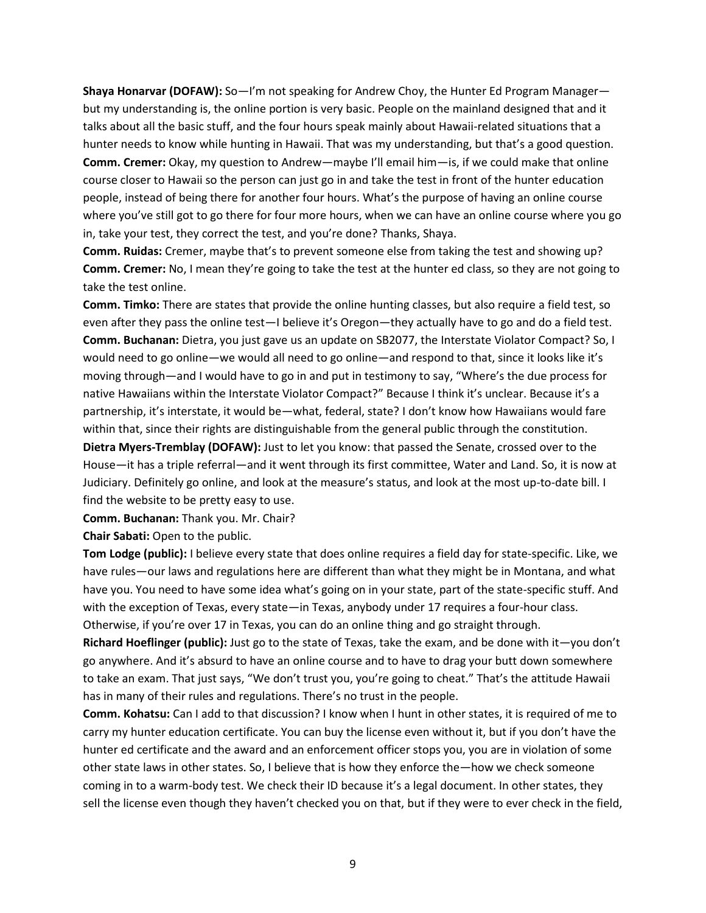**Shaya Honarvar (DOFAW):** So—I'm not speaking for Andrew Choy, the Hunter Ed Program Manager—but my understanding is, the online portion is very basic. People on the mainland designed that and it talks about all the basic stuff, and the four hours speak mainly about Hawaii-related situations that a hunter needs to know while hunting in Hawaii. That was my understanding, but that's a good question.
**Comm. Cremer:** Okay, my question to Andrew—maybe I'll email him—is, if we could make that online course closer to Hawaii so the person can just go in and take the test in front of the hunter education people, instead of being there for another four hours. What's the purpose of having an online course where you've still got to go there for four more hours, when we can have an online course where you go in, take your test, they correct the test, and you're done? Thanks, Shaya.
**Comm. Ruidas:** Cremer, maybe that's to prevent someone else from taking the test and showing up?
**Comm. Cremer:** No, I mean they're going to take the test at the hunter ed class, so they are not going to take the test online.
**Comm. Timko:** There are states that provide the online hunting classes, but also require a field test, so even after they pass the online test—I believe it's Oregon—they actually have to go and do a field test.
**Comm. Buchanan:** Dietra, you just gave us an update on SB2077, the Interstate Violator Compact? So, I would need to go online—we would all need to go online—and respond to that, since it looks like it's moving through—and I would have to go in and put in testimony to say, "Where's the due process for native Hawaiians within the Interstate Violator Compact?" Because I think it's unclear. Because it's a partnership, it's interstate, it would be—what, federal, state? I don't know how Hawaiians would fare within that, since their rights are distinguishable from the general public through the constitution.
**Dietra Myers-Tremblay (DOFAW):** Just to let you know: that passed the Senate, crossed over to the House—it has a triple referral—and it went through its first committee, Water and Land. So, it is now at Judiciary. Definitely go online, and look at the measure's status, and look at the most up-to-date bill. I find the website to be pretty easy to use.
**Comm. Buchanan:** Thank you. Mr. Chair?
**Chair Sabati:** Open to the public.
**Tom Lodge (public):** I believe every state that does online requires a field day for state-specific. Like, we have rules—our laws and regulations here are different than what they might be in Montana, and what have you. You need to have some idea what's going on in your state, part of the state-specific stuff. And with the exception of Texas, every state—in Texas, anybody under 17 requires a four-hour class. Otherwise, if you're over 17 in Texas, you can do an online thing and go straight through.
**Richard Hoeflinger (public):** Just go to the state of Texas, take the exam, and be done with it—you don't go anywhere. And it's absurd to have an online course and to have to drag your butt down somewhere to take an exam. That just says, "We don't trust you, you're going to cheat." That's the attitude Hawaii has in many of their rules and regulations. There's no trust in the people.
**Comm. Kohatsu:** Can I add to that discussion? I know when I hunt in other states, it is required of me to carry my hunter education certificate. You can buy the license even without it, but if you don't have the hunter ed certificate and the award and an enforcement officer stops you, you are in violation of some other state laws in other states. So, I believe that is how they enforce the—how we check someone coming in to a warm-body test. We check their ID because it's a legal document. In other states, they sell the license even though they haven't checked you on that, but if they were to ever check in the field,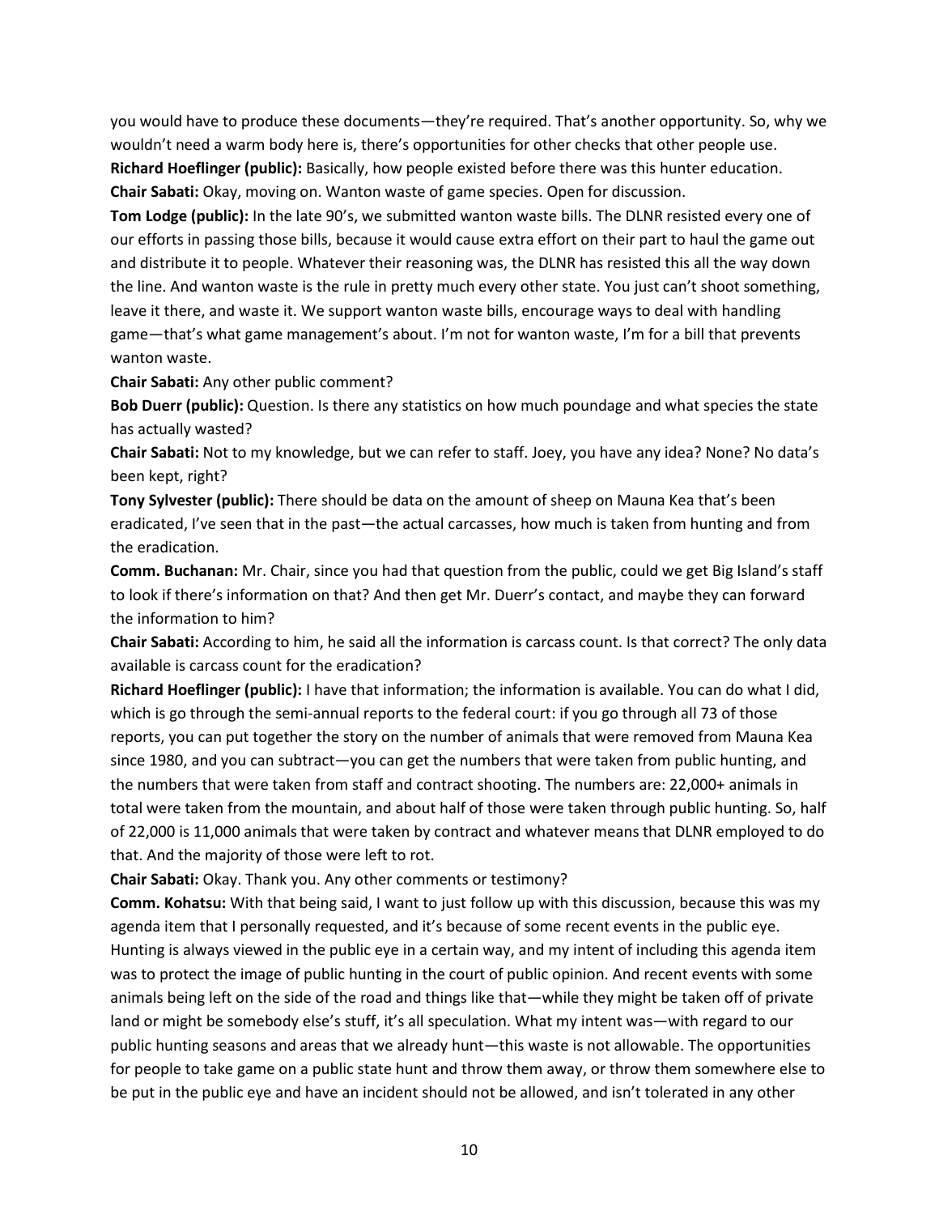you would have to produce these documents—they're required. That's another opportunity. So, why we wouldn't need a warm body here is, there's opportunities for other checks that other people use.

**Richard Hoeflinger (public):** Basically, how people existed before there was this hunter education.

**Chair Sabati:** Okay, moving on. Wanton waste of game species. Open for discussion.

**Tom Lodge (public):** In the late 90's, we submitted wanton waste bills. The DLNR resisted every one of our efforts in passing those bills, because it would cause extra effort on their part to haul the game out and distribute it to people. Whatever their reasoning was, the DLNR has resisted this all the way down the line. And wanton waste is the rule in pretty much every other state. You just can't shoot something, leave it there, and waste it. We support wanton waste bills, encourage ways to deal with handling game—that's what game management's about. I'm not for wanton waste, I'm for a bill that prevents wanton waste.

**Chair Sabati:** Any other public comment?

**Bob Duerr (public):** Question. Is there any statistics on how much poundage and what species the state has actually wasted?

**Chair Sabati:** Not to my knowledge, but we can refer to staff. Joey, you have any idea? None? No data's been kept, right?

**Tony Sylvester (public):** There should be data on the amount of sheep on Mauna Kea that's been eradicated, I've seen that in the past—the actual carcasses, how much is taken from hunting and from the eradication.

**Comm. Buchanan:** Mr. Chair, since you had that question from the public, could we get Big Island's staff to look if there's information on that? And then get Mr. Duerr's contact, and maybe they can forward the information to him?

**Chair Sabati:** According to him, he said all the information is carcass count. Is that correct? The only data available is carcass count for the eradication?

**Richard Hoeflinger (public):** I have that information; the information is available. You can do what I did, which is go through the semi-annual reports to the federal court: if you go through all 73 of those reports, you can put together the story on the number of animals that were removed from Mauna Kea since 1980, and you can subtract—you can get the numbers that were taken from public hunting, and the numbers that were taken from staff and contract shooting. The numbers are: 22,000+ animals in total were taken from the mountain, and about half of those were taken through public hunting. So, half of 22,000 is 11,000 animals that were taken by contract and whatever means that DLNR employed to do that. And the majority of those were left to rot.

**Chair Sabati:** Okay. Thank you. Any other comments or testimony?

**Comm. Kohatsu:** With that being said, I want to just follow up with this discussion, because this was my agenda item that I personally requested, and it's because of some recent events in the public eye. Hunting is always viewed in the public eye in a certain way, and my intent of including this agenda item was to protect the image of public hunting in the court of public opinion. And recent events with some animals being left on the side of the road and things like that—while they might be taken off of private land or might be somebody else's stuff, it's all speculation. What my intent was—with regard to our public hunting seasons and areas that we already hunt—this waste is not allowable. The opportunities for people to take game on a public state hunt and throw them away, or throw them somewhere else to be put in the public eye and have an incident should not be allowed, and isn't tolerated in any other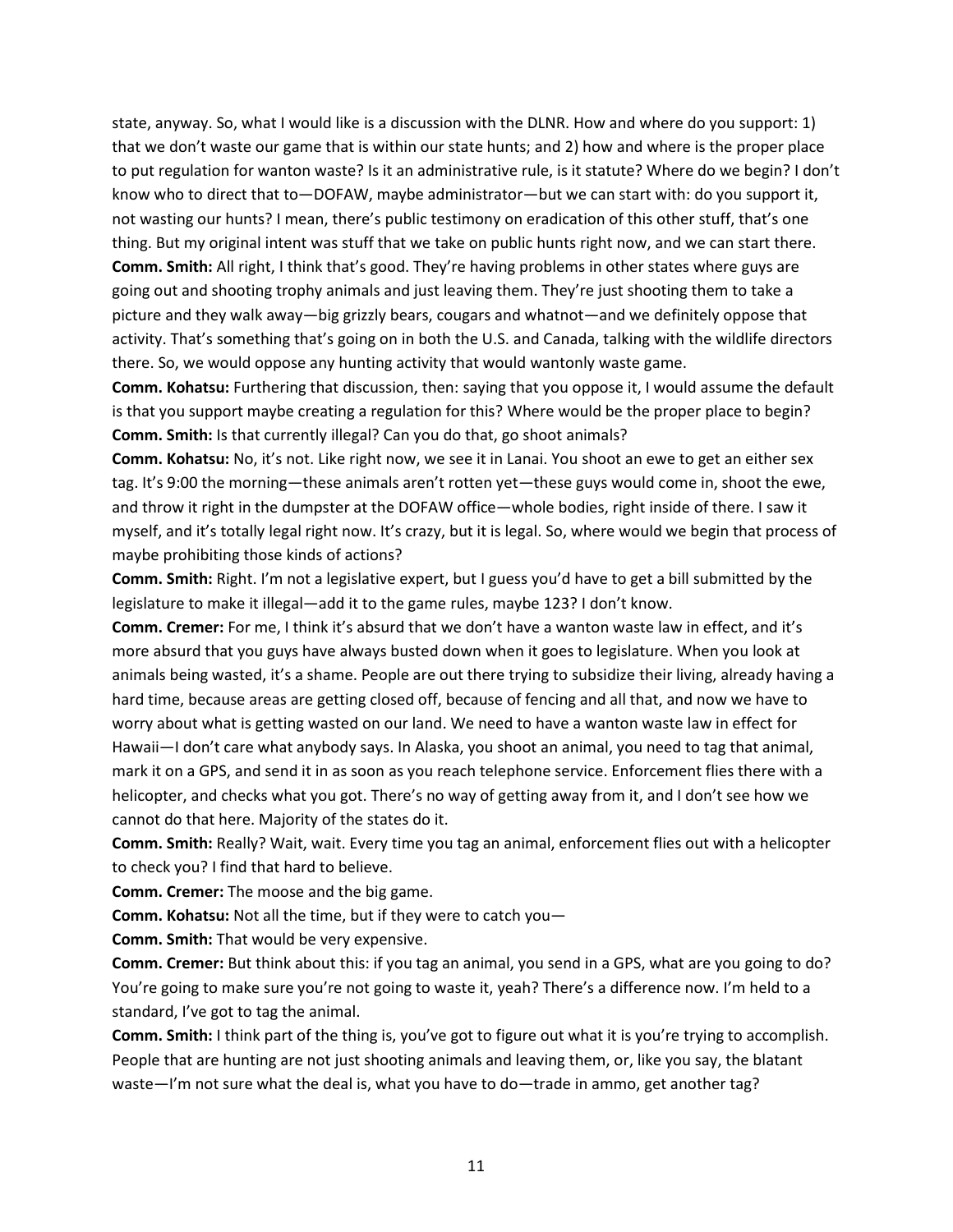state, anyway. So, what I would like is a discussion with the DLNR. How and where do you support: 1) that we don't waste our game that is within our state hunts; and 2) how and where is the proper place to put regulation for wanton waste? Is it an administrative rule, is it statute? Where do we begin? I don't know who to direct that to—DOFAW, maybe administrator—but we can start with: do you support it, not wasting our hunts? I mean, there's public testimony on eradication of this other stuff, that's one thing. But my original intent was stuff that we take on public hunts right now, and we can start there.

**Comm. Smith:** All right, I think that's good. They're having problems in other states where guys are going out and shooting trophy animals and just leaving them. They're just shooting them to take a picture and they walk away—big grizzly bears, cougars and whatnot—and we definitely oppose that activity. That's something that's going on in both the U.S. and Canada, talking with the wildlife directors there. So, we would oppose any hunting activity that would wantonly waste game.

**Comm. Kohatsu:** Furthering that discussion, then: saying that you oppose it, I would assume the default is that you support maybe creating a regulation for this? Where would be the proper place to begin?

**Comm. Smith:** Is that currently illegal? Can you do that, go shoot animals?

**Comm. Kohatsu:** No, it's not. Like right now, we see it in Lanai. You shoot an ewe to get an either sex tag. It's 9:00 the morning—these animals aren't rotten yet—these guys would come in, shoot the ewe, and throw it right in the dumpster at the DOFAW office—whole bodies, right inside of there. I saw it myself, and it's totally legal right now. It's crazy, but it is legal. So, where would we begin that process of maybe prohibiting those kinds of actions?

**Comm. Smith:** Right. I'm not a legislative expert, but I guess you'd have to get a bill submitted by the legislature to make it illegal—add it to the game rules, maybe 123? I don't know.

**Comm. Cremer:** For me, I think it's absurd that we don't have a wanton waste law in effect, and it's more absurd that you guys have always busted down when it goes to legislature. When you look at animals being wasted, it's a shame. People are out there trying to subsidize their living, already having a hard time, because areas are getting closed off, because of fencing and all that, and now we have to worry about what is getting wasted on our land. We need to have a wanton waste law in effect for Hawaii—I don't care what anybody says. In Alaska, you shoot an animal, you need to tag that animal, mark it on a GPS, and send it in as soon as you reach telephone service. Enforcement flies there with a helicopter, and checks what you got. There's no way of getting away from it, and I don't see how we cannot do that here. Majority of the states do it.

**Comm. Smith:** Really? Wait, wait. Every time you tag an animal, enforcement flies out with a helicopter to check you? I find that hard to believe.

**Comm. Cremer:** The moose and the big game.

**Comm. Kohatsu:** Not all the time, but if they were to catch you—

**Comm. Smith:** That would be very expensive.

**Comm. Cremer:** But think about this: if you tag an animal, you send in a GPS, what are you going to do? You're going to make sure you're not going to waste it, yeah? There's a difference now. I'm held to a standard, I've got to tag the animal.

**Comm. Smith:** I think part of the thing is, you've got to figure out what it is you're trying to accomplish. People that are hunting are not just shooting animals and leaving them, or, like you say, the blatant waste—I'm not sure what the deal is, what you have to do—trade in ammo, get another tag?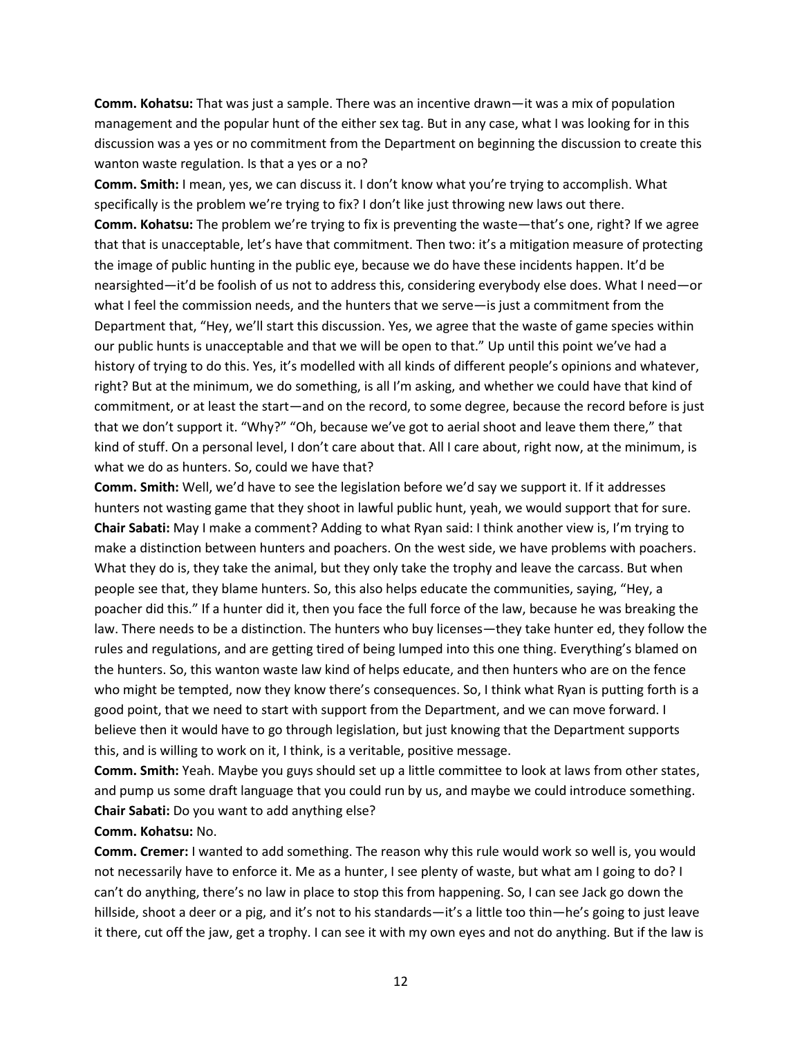**Comm. Kohatsu:** That was just a sample. There was an incentive drawn—it was a mix of population management and the popular hunt of the either sex tag. But in any case, what I was looking for in this discussion was a yes or no commitment from the Department on beginning the discussion to create this wanton waste regulation. Is that a yes or a no?

**Comm. Smith:** I mean, yes, we can discuss it. I don't know what you're trying to accomplish. What specifically is the problem we're trying to fix? I don't like just throwing new laws out there.

**Comm. Kohatsu:** The problem we're trying to fix is preventing the waste—that's one, right? If we agree that that is unacceptable, let's have that commitment. Then two: it's a mitigation measure of protecting the image of public hunting in the public eye, because we do have these incidents happen. It'd be nearsighted—it'd be foolish of us not to address this, considering everybody else does. What I need—or what I feel the commission needs, and the hunters that we serve—is just a commitment from the Department that, "Hey, we'll start this discussion. Yes, we agree that the waste of game species within our public hunts is unacceptable and that we will be open to that." Up until this point we've had a history of trying to do this. Yes, it's modelled with all kinds of different people's opinions and whatever, right? But at the minimum, we do something, is all I'm asking, and whether we could have that kind of commitment, or at least the start—and on the record, to some degree, because the record before is just that we don't support it. "Why?" "Oh, because we've got to aerial shoot and leave them there," that kind of stuff. On a personal level, I don't care about that. All I care about, right now, at the minimum, is what we do as hunters. So, could we have that?

**Comm. Smith:** Well, we'd have to see the legislation before we'd say we support it. If it addresses hunters not wasting game that they shoot in lawful public hunt, yeah, we would support that for sure.

**Chair Sabati:** May I make a comment? Adding to what Ryan said: I think another view is, I'm trying to make a distinction between hunters and poachers. On the west side, we have problems with poachers. What they do is, they take the animal, but they only take the trophy and leave the carcass. But when people see that, they blame hunters. So, this also helps educate the communities, saying, "Hey, a poacher did this." If a hunter did it, then you face the full force of the law, because he was breaking the law. There needs to be a distinction. The hunters who buy licenses—they take hunter ed, they follow the rules and regulations, and are getting tired of being lumped into this one thing. Everything's blamed on the hunters. So, this wanton waste law kind of helps educate, and then hunters who are on the fence who might be tempted, now they know there's consequences. So, I think what Ryan is putting forth is a good point, that we need to start with support from the Department, and we can move forward. I believe then it would have to go through legislation, but just knowing that the Department supports this, and is willing to work on it, I think, is a veritable, positive message.

**Comm. Smith:** Yeah. Maybe you guys should set up a little committee to look at laws from other states, and pump us some draft language that you could run by us, and maybe we could introduce something.

**Chair Sabati:** Do you want to add anything else?

**Comm. Kohatsu:** No.

**Comm. Cremer:** I wanted to add something. The reason why this rule would work so well is, you would not necessarily have to enforce it. Me as a hunter, I see plenty of waste, but what am I going to do? I can't do anything, there's no law in place to stop this from happening. So, I can see Jack go down the hillside, shoot a deer or a pig, and it's not to his standards—it's a little too thin—he's going to just leave it there, cut off the jaw, get a trophy. I can see it with my own eyes and not do anything. But if the law is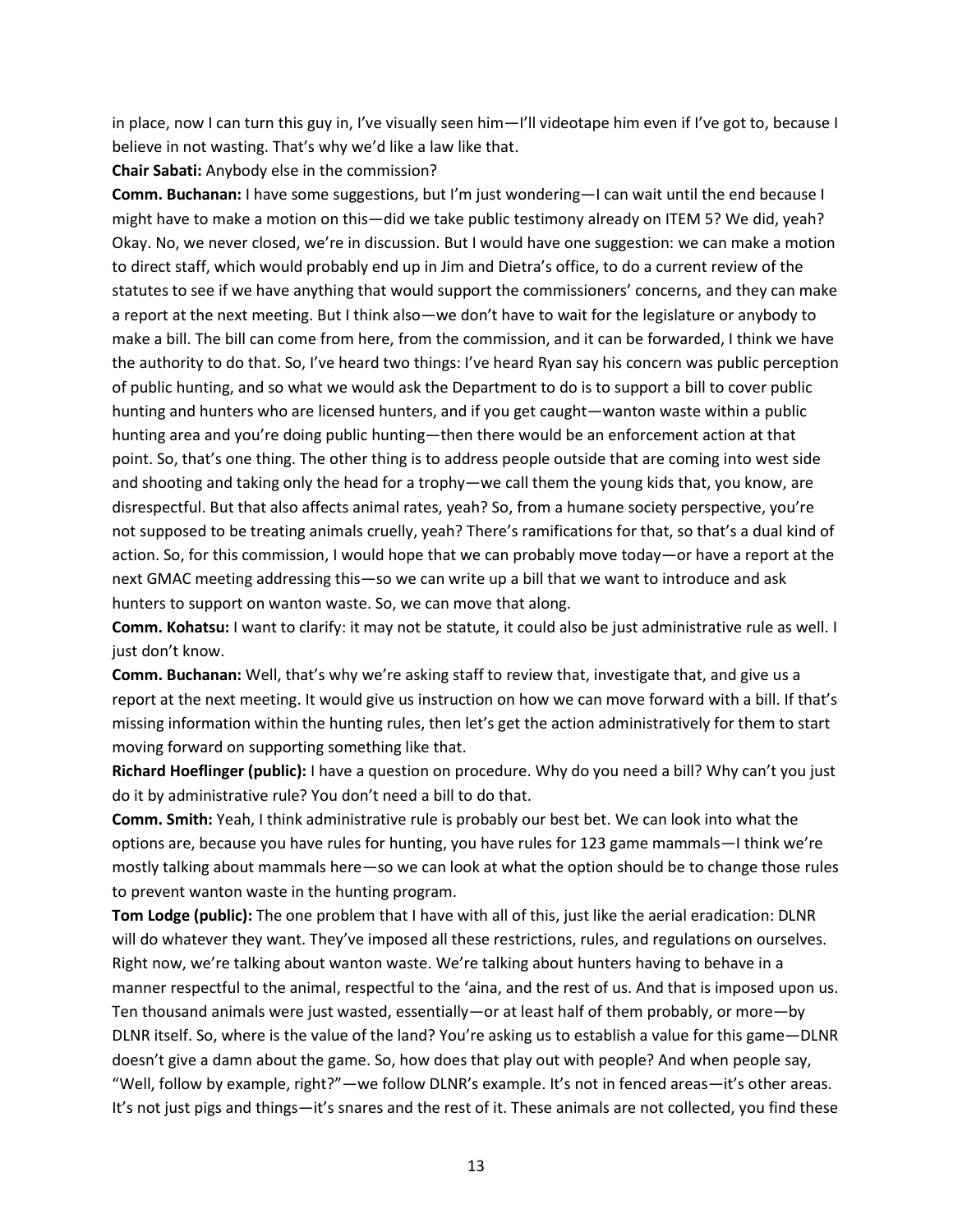in place, now I can turn this guy in, I've visually seen him—I'll videotape him even if I've got to, because I believe in not wasting. That's why we'd like a law like that.

**Chair Sabati:** Anybody else in the commission?

**Comm. Buchanan:** I have some suggestions, but I'm just wondering—I can wait until the end because I might have to make a motion on this—did we take public testimony already on ITEM 5? We did, yeah? Okay. No, we never closed, we're in discussion. But I would have one suggestion: we can make a motion to direct staff, which would probably end up in Jim and Dietra's office, to do a current review of the statutes to see if we have anything that would support the commissioners' concerns, and they can make a report at the next meeting. But I think also—we don't have to wait for the legislature or anybody to make a bill. The bill can come from here, from the commission, and it can be forwarded, I think we have the authority to do that. So, I've heard two things: I've heard Ryan say his concern was public perception of public hunting, and so what we would ask the Department to do is to support a bill to cover public hunting and hunters who are licensed hunters, and if you get caught—wanton waste within a public hunting area and you're doing public hunting—then there would be an enforcement action at that point. So, that's one thing. The other thing is to address people outside that are coming into west side and shooting and taking only the head for a trophy—we call them the young kids that, you know, are disrespectful. But that also affects animal rates, yeah? So, from a humane society perspective, you're not supposed to be treating animals cruelly, yeah? There's ramifications for that, so that's a dual kind of action. So, for this commission, I would hope that we can probably move today—or have a report at the next GMAC meeting addressing this—so we can write up a bill that we want to introduce and ask hunters to support on wanton waste. So, we can move that along.

**Comm. Kohatsu:** I want to clarify: it may not be statute, it could also be just administrative rule as well. I just don't know.

**Comm. Buchanan:** Well, that's why we're asking staff to review that, investigate that, and give us a report at the next meeting. It would give us instruction on how we can move forward with a bill. If that's missing information within the hunting rules, then let's get the action administratively for them to start moving forward on supporting something like that.

**Richard Hoeflinger (public):** I have a question on procedure. Why do you need a bill? Why can't you just do it by administrative rule? You don't need a bill to do that.

**Comm. Smith:** Yeah, I think administrative rule is probably our best bet. We can look into what the options are, because you have rules for hunting, you have rules for 123 game mammals—I think we're mostly talking about mammals here—so we can look at what the option should be to change those rules to prevent wanton waste in the hunting program.

**Tom Lodge (public):** The one problem that I have with all of this, just like the aerial eradication: DLNR will do whatever they want. They've imposed all these restrictions, rules, and regulations on ourselves. Right now, we're talking about wanton waste. We're talking about hunters having to behave in a manner respectful to the animal, respectful to the 'aina, and the rest of us. And that is imposed upon us. Ten thousand animals were just wasted, essentially—or at least half of them probably, or more—by DLNR itself. So, where is the value of the land? You're asking us to establish a value for this game—DLNR doesn't give a damn about the game. So, how does that play out with people? And when people say, "Well, follow by example, right?"—we follow DLNR's example. It's not in fenced areas—it's other areas. It's not just pigs and things—it's snares and the rest of it. These animals are not collected, you find these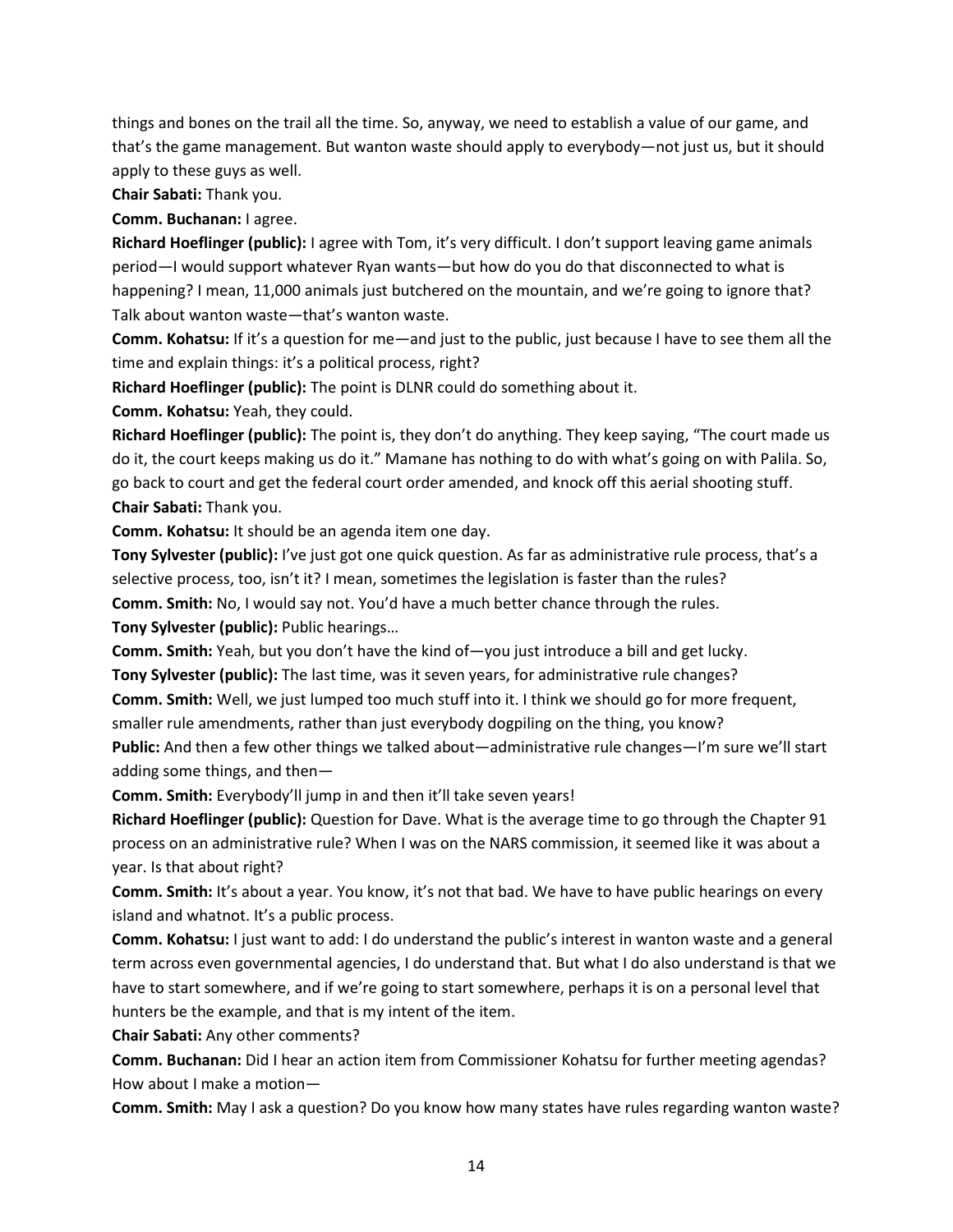things and bones on the trail all the time. So, anyway, we need to establish a value of our game, and that's the game management. But wanton waste should apply to everybody—not just us, but it should apply to these guys as well.

**Chair Sabati:** Thank you.

**Comm. Buchanan:** I agree.

**Richard Hoeflinger (public):** I agree with Tom, it's very difficult. I don't support leaving game animals period—I would support whatever Ryan wants—but how do you do that disconnected to what is happening? I mean, 11,000 animals just butchered on the mountain, and we're going to ignore that? Talk about wanton waste—that's wanton waste.

**Comm. Kohatsu:** If it's a question for me—and just to the public, just because I have to see them all the time and explain things: it's a political process, right?

**Richard Hoeflinger (public):** The point is DLNR could do something about it.

**Comm. Kohatsu:** Yeah, they could.

**Richard Hoeflinger (public):** The point is, they don't do anything. They keep saying, "The court made us do it, the court keeps making us do it." Mamane has nothing to do with what's going on with Palila. So, go back to court and get the federal court order amended, and knock off this aerial shooting stuff.

**Chair Sabati:** Thank you.

**Comm. Kohatsu:** It should be an agenda item one day.

**Tony Sylvester (public):** I've just got one quick question. As far as administrative rule process, that's a selective process, too, isn't it? I mean, sometimes the legislation is faster than the rules?

**Comm. Smith:** No, I would say not. You'd have a much better chance through the rules.

**Tony Sylvester (public):** Public hearings…

**Comm. Smith:** Yeah, but you don't have the kind of—you just introduce a bill and get lucky.

**Tony Sylvester (public):** The last time, was it seven years, for administrative rule changes?

**Comm. Smith:** Well, we just lumped too much stuff into it. I think we should go for more frequent, smaller rule amendments, rather than just everybody dogpiling on the thing, you know?

**Public:** And then a few other things we talked about—administrative rule changes—I'm sure we'll start adding some things, and then—

**Comm. Smith:** Everybody'll jump in and then it'll take seven years!

**Richard Hoeflinger (public):** Question for Dave. What is the average time to go through the Chapter 91 process on an administrative rule? When I was on the NARS commission, it seemed like it was about a year. Is that about right?

**Comm. Smith:** It's about a year. You know, it's not that bad. We have to have public hearings on every island and whatnot. It's a public process.

**Comm. Kohatsu:** I just want to add: I do understand the public's interest in wanton waste and a general term across even governmental agencies, I do understand that. But what I do also understand is that we have to start somewhere, and if we're going to start somewhere, perhaps it is on a personal level that hunters be the example, and that is my intent of the item.

**Chair Sabati:** Any other comments?

**Comm. Buchanan:** Did I hear an action item from Commissioner Kohatsu for further meeting agendas? How about I make a motion—

**Comm. Smith:** May I ask a question? Do you know how many states have rules regarding wanton waste?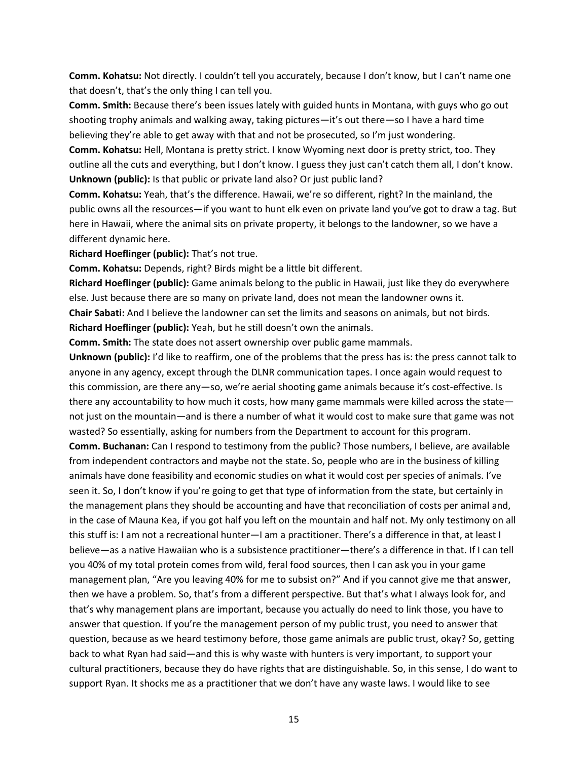**Comm. Kohatsu:** Not directly. I couldn't tell you accurately, because I don't know, but I can't name one that doesn't, that's the only thing I can tell you.

**Comm. Smith:** Because there's been issues lately with guided hunts in Montana, with guys who go out shooting trophy animals and walking away, taking pictures—it's out there—so I have a hard time believing they're able to get away with that and not be prosecuted, so I'm just wondering.

**Comm. Kohatsu:** Hell, Montana is pretty strict. I know Wyoming next door is pretty strict, too. They outline all the cuts and everything, but I don't know. I guess they just can't catch them all, I don't know.

**Unknown (public):** Is that public or private land also? Or just public land?

**Comm. Kohatsu:** Yeah, that's the difference. Hawaii, we're so different, right? In the mainland, the public owns all the resources—if you want to hunt elk even on private land you've got to draw a tag. But here in Hawaii, where the animal sits on private property, it belongs to the landowner, so we have a different dynamic here.

**Richard Hoeflinger (public):** That's not true.

**Comm. Kohatsu:** Depends, right? Birds might be a little bit different.

**Richard Hoeflinger (public):** Game animals belong to the public in Hawaii, just like they do everywhere else. Just because there are so many on private land, does not mean the landowner owns it.

**Chair Sabati:** And I believe the landowner can set the limits and seasons on animals, but not birds.

**Richard Hoeflinger (public):** Yeah, but he still doesn't own the animals.

**Comm. Smith:** The state does not assert ownership over public game mammals.

**Unknown (public):** I'd like to reaffirm, one of the problems that the press has is: the press cannot talk to anyone in any agency, except through the DLNR communication tapes. I once again would request to this commission, are there any—so, we're aerial shooting game animals because it's cost-effective. Is there any accountability to how much it costs, how many game mammals were killed across the state—not just on the mountain—and is there a number of what it would cost to make sure that game was not wasted? So essentially, asking for numbers from the Department to account for this program.

**Comm. Buchanan:** Can I respond to testimony from the public? Those numbers, I believe, are available from independent contractors and maybe not the state. So, people who are in the business of killing animals have done feasibility and economic studies on what it would cost per species of animals. I've seen it. So, I don't know if you're going to get that type of information from the state, but certainly in the management plans they should be accounting and have that reconciliation of costs per animal and, in the case of Mauna Kea, if you got half you left on the mountain and half not. My only testimony on all this stuff is: I am not a recreational hunter—I am a practitioner. There's a difference in that, at least I believe—as a native Hawaiian who is a subsistence practitioner—there's a difference in that. If I can tell you 40% of my total protein comes from wild, feral food sources, then I can ask you in your game management plan, "Are you leaving 40% for me to subsist on?" And if you cannot give me that answer, then we have a problem. So, that's from a different perspective. But that's what I always look for, and that's why management plans are important, because you actually do need to link those, you have to answer that question. If you're the management person of my public trust, you need to answer that question, because as we heard testimony before, those game animals are public trust, okay? So, getting back to what Ryan had said—and this is why waste with hunters is very important, to support your cultural practitioners, because they do have rights that are distinguishable. So, in this sense, I do want to support Ryan. It shocks me as a practitioner that we don't have any waste laws. I would like to see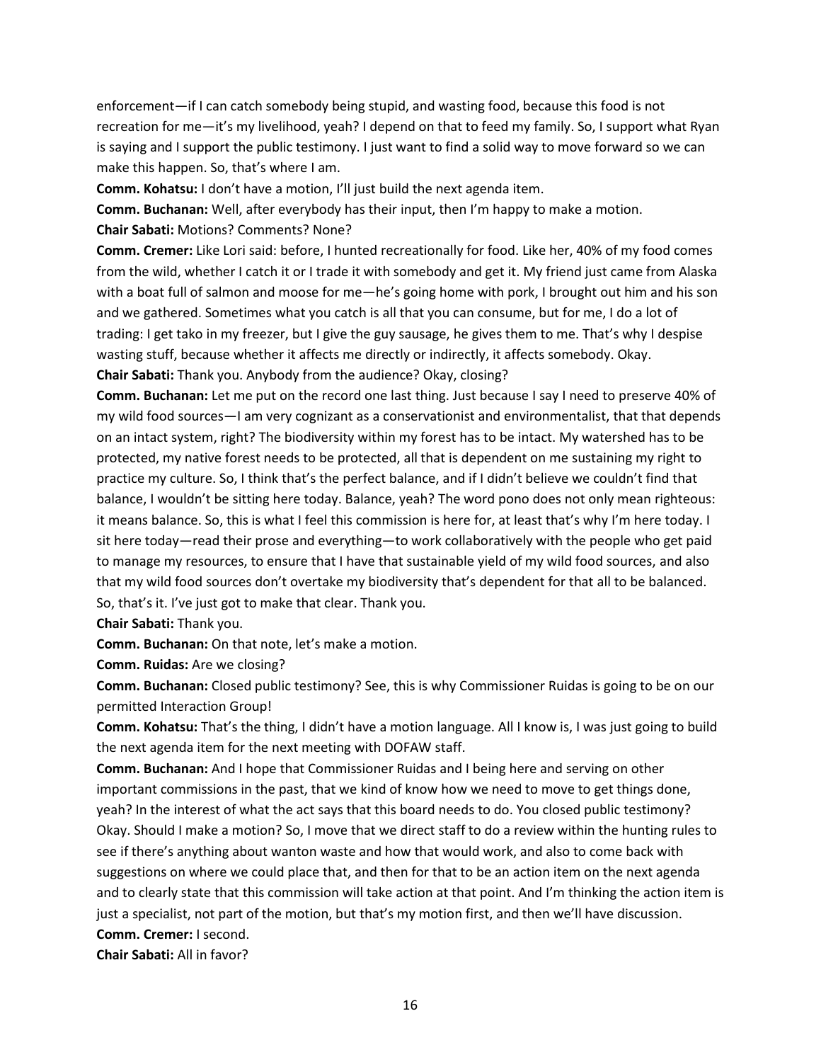enforcement—if I can catch somebody being stupid, and wasting food, because this food is not recreation for me—it's my livelihood, yeah? I depend on that to feed my family. So, I support what Ryan is saying and I support the public testimony. I just want to find a solid way to move forward so we can make this happen. So, that's where I am.

**Comm. Kohatsu:** I don't have a motion, I'll just build the next agenda item.

**Comm. Buchanan:** Well, after everybody has their input, then I'm happy to make a motion.

**Chair Sabati:** Motions? Comments? None?

**Comm. Cremer:** Like Lori said: before, I hunted recreationally for food. Like her, 40% of my food comes from the wild, whether I catch it or I trade it with somebody and get it. My friend just came from Alaska with a boat full of salmon and moose for me—he's going home with pork, I brought out him and his son and we gathered. Sometimes what you catch is all that you can consume, but for me, I do a lot of trading: I get tako in my freezer, but I give the guy sausage, he gives them to me. That's why I despise wasting stuff, because whether it affects me directly or indirectly, it affects somebody. Okay.

**Chair Sabati:** Thank you. Anybody from the audience? Okay, closing?

**Comm. Buchanan:** Let me put on the record one last thing. Just because I say I need to preserve 40% of my wild food sources—I am very cognizant as a conservationist and environmentalist, that that depends on an intact system, right? The biodiversity within my forest has to be intact. My watershed has to be protected, my native forest needs to be protected, all that is dependent on me sustaining my right to practice my culture. So, I think that's the perfect balance, and if I didn't believe we couldn't find that balance, I wouldn't be sitting here today. Balance, yeah? The word pono does not only mean righteous: it means balance. So, this is what I feel this commission is here for, at least that's why I'm here today. I sit here today—read their prose and everything—to work collaboratively with the people who get paid to manage my resources, to ensure that I have that sustainable yield of my wild food sources, and also that my wild food sources don't overtake my biodiversity that's dependent for that all to be balanced. So, that's it. I've just got to make that clear. Thank you.

**Chair Sabati:** Thank you.

**Comm. Buchanan:** On that note, let's make a motion.

**Comm. Ruidas:** Are we closing?

**Comm. Buchanan:** Closed public testimony? See, this is why Commissioner Ruidas is going to be on our permitted Interaction Group!

**Comm. Kohatsu:** That's the thing, I didn't have a motion language. All I know is, I was just going to build the next agenda item for the next meeting with DOFAW staff.

**Comm. Buchanan:** And I hope that Commissioner Ruidas and I being here and serving on other important commissions in the past, that we kind of know how we need to move to get things done, yeah? In the interest of what the act says that this board needs to do. You closed public testimony? Okay. Should I make a motion? So, I move that we direct staff to do a review within the hunting rules to see if there's anything about wanton waste and how that would work, and also to come back with suggestions on where we could place that, and then for that to be an action item on the next agenda and to clearly state that this commission will take action at that point. And I'm thinking the action item is just a specialist, not part of the motion, but that's my motion first, and then we'll have discussion.

**Comm. Cremer:** I second.

**Chair Sabati:** All in favor?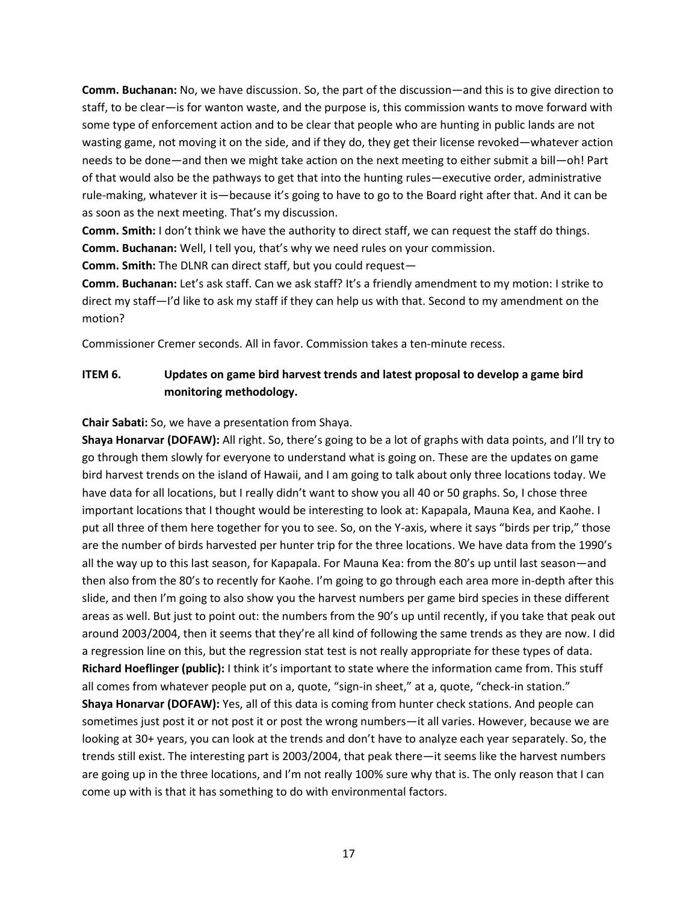**Comm. Buchanan:** No, we have discussion. So, the part of the discussion—and this is to give direction to staff, to be clear—is for wanton waste, and the purpose is, this commission wants to move forward with some type of enforcement action and to be clear that people who are hunting in public lands are not wasting game, not moving it on the side, and if they do, they get their license revoked—whatever action needs to be done—and then we might take action on the next meeting to either submit a bill—oh! Part of that would also be the pathways to get that into the hunting rules—executive order, administrative rule-making, whatever it is—because it's going to have to go to the Board right after that. And it can be as soon as the next meeting. That's my discussion.

**Comm. Smith:** I don't think we have the authority to direct staff, we can request the staff do things.

**Comm. Buchanan:** Well, I tell you, that's why we need rules on your commission.

**Comm. Smith:** The DLNR can direct staff, but you could request—

**Comm. Buchanan:** Let's ask staff. Can we ask staff? It's a friendly amendment to my motion: I strike to direct my staff—I'd like to ask my staff if they can help us with that. Second to my amendment on the motion?

Commissioner Cremer seconds. All in favor. Commission takes a ten-minute recess.

## ITEM 6. Updates on game bird harvest trends and latest proposal to develop a game bird monitoring methodology.

**Chair Sabati:** So, we have a presentation from Shaya.

**Shaya Honarvar (DOFAW):** All right. So, there's going to be a lot of graphs with data points, and I'll try to go through them slowly for everyone to understand what is going on. These are the updates on game bird harvest trends on the island of Hawaii, and I am going to talk about only three locations today. We have data for all locations, but I really didn't want to show you all 40 or 50 graphs. So, I chose three important locations that I thought would be interesting to look at: Kapapala, Mauna Kea, and Kaohe. I put all three of them here together for you to see. So, on the Y-axis, where it says "birds per trip," those are the number of birds harvested per hunter trip for the three locations. We have data from the 1990's all the way up to this last season, for Kapapala. For Mauna Kea: from the 80's up until last season—and then also from the 80's to recently for Kaohe. I'm going to go through each area more in-depth after this slide, and then I'm going to also show you the harvest numbers per game bird species in these different areas as well. But just to point out: the numbers from the 90's up until recently, if you take that peak out around 2003/2004, then it seems that they're all kind of following the same trends as they are now. I did a regression line on this, but the regression stat test is not really appropriate for these types of data.

**Richard Hoeflinger (public):** I think it's important to state where the information came from. This stuff all comes from whatever people put on a, quote, "sign-in sheet," at a, quote, "check-in station."

**Shaya Honarvar (DOFAW):** Yes, all of this data is coming from hunter check stations. And people can sometimes just post it or not post it or post the wrong numbers—it all varies. However, because we are looking at 30+ years, you can look at the trends and don't have to analyze each year separately. So, the trends still exist. The interesting part is 2003/2004, that peak there—it seems like the harvest numbers are going up in the three locations, and I'm not really 100% sure why that is. The only reason that I can come up with is that it has something to do with environmental factors.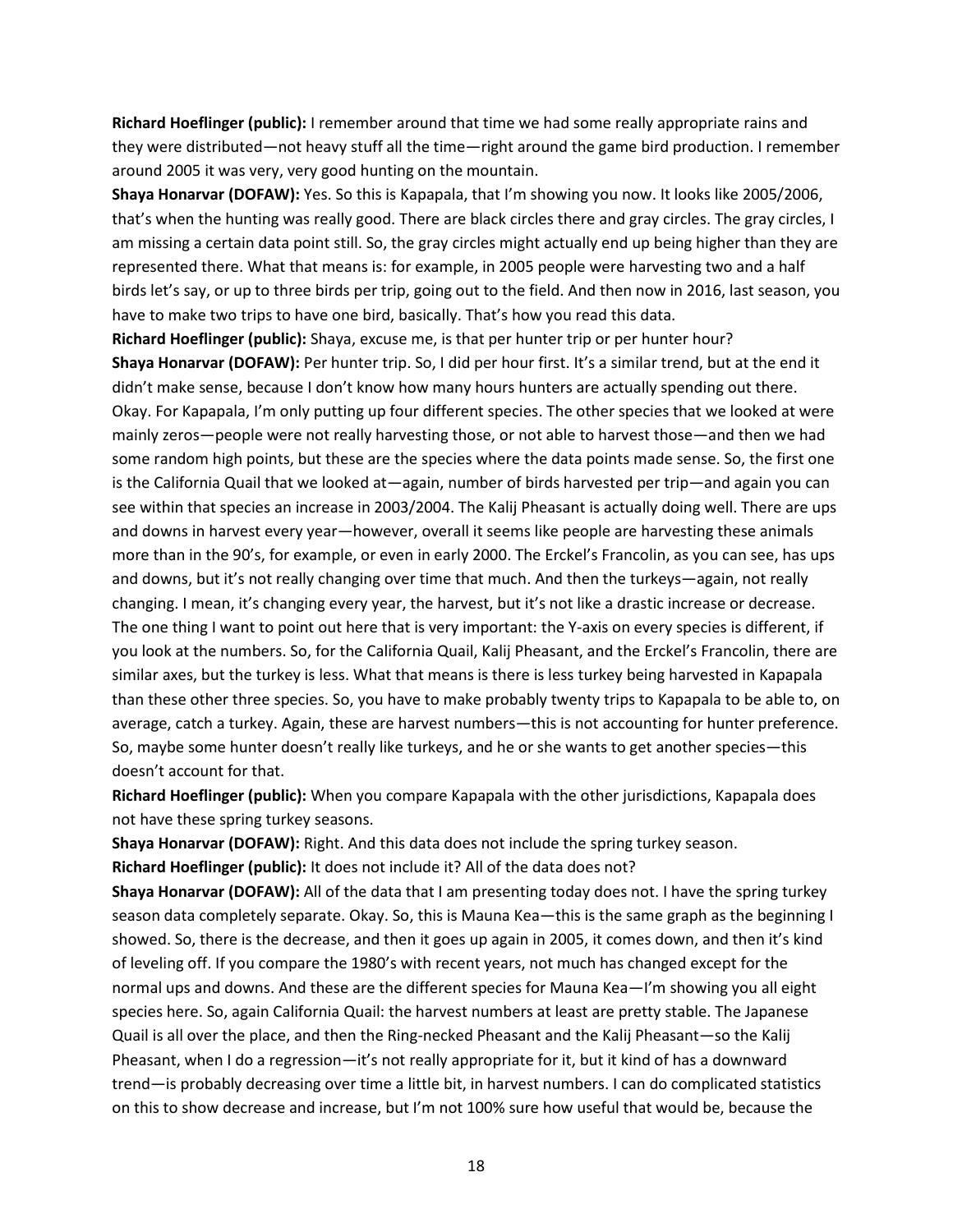**Richard Hoeflinger (public):** I remember around that time we had some really appropriate rains and they were distributed—not heavy stuff all the time—right around the game bird production. I remember around 2005 it was very, very good hunting on the mountain.

**Shaya Honarvar (DOFAW):** Yes. So this is Kapapala, that I'm showing you now. It looks like 2005/2006, that's when the hunting was really good. There are black circles there and gray circles. The gray circles, I am missing a certain data point still. So, the gray circles might actually end up being higher than they are represented there. What that means is: for example, in 2005 people were harvesting two and a half birds let's say, or up to three birds per trip, going out to the field. And then now in 2016, last season, you have to make two trips to have one bird, basically. That's how you read this data.

**Richard Hoeflinger (public):** Shaya, excuse me, is that per hunter trip or per hunter hour?

**Shaya Honarvar (DOFAW):** Per hunter trip. So, I did per hour first. It's a similar trend, but at the end it didn't make sense, because I don't know how many hours hunters are actually spending out there. Okay. For Kapapala, I'm only putting up four different species. The other species that we looked at were mainly zeros—people were not really harvesting those, or not able to harvest those—and then we had some random high points, but these are the species where the data points made sense. So, the first one is the California Quail that we looked at—again, number of birds harvested per trip—and again you can see within that species an increase in 2003/2004. The Kalij Pheasant is actually doing well. There are ups and downs in harvest every year—however, overall it seems like people are harvesting these animals more than in the 90's, for example, or even in early 2000. The Erckel's Francolin, as you can see, has ups and downs, but it's not really changing over time that much. And then the turkeys—again, not really changing. I mean, it's changing every year, the harvest, but it's not like a drastic increase or decrease. The one thing I want to point out here that is very important: the Y-axis on every species is different, if you look at the numbers. So, for the California Quail, Kalij Pheasant, and the Erckel's Francolin, there are similar axes, but the turkey is less. What that means is there is less turkey being harvested in Kapapala than these other three species. So, you have to make probably twenty trips to Kapapala to be able to, on average, catch a turkey. Again, these are harvest numbers—this is not accounting for hunter preference. So, maybe some hunter doesn't really like turkeys, and he or she wants to get another species—this doesn't account for that.

**Richard Hoeflinger (public):** When you compare Kapapala with the other jurisdictions, Kapapala does not have these spring turkey seasons.

**Shaya Honarvar (DOFAW):** Right. And this data does not include the spring turkey season.

**Richard Hoeflinger (public):** It does not include it? All of the data does not?

**Shaya Honarvar (DOFAW):** All of the data that I am presenting today does not. I have the spring turkey season data completely separate. Okay. So, this is Mauna Kea—this is the same graph as the beginning I showed. So, there is the decrease, and then it goes up again in 2005, it comes down, and then it's kind of leveling off. If you compare the 1980's with recent years, not much has changed except for the normal ups and downs. And these are the different species for Mauna Kea—I'm showing you all eight species here. So, again California Quail: the harvest numbers at least are pretty stable. The Japanese Quail is all over the place, and then the Ring-necked Pheasant and the Kalij Pheasant—so the Kalij Pheasant, when I do a regression—it's not really appropriate for it, but it kind of has a downward trend—is probably decreasing over time a little bit, in harvest numbers. I can do complicated statistics on this to show decrease and increase, but I'm not 100% sure how useful that would be, because the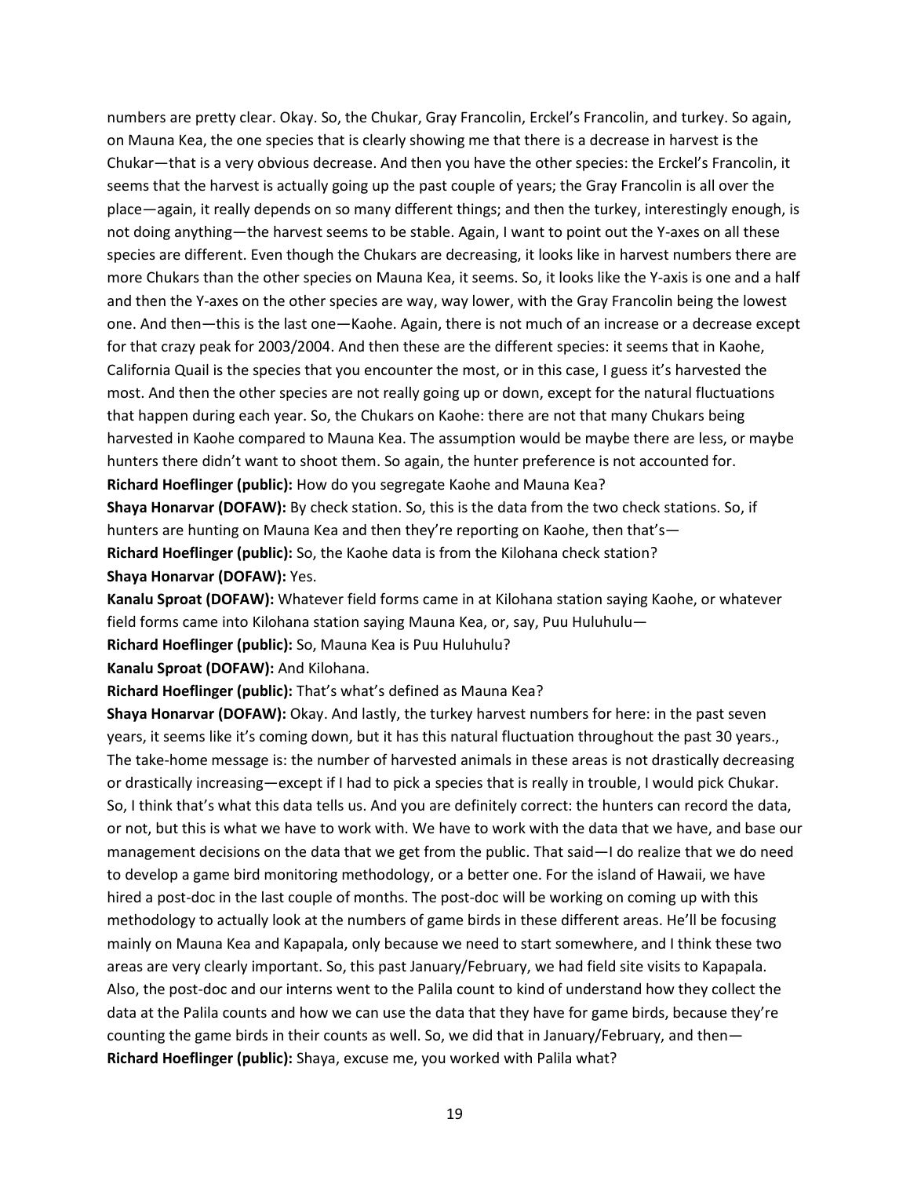numbers are pretty clear. Okay. So, the Chukar, Gray Francolin, Erckel's Francolin, and turkey. So again, on Mauna Kea, the one species that is clearly showing me that there is a decrease in harvest is the Chukar—that is a very obvious decrease. And then you have the other species: the Erckel's Francolin, it seems that the harvest is actually going up the past couple of years; the Gray Francolin is all over the place—again, it really depends on so many different things; and then the turkey, interestingly enough, is not doing anything—the harvest seems to be stable. Again, I want to point out the Y-axes on all these species are different. Even though the Chukars are decreasing, it looks like in harvest numbers there are more Chukars than the other species on Mauna Kea, it seems. So, it looks like the Y-axis is one and a half and then the Y-axes on the other species are way, way lower, with the Gray Francolin being the lowest one. And then—this is the last one—Kaohe. Again, there is not much of an increase or a decrease except for that crazy peak for 2003/2004. And then these are the different species: it seems that in Kaohe, California Quail is the species that you encounter the most, or in this case, I guess it's harvested the most. And then the other species are not really going up or down, except for the natural fluctuations that happen during each year. So, the Chukars on Kaohe: there are not that many Chukars being harvested in Kaohe compared to Mauna Kea. The assumption would be maybe there are less, or maybe hunters there didn't want to shoot them. So again, the hunter preference is not accounted for.

**Richard Hoeflinger (public):** How do you segregate Kaohe and Mauna Kea?

**Shaya Honarvar (DOFAW):** By check station. So, this is the data from the two check stations. So, if hunters are hunting on Mauna Kea and then they're reporting on Kaohe, then that's—

**Richard Hoeflinger (public):** So, the Kaohe data is from the Kilohana check station?

**Shaya Honarvar (DOFAW):** Yes.

**Kanalu Sproat (DOFAW):** Whatever field forms came in at Kilohana station saying Kaohe, or whatever field forms came into Kilohana station saying Mauna Kea, or, say, Puu Huluhulu—

**Richard Hoeflinger (public):** So, Mauna Kea is Puu Huluhulu?

**Kanalu Sproat (DOFAW):** And Kilohana.

**Richard Hoeflinger (public):** That's what's defined as Mauna Kea?

**Shaya Honarvar (DOFAW):** Okay. And lastly, the turkey harvest numbers for here: in the past seven years, it seems like it's coming down, but it has this natural fluctuation throughout the past 30 years., The take-home message is: the number of harvested animals in these areas is not drastically decreasing or drastically increasing—except if I had to pick a species that is really in trouble, I would pick Chukar. So, I think that's what this data tells us. And you are definitely correct: the hunters can record the data, or not, but this is what we have to work with. We have to work with the data that we have, and base our management decisions on the data that we get from the public. That said—I do realize that we do need to develop a game bird monitoring methodology, or a better one. For the island of Hawaii, we have hired a post-doc in the last couple of months. The post-doc will be working on coming up with this methodology to actually look at the numbers of game birds in these different areas. He'll be focusing mainly on Mauna Kea and Kapapala, only because we need to start somewhere, and I think these two areas are very clearly important. So, this past January/February, we had field site visits to Kapapala. Also, the post-doc and our interns went to the Palila count to kind of understand how they collect the data at the Palila counts and how we can use the data that they have for game birds, because they're counting the game birds in their counts as well. So, we did that in January/February, and then—

**Richard Hoeflinger (public):** Shaya, excuse me, you worked with Palila what?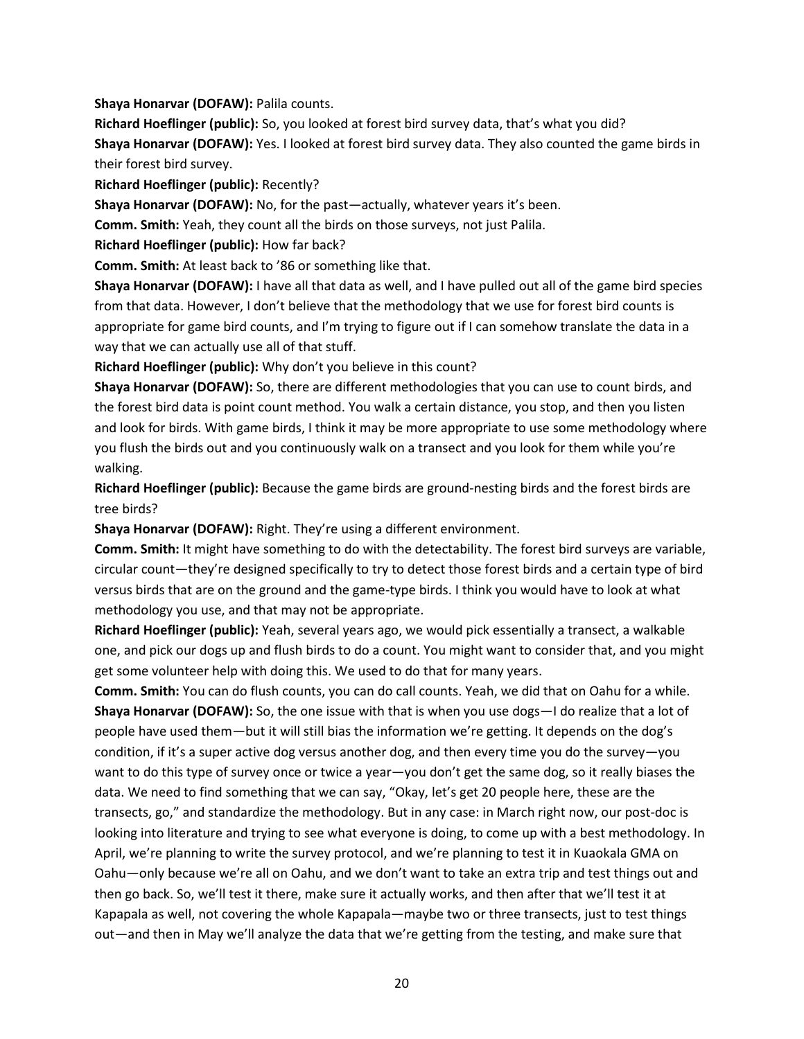**Shaya Honarvar (DOFAW):** Palila counts.

**Richard Hoeflinger (public):** So, you looked at forest bird survey data, that's what you did?

**Shaya Honarvar (DOFAW):** Yes. I looked at forest bird survey data. They also counted the game birds in their forest bird survey.

**Richard Hoeflinger (public):** Recently?

**Shaya Honarvar (DOFAW):** No, for the past—actually, whatever years it's been.

**Comm. Smith:** Yeah, they count all the birds on those surveys, not just Palila.

**Richard Hoeflinger (public):** How far back?

**Comm. Smith:** At least back to '86 or something like that.

**Shaya Honarvar (DOFAW):** I have all that data as well, and I have pulled out all of the game bird species from that data. However, I don't believe that the methodology that we use for forest bird counts is appropriate for game bird counts, and I'm trying to figure out if I can somehow translate the data in a way that we can actually use all of that stuff.

**Richard Hoeflinger (public):** Why don't you believe in this count?

**Shaya Honarvar (DOFAW):** So, there are different methodologies that you can use to count birds, and the forest bird data is point count method. You walk a certain distance, you stop, and then you listen and look for birds. With game birds, I think it may be more appropriate to use some methodology where you flush the birds out and you continuously walk on a transect and you look for them while you're walking.

**Richard Hoeflinger (public):** Because the game birds are ground-nesting birds and the forest birds are tree birds?

**Shaya Honarvar (DOFAW):** Right. They're using a different environment.

**Comm. Smith:** It might have something to do with the detectability. The forest bird surveys are variable, circular count—they're designed specifically to try to detect those forest birds and a certain type of bird versus birds that are on the ground and the game-type birds. I think you would have to look at what methodology you use, and that may not be appropriate.

**Richard Hoeflinger (public):** Yeah, several years ago, we would pick essentially a transect, a walkable one, and pick our dogs up and flush birds to do a count. You might want to consider that, and you might get some volunteer help with doing this. We used to do that for many years.

**Comm. Smith:** You can do flush counts, you can do call counts. Yeah, we did that on Oahu for a while.

**Shaya Honarvar (DOFAW):** So, the one issue with that is when you use dogs—I do realize that a lot of people have used them—but it will still bias the information we're getting. It depends on the dog's condition, if it's a super active dog versus another dog, and then every time you do the survey—you want to do this type of survey once or twice a year—you don't get the same dog, so it really biases the data. We need to find something that we can say, "Okay, let's get 20 people here, these are the transects, go," and standardize the methodology. But in any case: in March right now, our post-doc is looking into literature and trying to see what everyone is doing, to come up with a best methodology. In April, we're planning to write the survey protocol, and we're planning to test it in Kuaokala GMA on Oahu—only because we're all on Oahu, and we don't want to take an extra trip and test things out and then go back. So, we'll test it there, make sure it actually works, and then after that we'll test it at Kapapala as well, not covering the whole Kapapala—maybe two or three transects, just to test things out—and then in May we'll analyze the data that we're getting from the testing, and make sure that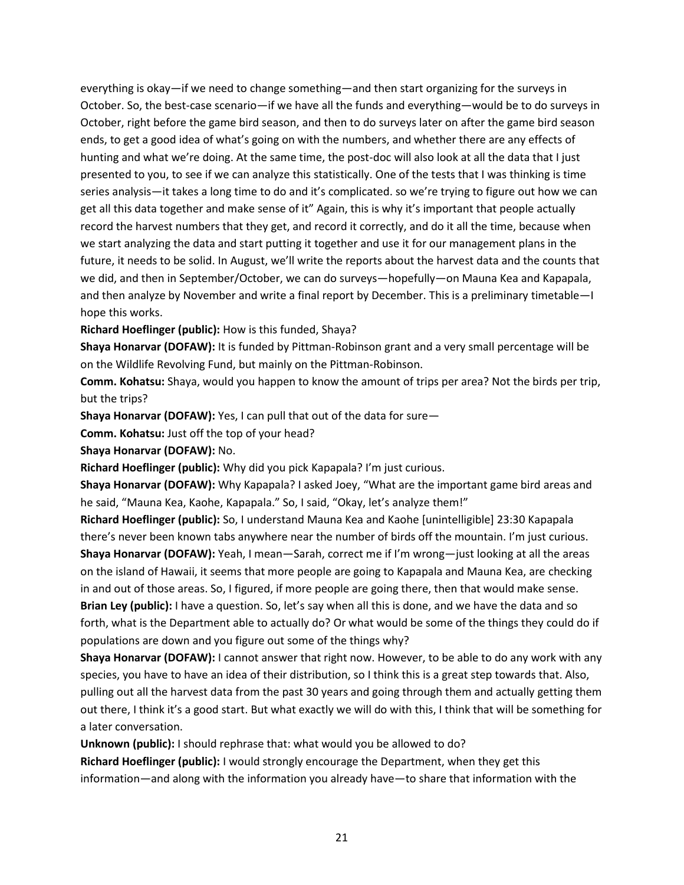everything is okay—if we need to change something—and then start organizing for the surveys in October. So, the best-case scenario—if we have all the funds and everything—would be to do surveys in October, right before the game bird season, and then to do surveys later on after the game bird season ends, to get a good idea of what's going on with the numbers, and whether there are any effects of hunting and what we're doing. At the same time, the post-doc will also look at all the data that I just presented to you, to see if we can analyze this statistically. One of the tests that I was thinking is time series analysis—it takes a long time to do and it's complicated. so we're trying to figure out how we can get all this data together and make sense of it" Again, this is why it's important that people actually record the harvest numbers that they get, and record it correctly, and do it all the time, because when we start analyzing the data and start putting it together and use it for our management plans in the future, it needs to be solid. In August, we'll write the reports about the harvest data and the counts that we did, and then in September/October, we can do surveys—hopefully—on Mauna Kea and Kapapala, and then analyze by November and write a final report by December. This is a preliminary timetable—I hope this works.

**Richard Hoeflinger (public):** How is this funded, Shaya?

**Shaya Honarvar (DOFAW):** It is funded by Pittman-Robinson grant and a very small percentage will be on the Wildlife Revolving Fund, but mainly on the Pittman-Robinson.

**Comm. Kohatsu:** Shaya, would you happen to know the amount of trips per area? Not the birds per trip, but the trips?

**Shaya Honarvar (DOFAW):** Yes, I can pull that out of the data for sure—

**Comm. Kohatsu:** Just off the top of your head?

**Shaya Honarvar (DOFAW):** No.

**Richard Hoeflinger (public):** Why did you pick Kapapala? I'm just curious.

**Shaya Honarvar (DOFAW):** Why Kapapala? I asked Joey, "What are the important game bird areas and he said, "Mauna Kea, Kaohe, Kapapala." So, I said, "Okay, let's analyze them!"

**Richard Hoeflinger (public):** So, I understand Mauna Kea and Kaohe [unintelligible] 23:30 Kapapala there's never been known tabs anywhere near the number of birds off the mountain. I'm just curious.

**Shaya Honarvar (DOFAW):** Yeah, I mean—Sarah, correct me if I'm wrong—just looking at all the areas on the island of Hawaii, it seems that more people are going to Kapapala and Mauna Kea, are checking in and out of those areas. So, I figured, if more people are going there, then that would make sense.

**Brian Ley (public):** I have a question. So, let's say when all this is done, and we have the data and so forth, what is the Department able to actually do? Or what would be some of the things they could do if populations are down and you figure out some of the things why?

**Shaya Honarvar (DOFAW):** I cannot answer that right now. However, to be able to do any work with any species, you have to have an idea of their distribution, so I think this is a great step towards that. Also, pulling out all the harvest data from the past 30 years and going through them and actually getting them out there, I think it's a good start. But what exactly we will do with this, I think that will be something for a later conversation.

**Unknown (public):** I should rephrase that: what would you be allowed to do?

**Richard Hoeflinger (public):** I would strongly encourage the Department, when they get this information—and along with the information you already have—to share that information with the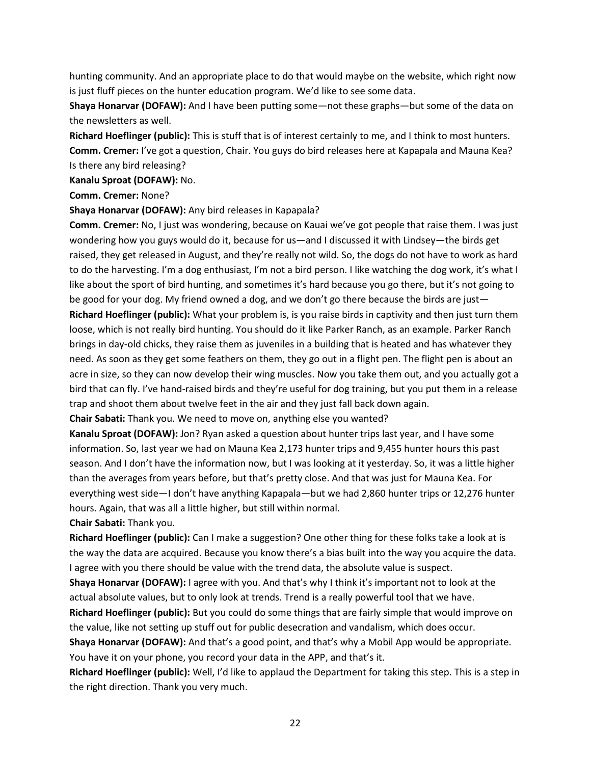hunting community. And an appropriate place to do that would maybe on the website, which right now is just fluff pieces on the hunter education program. We'd like to see some data.

**Shaya Honarvar (DOFAW):** And I have been putting some—not these graphs—but some of the data on the newsletters as well.

**Richard Hoeflinger (public):** This is stuff that is of interest certainly to me, and I think to most hunters.

**Comm. Cremer:** I've got a question, Chair. You guys do bird releases here at Kapapala and Mauna Kea? Is there any bird releasing?

**Kanalu Sproat (DOFAW):** No.

**Comm. Cremer:** None?

**Shaya Honarvar (DOFAW):** Any bird releases in Kapapala?

**Comm. Cremer:** No, I just was wondering, because on Kauai we've got people that raise them. I was just wondering how you guys would do it, because for us—and I discussed it with Lindsey—the birds get raised, they get released in August, and they're really not wild. So, the dogs do not have to work as hard to do the harvesting. I'm a dog enthusiast, I'm not a bird person. I like watching the dog work, it's what I like about the sport of bird hunting, and sometimes it's hard because you go there, but it's not going to be good for your dog. My friend owned a dog, and we don't go there because the birds are just—

**Richard Hoeflinger (public):** What your problem is, is you raise birds in captivity and then just turn them loose, which is not really bird hunting. You should do it like Parker Ranch, as an example. Parker Ranch brings in day-old chicks, they raise them as juveniles in a building that is heated and has whatever they need. As soon as they get some feathers on them, they go out in a flight pen. The flight pen is about an acre in size, so they can now develop their wing muscles. Now you take them out, and you actually got a bird that can fly. I've hand-raised birds and they're useful for dog training, but you put them in a release trap and shoot them about twelve feet in the air and they just fall back down again.

**Chair Sabati:** Thank you. We need to move on, anything else you wanted?

**Kanalu Sproat (DOFAW):** Jon? Ryan asked a question about hunter trips last year, and I have some information. So, last year we had on Mauna Kea 2,173 hunter trips and 9,455 hunter hours this past season. And I don't have the information now, but I was looking at it yesterday. So, it was a little higher than the averages from years before, but that's pretty close. And that was just for Mauna Kea. For everything west side—I don't have anything Kapapala—but we had 2,860 hunter trips or 12,276 hunter hours. Again, that was all a little higher, but still within normal.

**Chair Sabati:** Thank you.

**Richard Hoeflinger (public):** Can I make a suggestion? One other thing for these folks take a look at is the way the data are acquired. Because you know there's a bias built into the way you acquire the data. I agree with you there should be value with the trend data, the absolute value is suspect.

**Shaya Honarvar (DOFAW):** I agree with you. And that's why I think it's important not to look at the actual absolute values, but to only look at trends. Trend is a really powerful tool that we have.

**Richard Hoeflinger (public):** But you could do some things that are fairly simple that would improve on the value, like not setting up stuff out for public desecration and vandalism, which does occur.

**Shaya Honarvar (DOFAW):** And that's a good point, and that's why a Mobil App would be appropriate. You have it on your phone, you record your data in the APP, and that's it.

**Richard Hoeflinger (public):** Well, I'd like to applaud the Department for taking this step. This is a step in the right direction. Thank you very much.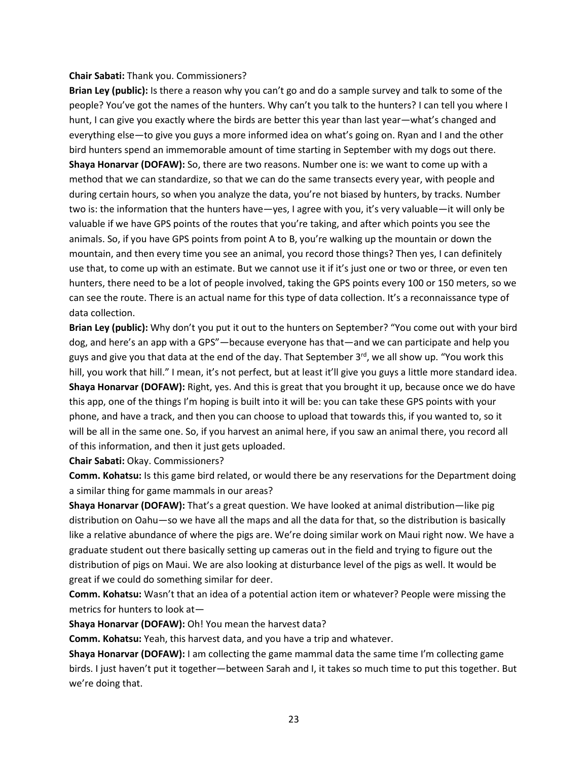**Chair Sabati:** Thank you. Commissioners?

**Brian Ley (public):** Is there a reason why you can't go and do a sample survey and talk to some of the people? You've got the names of the hunters. Why can't you talk to the hunters? I can tell you where I hunt, I can give you exactly where the birds are better this year than last year—what's changed and everything else—to give you guys a more informed idea on what's going on. Ryan and I and the other bird hunters spend an immemorable amount of time starting in September with my dogs out there.

**Shaya Honarvar (DOFAW):** So, there are two reasons. Number one is: we want to come up with a method that we can standardize, so that we can do the same transects every year, with people and during certain hours, so when you analyze the data, you're not biased by hunters, by tracks. Number two is: the information that the hunters have—yes, I agree with you, it's very valuable—it will only be valuable if we have GPS points of the routes that you're taking, and after which points you see the animals. So, if you have GPS points from point A to B, you're walking up the mountain or down the mountain, and then every time you see an animal, you record those things? Then yes, I can definitely use that, to come up with an estimate. But we cannot use it if it's just one or two or three, or even ten hunters, there need to be a lot of people involved, taking the GPS points every 100 or 150 meters, so we can see the route. There is an actual name for this type of data collection. It's a reconnaissance type of data collection.

**Brian Ley (public):** Why don't you put it out to the hunters on September? "You come out with your bird dog, and here's an app with a GPS"—because everyone has that—and we can participate and help you guys and give you that data at the end of the day. That September 3rd, we all show up. "You work this hill, you work that hill." I mean, it's not perfect, but at least it'll give you guys a little more standard idea.

**Shaya Honarvar (DOFAW):** Right, yes. And this is great that you brought it up, because once we do have this app, one of the things I'm hoping is built into it will be: you can take these GPS points with your phone, and have a track, and then you can choose to upload that towards this, if you wanted to, so it will be all in the same one. So, if you harvest an animal here, if you saw an animal there, you record all of this information, and then it just gets uploaded.

**Chair Sabati:** Okay. Commissioners?

**Comm. Kohatsu:** Is this game bird related, or would there be any reservations for the Department doing a similar thing for game mammals in our areas?

**Shaya Honarvar (DOFAW):** That's a great question. We have looked at animal distribution—like pig distribution on Oahu—so we have all the maps and all the data for that, so the distribution is basically like a relative abundance of where the pigs are. We're doing similar work on Maui right now. We have a graduate student out there basically setting up cameras out in the field and trying to figure out the distribution of pigs on Maui. We are also looking at disturbance level of the pigs as well. It would be great if we could do something similar for deer.

**Comm. Kohatsu:** Wasn't that an idea of a potential action item or whatever? People were missing the metrics for hunters to look at—

**Shaya Honarvar (DOFAW):** Oh! You mean the harvest data?

**Comm. Kohatsu:** Yeah, this harvest data, and you have a trip and whatever.

**Shaya Honarvar (DOFAW):** I am collecting the game mammal data the same time I'm collecting game birds. I just haven't put it together—between Sarah and I, it takes so much time to put this together. But we're doing that.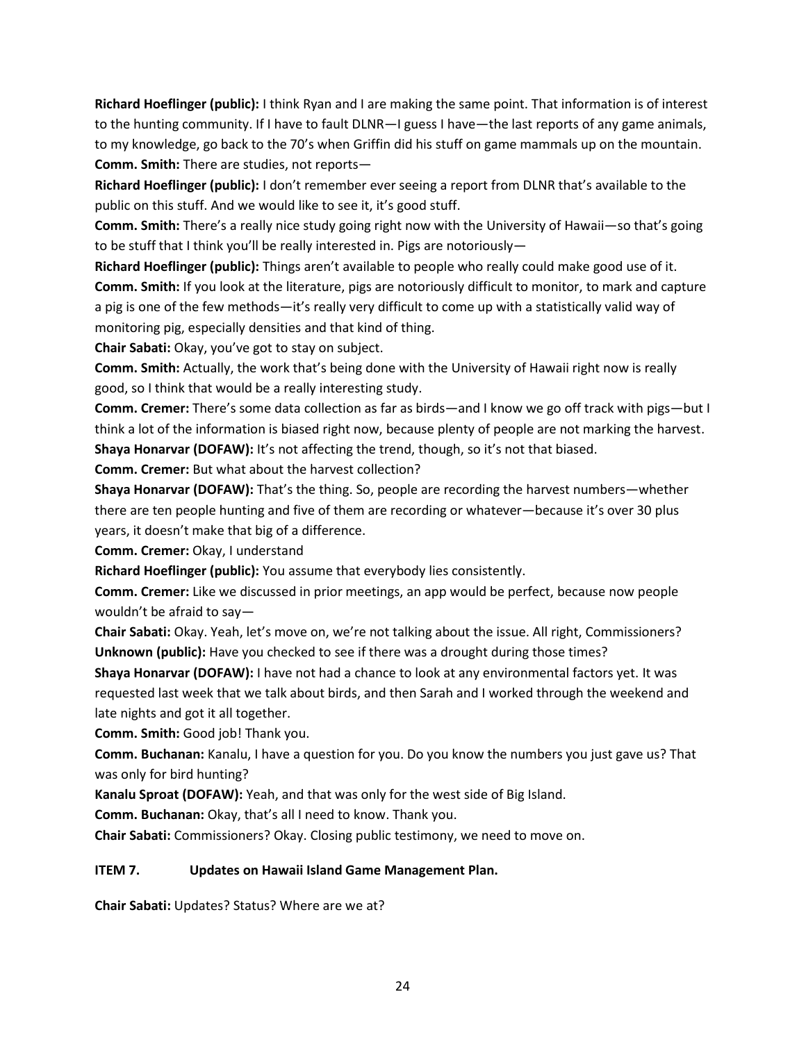**Richard Hoeflinger (public):** I think Ryan and I are making the same point. That information is of interest to the hunting community. If I have to fault DLNR—I guess I have—the last reports of any game animals, to my knowledge, go back to the 70's when Griffin did his stuff on game mammals up on the mountain.

**Comm. Smith:** There are studies, not reports—

**Richard Hoeflinger (public):** I don't remember ever seeing a report from DLNR that's available to the public on this stuff. And we would like to see it, it's good stuff.

**Comm. Smith:** There's a really nice study going right now with the University of Hawaii—so that's going to be stuff that I think you'll be really interested in. Pigs are notoriously—

**Richard Hoeflinger (public):** Things aren't available to people who really could make good use of it.

**Comm. Smith:** If you look at the literature, pigs are notoriously difficult to monitor, to mark and capture a pig is one of the few methods—it's really very difficult to come up with a statistically valid way of monitoring pig, especially densities and that kind of thing.

**Chair Sabati:** Okay, you've got to stay on subject.

**Comm. Smith:** Actually, the work that's being done with the University of Hawaii right now is really good, so I think that would be a really interesting study.

**Comm. Cremer:** There's some data collection as far as birds—and I know we go off track with pigs—but I think a lot of the information is biased right now, because plenty of people are not marking the harvest.

**Shaya Honarvar (DOFAW):** It's not affecting the trend, though, so it's not that biased.

**Comm. Cremer:** But what about the harvest collection?

**Shaya Honarvar (DOFAW):** That's the thing. So, people are recording the harvest numbers—whether there are ten people hunting and five of them are recording or whatever—because it's over 30 plus years, it doesn't make that big of a difference.

**Comm. Cremer:** Okay, I understand

**Richard Hoeflinger (public):** You assume that everybody lies consistently.

**Comm. Cremer:** Like we discussed in prior meetings, an app would be perfect, because now people wouldn't be afraid to say—

**Chair Sabati:** Okay. Yeah, let's move on, we're not talking about the issue. All right, Commissioners?

**Unknown (public):** Have you checked to see if there was a drought during those times?

**Shaya Honarvar (DOFAW):** I have not had a chance to look at any environmental factors yet. It was requested last week that we talk about birds, and then Sarah and I worked through the weekend and late nights and got it all together.

**Comm. Smith:** Good job! Thank you.

**Comm. Buchanan:** Kanalu, I have a question for you. Do you know the numbers you just gave us? That was only for bird hunting?

**Kanalu Sproat (DOFAW):** Yeah, and that was only for the west side of Big Island.

**Comm. Buchanan:** Okay, that's all I need to know. Thank you.

**Chair Sabati:** Commissioners? Okay. Closing public testimony, we need to move on.

**ITEM 7. Updates on Hawaii Island Game Management Plan.**

**Chair Sabati:** Updates? Status? Where are we at?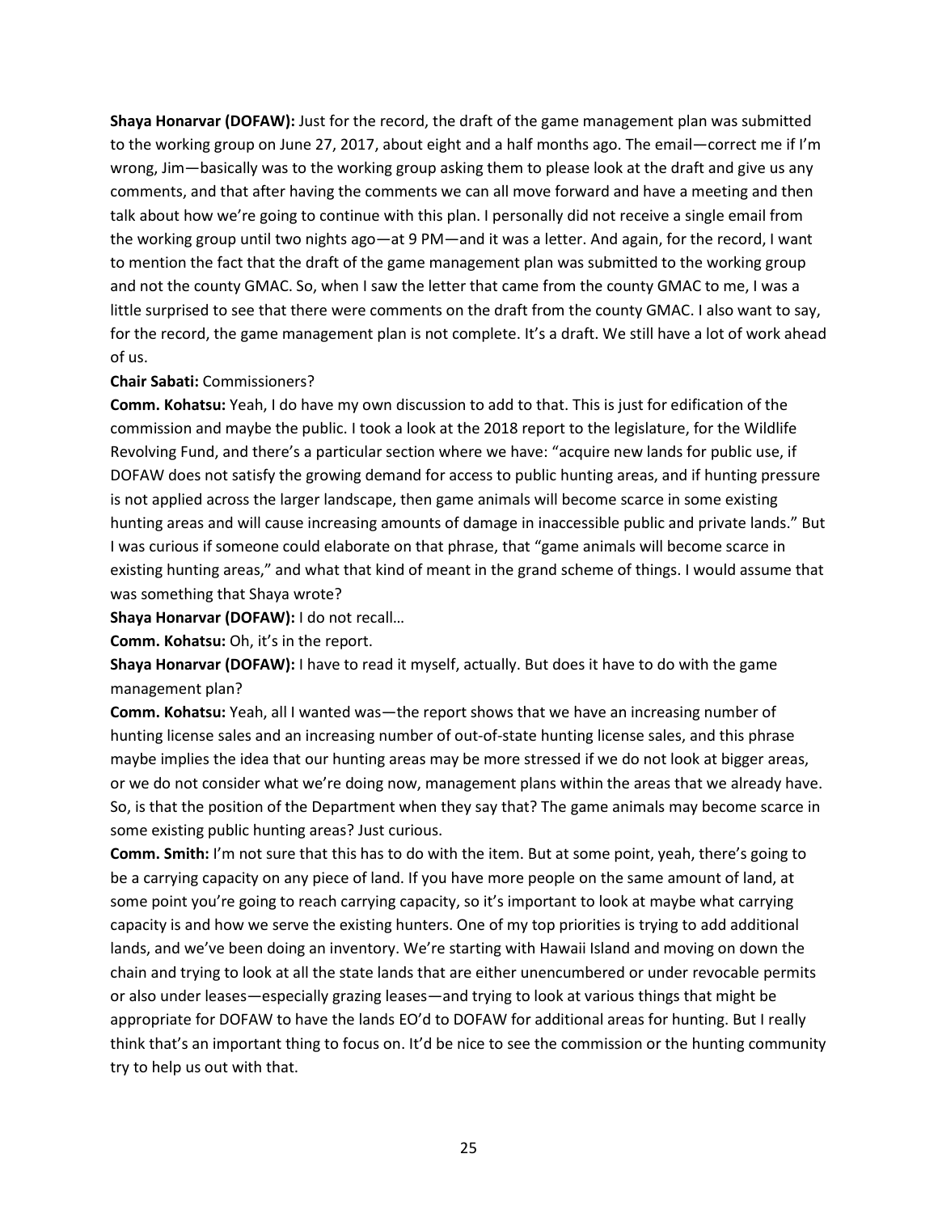**Shaya Honarvar (DOFAW):** Just for the record, the draft of the game management plan was submitted to the working group on June 27, 2017, about eight and a half months ago. The email—correct me if I'm wrong, Jim—basically was to the working group asking them to please look at the draft and give us any comments, and that after having the comments we can all move forward and have a meeting and then talk about how we're going to continue with this plan. I personally did not receive a single email from the working group until two nights ago—at 9 PM—and it was a letter. And again, for the record, I want to mention the fact that the draft of the game management plan was submitted to the working group and not the county GMAC. So, when I saw the letter that came from the county GMAC to me, I was a little surprised to see that there were comments on the draft from the county GMAC. I also want to say, for the record, the game management plan is not complete. It's a draft. We still have a lot of work ahead of us.

**Chair Sabati:** Commissioners?

**Comm. Kohatsu:** Yeah, I do have my own discussion to add to that. This is just for edification of the commission and maybe the public. I took a look at the 2018 report to the legislature, for the Wildlife Revolving Fund, and there's a particular section where we have: "acquire new lands for public use, if DOFAW does not satisfy the growing demand for access to public hunting areas, and if hunting pressure is not applied across the larger landscape, then game animals will become scarce in some existing hunting areas and will cause increasing amounts of damage in inaccessible public and private lands." But I was curious if someone could elaborate on that phrase, that "game animals will become scarce in existing hunting areas," and what that kind of meant in the grand scheme of things. I would assume that was something that Shaya wrote?

**Shaya Honarvar (DOFAW):** I do not recall…

**Comm. Kohatsu:** Oh, it's in the report.

**Shaya Honarvar (DOFAW):** I have to read it myself, actually. But does it have to do with the game management plan?

**Comm. Kohatsu:** Yeah, all I wanted was—the report shows that we have an increasing number of hunting license sales and an increasing number of out-of-state hunting license sales, and this phrase maybe implies the idea that our hunting areas may be more stressed if we do not look at bigger areas, or we do not consider what we're doing now, management plans within the areas that we already have. So, is that the position of the Department when they say that? The game animals may become scarce in some existing public hunting areas? Just curious.

**Comm. Smith:** I'm not sure that this has to do with the item. But at some point, yeah, there's going to be a carrying capacity on any piece of land. If you have more people on the same amount of land, at some point you're going to reach carrying capacity, so it's important to look at maybe what carrying capacity is and how we serve the existing hunters. One of my top priorities is trying to add additional lands, and we've been doing an inventory. We're starting with Hawaii Island and moving on down the chain and trying to look at all the state lands that are either unencumbered or under revocable permits or also under leases—especially grazing leases—and trying to look at various things that might be appropriate for DOFAW to have the lands EO'd to DOFAW for additional areas for hunting. But I really think that's an important thing to focus on. It'd be nice to see the commission or the hunting community try to help us out with that.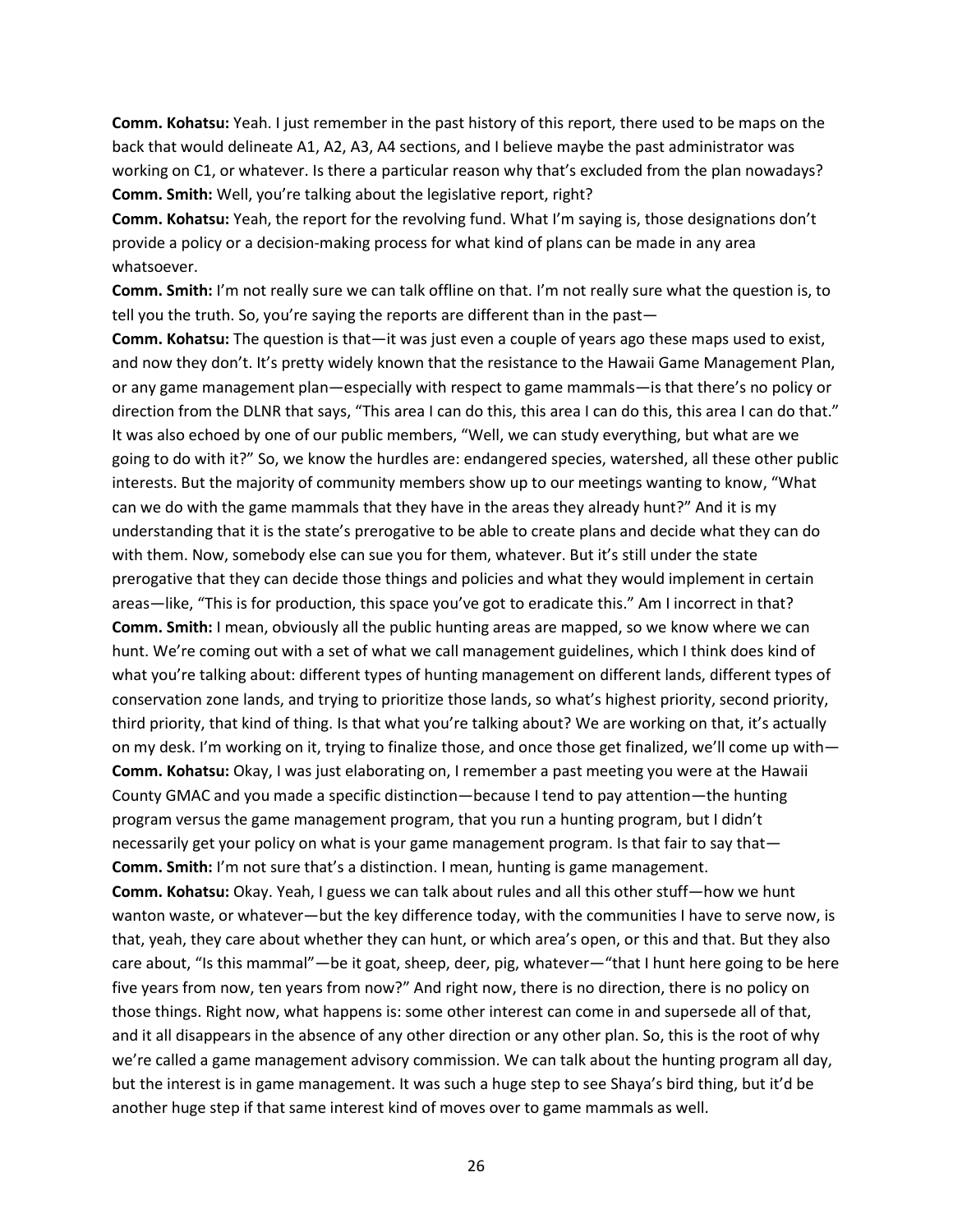**Comm. Kohatsu:** Yeah. I just remember in the past history of this report, there used to be maps on the back that would delineate A1, A2, A3, A4 sections, and I believe maybe the past administrator was working on C1, or whatever. Is there a particular reason why that's excluded from the plan nowadays?

**Comm. Smith:** Well, you're talking about the legislative report, right?

**Comm. Kohatsu:** Yeah, the report for the revolving fund. What I'm saying is, those designations don't provide a policy or a decision-making process for what kind of plans can be made in any area whatsoever.

**Comm. Smith:** I'm not really sure we can talk offline on that. I'm not really sure what the question is, to tell you the truth. So, you're saying the reports are different than in the past—

**Comm. Kohatsu:** The question is that—it was just even a couple of years ago these maps used to exist, and now they don't. It's pretty widely known that the resistance to the Hawaii Game Management Plan, or any game management plan—especially with respect to game mammals—is that there's no policy or direction from the DLNR that says, "This area I can do this, this area I can do this, this area I can do that." It was also echoed by one of our public members, "Well, we can study everything, but what are we going to do with it?" So, we know the hurdles are: endangered species, watershed, all these other public interests. But the majority of community members show up to our meetings wanting to know, "What can we do with the game mammals that they have in the areas they already hunt?" And it is my understanding that it is the state's prerogative to be able to create plans and decide what they can do with them. Now, somebody else can sue you for them, whatever. But it's still under the state prerogative that they can decide those things and policies and what they would implement in certain areas—like, "This is for production, this space you've got to eradicate this." Am I incorrect in that?

**Comm. Smith:** I mean, obviously all the public hunting areas are mapped, so we know where we can hunt. We're coming out with a set of what we call management guidelines, which I think does kind of what you're talking about: different types of hunting management on different lands, different types of conservation zone lands, and trying to prioritize those lands, so what's highest priority, second priority, third priority, that kind of thing. Is that what you're talking about? We are working on that, it's actually on my desk. I'm working on it, trying to finalize those, and once those get finalized, we'll come up with—

**Comm. Kohatsu:** Okay, I was just elaborating on, I remember a past meeting you were at the Hawaii County GMAC and you made a specific distinction—because I tend to pay attention—the hunting program versus the game management program, that you run a hunting program, but I didn't necessarily get your policy on what is your game management program. Is that fair to say that—

**Comm. Smith:** I'm not sure that's a distinction. I mean, hunting is game management.

**Comm. Kohatsu:** Okay. Yeah, I guess we can talk about rules and all this other stuff—how we hunt wanton waste, or whatever—but the key difference today, with the communities I have to serve now, is that, yeah, they care about whether they can hunt, or which area's open, or this and that. But they also care about, "Is this mammal"—be it goat, sheep, deer, pig, whatever—"that I hunt here going to be here five years from now, ten years from now?" And right now, there is no direction, there is no policy on those things. Right now, what happens is: some other interest can come in and supersede all of that, and it all disappears in the absence of any other direction or any other plan. So, this is the root of why we're called a game management advisory commission. We can talk about the hunting program all day, but the interest is in game management. It was such a huge step to see Shaya's bird thing, but it'd be another huge step if that same interest kind of moves over to game mammals as well.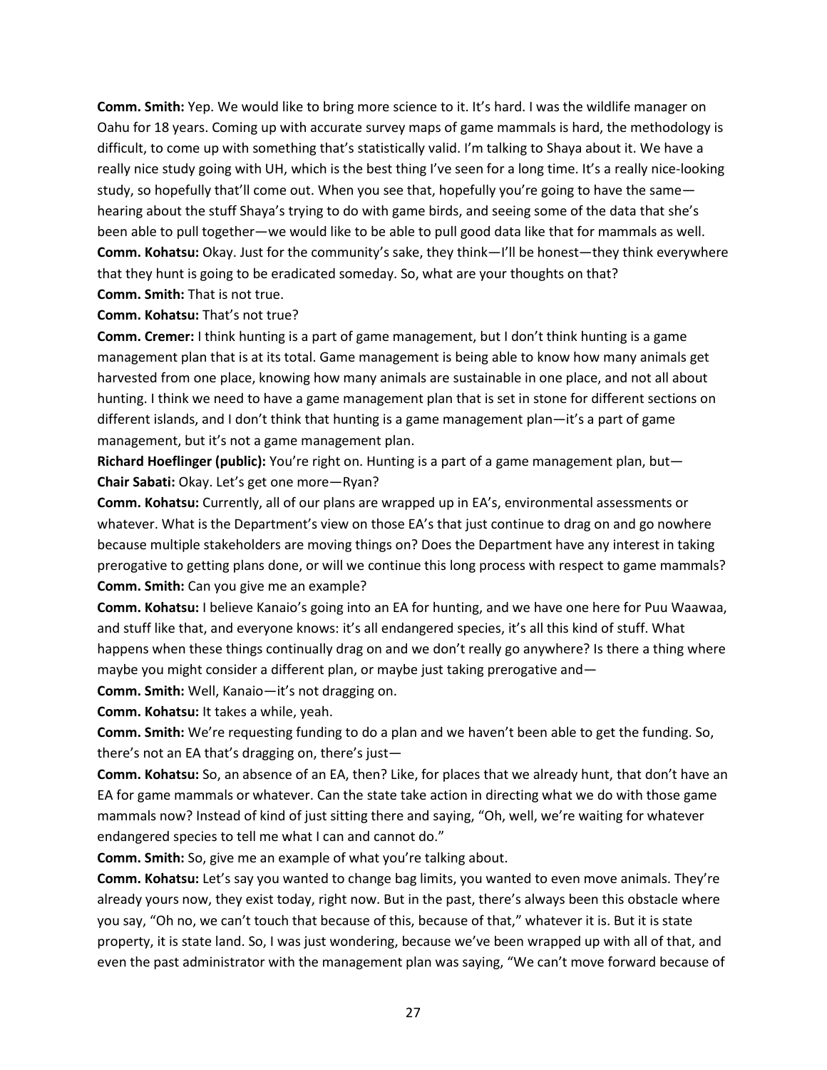**Comm. Smith:** Yep. We would like to bring more science to it. It's hard. I was the wildlife manager on Oahu for 18 years. Coming up with accurate survey maps of game mammals is hard, the methodology is difficult, to come up with something that's statistically valid. I'm talking to Shaya about it. We have a really nice study going with UH, which is the best thing I've seen for a long time. It's a really nice-looking study, so hopefully that'll come out. When you see that, hopefully you're going to have the same—hearing about the stuff Shaya's trying to do with game birds, and seeing some of the data that she's been able to pull together—we would like to be able to pull good data like that for mammals as well.

**Comm. Kohatsu:** Okay. Just for the community's sake, they think—I'll be honest—they think everywhere that they hunt is going to be eradicated someday. So, what are your thoughts on that?

**Comm. Smith:** That is not true.

**Comm. Kohatsu:** That's not true?

**Comm. Cremer:** I think hunting is a part of game management, but I don't think hunting is a game management plan that is at its total. Game management is being able to know how many animals get harvested from one place, knowing how many animals are sustainable in one place, and not all about hunting. I think we need to have a game management plan that is set in stone for different sections on different islands, and I don't think that hunting is a game management plan—it's a part of game management, but it's not a game management plan.

**Richard Hoeflinger (public):** You're right on. Hunting is a part of a game management plan, but—

**Chair Sabati:** Okay. Let's get one more—Ryan?

**Comm. Kohatsu:** Currently, all of our plans are wrapped up in EA's, environmental assessments or whatever. What is the Department's view on those EA's that just continue to drag on and go nowhere because multiple stakeholders are moving things on? Does the Department have any interest in taking prerogative to getting plans done, or will we continue this long process with respect to game mammals?

**Comm. Smith:** Can you give me an example?

**Comm. Kohatsu:** I believe Kanaio's going into an EA for hunting, and we have one here for Puu Waawaa, and stuff like that, and everyone knows: it's all endangered species, it's all this kind of stuff. What happens when these things continually drag on and we don't really go anywhere? Is there a thing where maybe you might consider a different plan, or maybe just taking prerogative and—

**Comm. Smith:** Well, Kanaio—it's not dragging on.

**Comm. Kohatsu:** It takes a while, yeah.

**Comm. Smith:** We're requesting funding to do a plan and we haven't been able to get the funding. So, there's not an EA that's dragging on, there's just—

**Comm. Kohatsu:** So, an absence of an EA, then? Like, for places that we already hunt, that don't have an EA for game mammals or whatever. Can the state take action in directing what we do with those game mammals now? Instead of kind of just sitting there and saying, "Oh, well, we're waiting for whatever endangered species to tell me what I can and cannot do."

**Comm. Smith:** So, give me an example of what you're talking about.

**Comm. Kohatsu:** Let's say you wanted to change bag limits, you wanted to even move animals. They're already yours now, they exist today, right now. But in the past, there's always been this obstacle where you say, "Oh no, we can't touch that because of this, because of that," whatever it is. But it is state property, it is state land. So, I was just wondering, because we've been wrapped up with all of that, and even the past administrator with the management plan was saying, "We can't move forward because of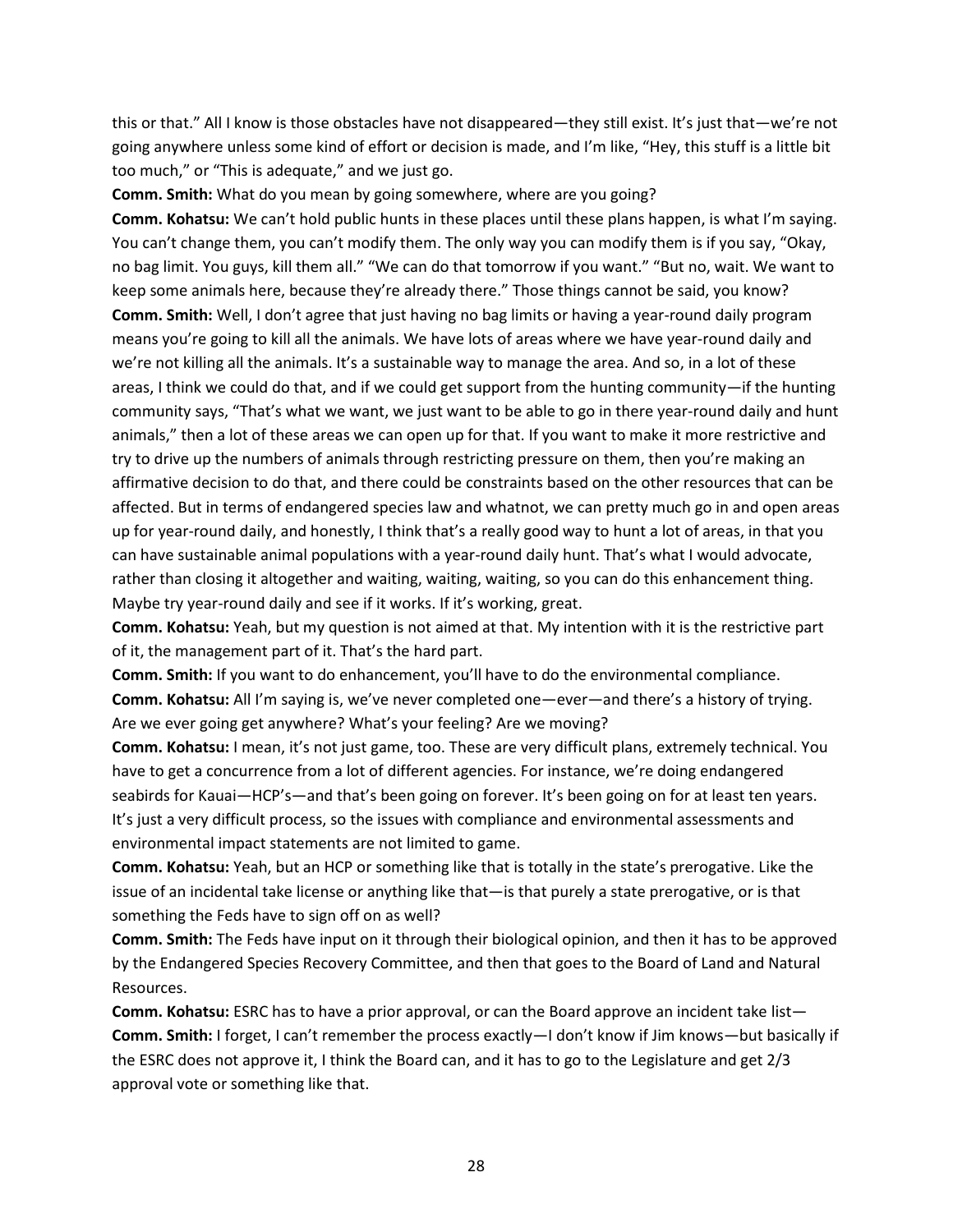this or that." All I know is those obstacles have not disappeared—they still exist. It's just that—we're not going anywhere unless some kind of effort or decision is made, and I'm like, "Hey, this stuff is a little bit too much," or "This is adequate," and we just go.

**Comm. Smith:** What do you mean by going somewhere, where are you going?

**Comm. Kohatsu:** We can't hold public hunts in these places until these plans happen, is what I'm saying. You can't change them, you can't modify them. The only way you can modify them is if you say, "Okay, no bag limit. You guys, kill them all." "We can do that tomorrow if you want." "But no, wait. We want to keep some animals here, because they're already there." Those things cannot be said, you know?

**Comm. Smith:** Well, I don't agree that just having no bag limits or having a year-round daily program means you're going to kill all the animals. We have lots of areas where we have year-round daily and we're not killing all the animals. It's a sustainable way to manage the area. And so, in a lot of these areas, I think we could do that, and if we could get support from the hunting community—if the hunting community says, "That's what we want, we just want to be able to go in there year-round daily and hunt animals," then a lot of these areas we can open up for that. If you want to make it more restrictive and try to drive up the numbers of animals through restricting pressure on them, then you're making an affirmative decision to do that, and there could be constraints based on the other resources that can be affected. But in terms of endangered species law and whatnot, we can pretty much go in and open areas up for year-round daily, and honestly, I think that's a really good way to hunt a lot of areas, in that you can have sustainable animal populations with a year-round daily hunt. That's what I would advocate, rather than closing it altogether and waiting, waiting, waiting, so you can do this enhancement thing. Maybe try year-round daily and see if it works. If it's working, great.

**Comm. Kohatsu:** Yeah, but my question is not aimed at that. My intention with it is the restrictive part of it, the management part of it. That's the hard part.

**Comm. Smith:** If you want to do enhancement, you'll have to do the environmental compliance.

**Comm. Kohatsu:** All I'm saying is, we've never completed one—ever—and there's a history of trying. Are we ever going get anywhere? What's your feeling? Are we moving?

**Comm. Kohatsu:** I mean, it's not just game, too. These are very difficult plans, extremely technical. You have to get a concurrence from a lot of different agencies. For instance, we're doing endangered seabirds for Kauai—HCP's—and that's been going on forever. It's been going on for at least ten years. It's just a very difficult process, so the issues with compliance and environmental assessments and environmental impact statements are not limited to game.

**Comm. Kohatsu:** Yeah, but an HCP or something like that is totally in the state's prerogative. Like the issue of an incidental take license or anything like that—is that purely a state prerogative, or is that something the Feds have to sign off on as well?

**Comm. Smith:** The Feds have input on it through their biological opinion, and then it has to be approved by the Endangered Species Recovery Committee, and then that goes to the Board of Land and Natural Resources.

**Comm. Kohatsu:** ESRC has to have a prior approval, or can the Board approve an incident take list—

**Comm. Smith:** I forget, I can't remember the process exactly—I don't know if Jim knows—but basically if the ESRC does not approve it, I think the Board can, and it has to go to the Legislature and get 2/3 approval vote or something like that.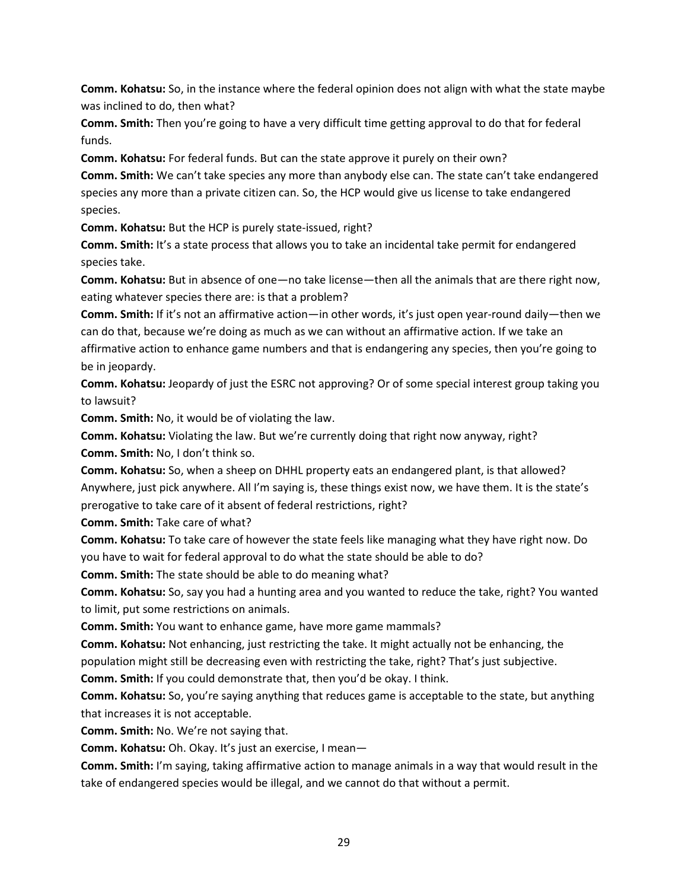**Comm. Kohatsu:** So, in the instance where the federal opinion does not align with what the state maybe was inclined to do, then what?

**Comm. Smith:** Then you're going to have a very difficult time getting approval to do that for federal funds.

**Comm. Kohatsu:** For federal funds. But can the state approve it purely on their own?

**Comm. Smith:** We can't take species any more than anybody else can. The state can't take endangered species any more than a private citizen can. So, the HCP would give us license to take endangered species.

**Comm. Kohatsu:** But the HCP is purely state-issued, right?

**Comm. Smith:** It's a state process that allows you to take an incidental take permit for endangered species take.

**Comm. Kohatsu:** But in absence of one—no take license—then all the animals that are there right now, eating whatever species there are: is that a problem?

**Comm. Smith:** If it's not an affirmative action—in other words, it's just open year-round daily—then we can do that, because we're doing as much as we can without an affirmative action. If we take an affirmative action to enhance game numbers and that is endangering any species, then you're going to be in jeopardy.

**Comm. Kohatsu:** Jeopardy of just the ESRC not approving? Or of some special interest group taking you to lawsuit?

**Comm. Smith:** No, it would be of violating the law.

**Comm. Kohatsu:** Violating the law. But we're currently doing that right now anyway, right?

**Comm. Smith:** No, I don't think so.

**Comm. Kohatsu:** So, when a sheep on DHHL property eats an endangered plant, is that allowed? Anywhere, just pick anywhere. All I'm saying is, these things exist now, we have them. It is the state's prerogative to take care of it absent of federal restrictions, right?

**Comm. Smith:** Take care of what?

**Comm. Kohatsu:** To take care of however the state feels like managing what they have right now. Do you have to wait for federal approval to do what the state should be able to do?

**Comm. Smith:** The state should be able to do meaning what?

**Comm. Kohatsu:** So, say you had a hunting area and you wanted to reduce the take, right? You wanted to limit, put some restrictions on animals.

**Comm. Smith:** You want to enhance game, have more game mammals?

**Comm. Kohatsu:** Not enhancing, just restricting the take. It might actually not be enhancing, the population might still be decreasing even with restricting the take, right? That's just subjective.

**Comm. Smith:** If you could demonstrate that, then you'd be okay. I think.

**Comm. Kohatsu:** So, you're saying anything that reduces game is acceptable to the state, but anything that increases it is not acceptable.

**Comm. Smith:** No. We're not saying that.

**Comm. Kohatsu:** Oh. Okay. It's just an exercise, I mean—

**Comm. Smith:** I'm saying, taking affirmative action to manage animals in a way that would result in the take of endangered species would be illegal, and we cannot do that without a permit.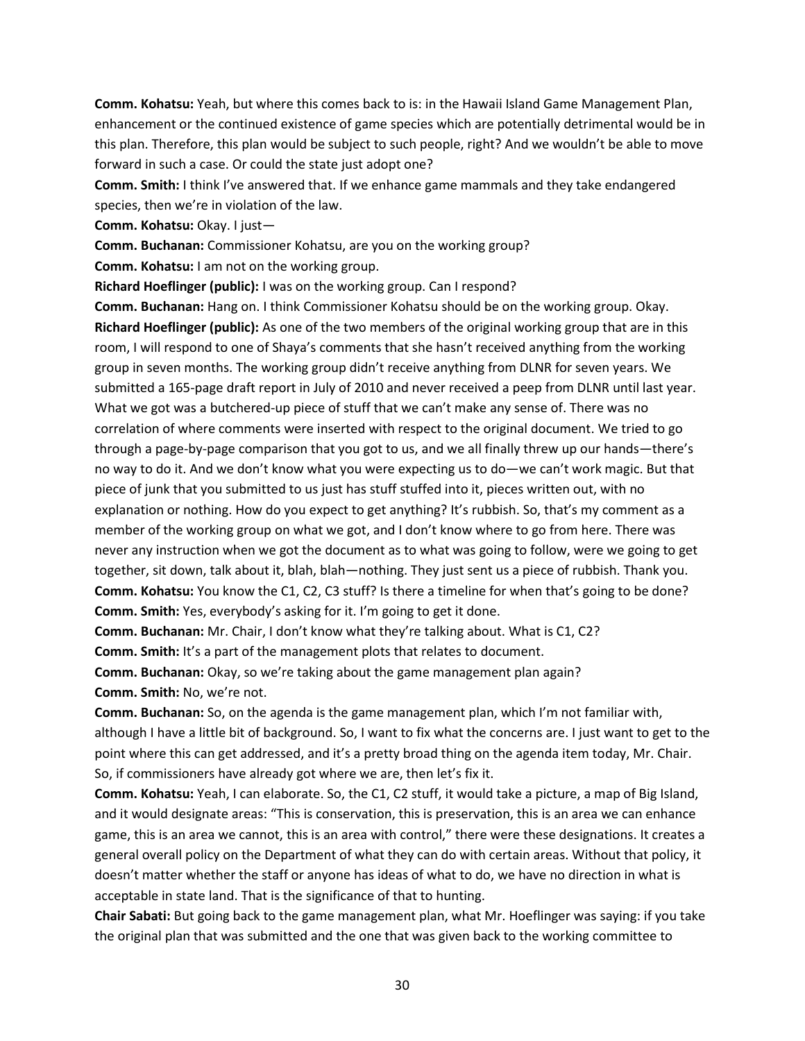**Comm. Kohatsu:** Yeah, but where this comes back to is: in the Hawaii Island Game Management Plan, enhancement or the continued existence of game species which are potentially detrimental would be in this plan. Therefore, this plan would be subject to such people, right? And we wouldn't be able to move forward in such a case. Or could the state just adopt one?

**Comm. Smith:** I think I've answered that. If we enhance game mammals and they take endangered species, then we're in violation of the law.

**Comm. Kohatsu:** Okay. I just—

**Comm. Buchanan:** Commissioner Kohatsu, are you on the working group?

**Comm. Kohatsu:** I am not on the working group.

**Richard Hoeflinger (public):** I was on the working group. Can I respond?

**Comm. Buchanan:** Hang on. I think Commissioner Kohatsu should be on the working group. Okay.

**Richard Hoeflinger (public):** As one of the two members of the original working group that are in this room, I will respond to one of Shaya's comments that she hasn't received anything from the working group in seven months. The working group didn't receive anything from DLNR for seven years. We submitted a 165-page draft report in July of 2010 and never received a peep from DLNR until last year. What we got was a butchered-up piece of stuff that we can't make any sense of. There was no correlation of where comments were inserted with respect to the original document. We tried to go through a page-by-page comparison that you got to us, and we all finally threw up our hands—there's no way to do it. And we don't know what you were expecting us to do—we can't work magic. But that piece of junk that you submitted to us just has stuff stuffed into it, pieces written out, with no explanation or nothing. How do you expect to get anything? It's rubbish. So, that's my comment as a member of the working group on what we got, and I don't know where to go from here. There was never any instruction when we got the document as to what was going to follow, were we going to get together, sit down, talk about it, blah, blah—nothing. They just sent us a piece of rubbish. Thank you.

**Comm. Kohatsu:** You know the C1, C2, C3 stuff? Is there a timeline for when that's going to be done?

**Comm. Smith:** Yes, everybody's asking for it. I'm going to get it done.

**Comm. Buchanan:** Mr. Chair, I don't know what they're talking about. What is C1, C2?

**Comm. Smith:** It's a part of the management plots that relates to document.

**Comm. Buchanan:** Okay, so we're taking about the game management plan again?

**Comm. Smith:** No, we're not.

**Comm. Buchanan:** So, on the agenda is the game management plan, which I'm not familiar with, although I have a little bit of background. So, I want to fix what the concerns are. I just want to get to the point where this can get addressed, and it's a pretty broad thing on the agenda item today, Mr. Chair. So, if commissioners have already got where we are, then let's fix it.

**Comm. Kohatsu:** Yeah, I can elaborate. So, the C1, C2 stuff, it would take a picture, a map of Big Island, and it would designate areas: "This is conservation, this is preservation, this is an area we can enhance game, this is an area we cannot, this is an area with control," there were these designations. It creates a general overall policy on the Department of what they can do with certain areas. Without that policy, it doesn't matter whether the staff or anyone has ideas of what to do, we have no direction in what is acceptable in state land. That is the significance of that to hunting.

**Chair Sabati:** But going back to the game management plan, what Mr. Hoeflinger was saying: if you take the original plan that was submitted and the one that was given back to the working committee to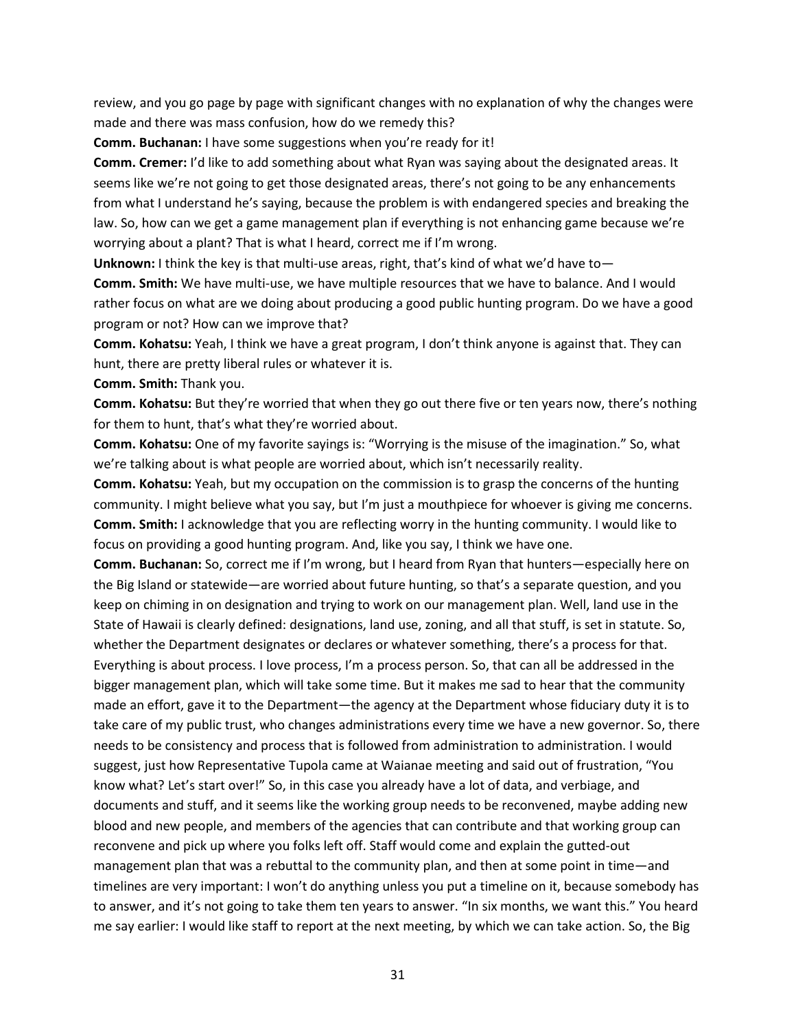review, and you go page by page with significant changes with no explanation of why the changes were made and there was mass confusion, how do we remedy this?

**Comm. Buchanan:** I have some suggestions when you're ready for it!

**Comm. Cremer:** I'd like to add something about what Ryan was saying about the designated areas. It seems like we're not going to get those designated areas, there's not going to be any enhancements from what I understand he's saying, because the problem is with endangered species and breaking the law. So, how can we get a game management plan if everything is not enhancing game because we're worrying about a plant? That is what I heard, correct me if I'm wrong.

**Unknown:** I think the key is that multi-use areas, right, that's kind of what we'd have to—

**Comm. Smith:** We have multi-use, we have multiple resources that we have to balance. And I would rather focus on what are we doing about producing a good public hunting program. Do we have a good program or not? How can we improve that?

**Comm. Kohatsu:** Yeah, I think we have a great program, I don't think anyone is against that. They can hunt, there are pretty liberal rules or whatever it is.

**Comm. Smith:** Thank you.

**Comm. Kohatsu:** But they're worried that when they go out there five or ten years now, there's nothing for them to hunt, that's what they're worried about.

**Comm. Kohatsu:** One of my favorite sayings is: "Worrying is the misuse of the imagination." So, what we're talking about is what people are worried about, which isn't necessarily reality.

**Comm. Kohatsu:** Yeah, but my occupation on the commission is to grasp the concerns of the hunting community. I might believe what you say, but I'm just a mouthpiece for whoever is giving me concerns.

**Comm. Smith:** I acknowledge that you are reflecting worry in the hunting community. I would like to focus on providing a good hunting program. And, like you say, I think we have one.

**Comm. Buchanan:** So, correct me if I'm wrong, but I heard from Ryan that hunters—especially here on the Big Island or statewide—are worried about future hunting, so that's a separate question, and you keep on chiming in on designation and trying to work on our management plan. Well, land use in the State of Hawaii is clearly defined: designations, land use, zoning, and all that stuff, is set in statute. So, whether the Department designates or declares or whatever something, there's a process for that. Everything is about process. I love process, I'm a process person. So, that can all be addressed in the bigger management plan, which will take some time. But it makes me sad to hear that the community made an effort, gave it to the Department—the agency at the Department whose fiduciary duty it is to take care of my public trust, who changes administrations every time we have a new governor. So, there needs to be consistency and process that is followed from administration to administration. I would suggest, just how Representative Tupola came at Waianae meeting and said out of frustration, "You know what? Let's start over!" So, in this case you already have a lot of data, and verbiage, and documents and stuff, and it seems like the working group needs to be reconvened, maybe adding new blood and new people, and members of the agencies that can contribute and that working group can reconvene and pick up where you folks left off. Staff would come and explain the gutted-out management plan that was a rebuttal to the community plan, and then at some point in time—and timelines are very important: I won't do anything unless you put a timeline on it, because somebody has to answer, and it's not going to take them ten years to answer. "In six months, we want this." You heard me say earlier: I would like staff to report at the next meeting, by which we can take action. So, the Big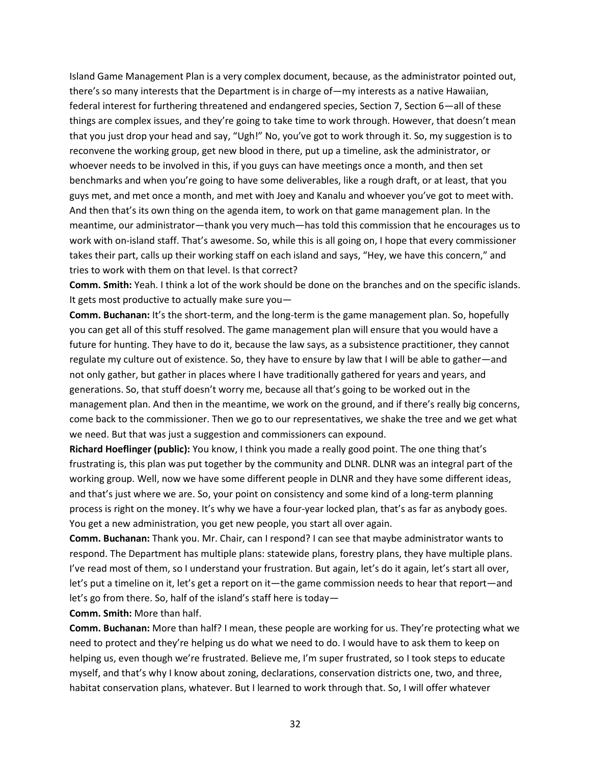Island Game Management Plan is a very complex document, because, as the administrator pointed out, there's so many interests that the Department is in charge of—my interests as a native Hawaiian, federal interest for furthering threatened and endangered species, Section 7, Section 6—all of these things are complex issues, and they're going to take time to work through. However, that doesn't mean that you just drop your head and say, "Ugh!" No, you've got to work through it. So, my suggestion is to reconvene the working group, get new blood in there, put up a timeline, ask the administrator, or whoever needs to be involved in this, if you guys can have meetings once a month, and then set benchmarks and when you're going to have some deliverables, like a rough draft, or at least, that you guys met, and met once a month, and met with Joey and Kanalu and whoever you've got to meet with. And then that's its own thing on the agenda item, to work on that game management plan. In the meantime, our administrator—thank you very much—has told this commission that he encourages us to work with on-island staff. That's awesome. So, while this is all going on, I hope that every commissioner takes their part, calls up their working staff on each island and says, "Hey, we have this concern," and tries to work with them on that level. Is that correct?

**Comm. Smith:** Yeah. I think a lot of the work should be done on the branches and on the specific islands. It gets most productive to actually make sure you—

**Comm. Buchanan:** It's the short-term, and the long-term is the game management plan. So, hopefully you can get all of this stuff resolved. The game management plan will ensure that you would have a future for hunting. They have to do it, because the law says, as a subsistence practitioner, they cannot regulate my culture out of existence. So, they have to ensure by law that I will be able to gather—and not only gather, but gather in places where I have traditionally gathered for years and years, and generations. So, that stuff doesn't worry me, because all that's going to be worked out in the management plan. And then in the meantime, we work on the ground, and if there's really big concerns, come back to the commissioner. Then we go to our representatives, we shake the tree and we get what we need. But that was just a suggestion and commissioners can expound.

**Richard Hoeflinger (public):** You know, I think you made a really good point. The one thing that's frustrating is, this plan was put together by the community and DLNR. DLNR was an integral part of the working group. Well, now we have some different people in DLNR and they have some different ideas, and that's just where we are. So, your point on consistency and some kind of a long-term planning process is right on the money. It's why we have a four-year locked plan, that's as far as anybody goes. You get a new administration, you get new people, you start all over again.

**Comm. Buchanan:** Thank you. Mr. Chair, can I respond? I can see that maybe administrator wants to respond. The Department has multiple plans: statewide plans, forestry plans, they have multiple plans. I've read most of them, so I understand your frustration. But again, let's do it again, let's start all over, let's put a timeline on it, let's get a report on it—the game commission needs to hear that report—and let's go from there. So, half of the island's staff here is today—

**Comm. Smith:** More than half.

**Comm. Buchanan:** More than half? I mean, these people are working for us. They're protecting what we need to protect and they're helping us do what we need to do. I would have to ask them to keep on helping us, even though we're frustrated. Believe me, I'm super frustrated, so I took steps to educate myself, and that's why I know about zoning, declarations, conservation districts one, two, and three, habitat conservation plans, whatever. But I learned to work through that. So, I will offer whatever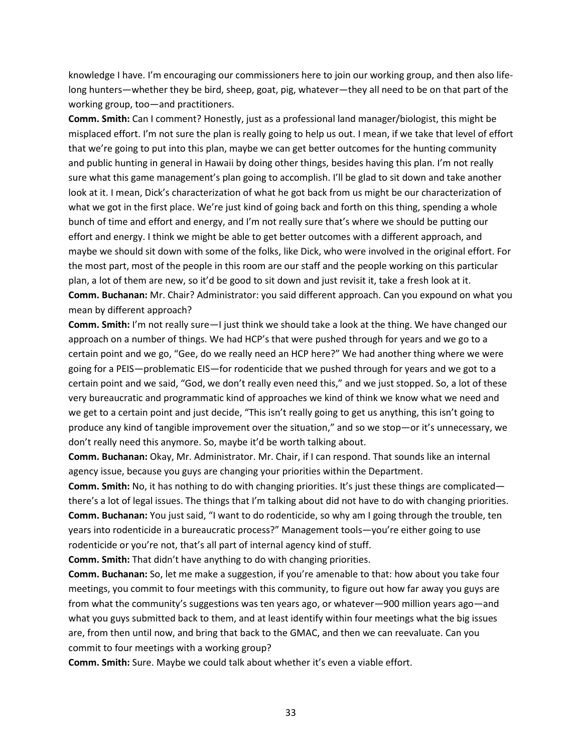knowledge I have. I'm encouraging our commissioners here to join our working group, and then also life-long hunters—whether they be bird, sheep, goat, pig, whatever—they all need to be on that part of the working group, too—and practitioners.

**Comm. Smith:** Can I comment? Honestly, just as a professional land manager/biologist, this might be misplaced effort. I'm not sure the plan is really going to help us out. I mean, if we take that level of effort that we're going to put into this plan, maybe we can get better outcomes for the hunting community and public hunting in general in Hawaii by doing other things, besides having this plan. I'm not really sure what this game management's plan going to accomplish. I'll be glad to sit down and take another look at it. I mean, Dick's characterization of what he got back from us might be our characterization of what we got in the first place. We're just kind of going back and forth on this thing, spending a whole bunch of time and effort and energy, and I'm not really sure that's where we should be putting our effort and energy. I think we might be able to get better outcomes with a different approach, and maybe we should sit down with some of the folks, like Dick, who were involved in the original effort. For the most part, most of the people in this room are our staff and the people working on this particular plan, a lot of them are new, so it'd be good to sit down and just revisit it, take a fresh look at it.

**Comm. Buchanan:** Mr. Chair? Administrator: you said different approach. Can you expound on what you mean by different approach?

**Comm. Smith:** I'm not really sure—I just think we should take a look at the thing. We have changed our approach on a number of things. We had HCP's that were pushed through for years and we go to a certain point and we go, "Gee, do we really need an HCP here?" We had another thing where we were going for a PEIS—problematic EIS—for rodenticide that we pushed through for years and we got to a certain point and we said, "God, we don't really even need this," and we just stopped. So, a lot of these very bureaucratic and programmatic kind of approaches we kind of think we know what we need and we get to a certain point and just decide, "This isn't really going to get us anything, this isn't going to produce any kind of tangible improvement over the situation," and so we stop—or it's unnecessary, we don't really need this anymore. So, maybe it'd be worth talking about.

**Comm. Buchanan:** Okay, Mr. Administrator. Mr. Chair, if I can respond. That sounds like an internal agency issue, because you guys are changing your priorities within the Department.

**Comm. Smith:** No, it has nothing to do with changing priorities. It's just these things are complicated—there's a lot of legal issues. The things that I'm talking about did not have to do with changing priorities.

**Comm. Buchanan:** You just said, "I want to do rodenticide, so why am I going through the trouble, ten years into rodenticide in a bureaucratic process?" Management tools—you're either going to use rodenticide or you're not, that's all part of internal agency kind of stuff.

**Comm. Smith:** That didn't have anything to do with changing priorities.

**Comm. Buchanan:** So, let me make a suggestion, if you're amenable to that: how about you take four meetings, you commit to four meetings with this community, to figure out how far away you guys are from what the community's suggestions was ten years ago, or whatever—900 million years ago—and what you guys submitted back to them, and at least identify within four meetings what the big issues are, from then until now, and bring that back to the GMAC, and then we can reevaluate. Can you commit to four meetings with a working group?

**Comm. Smith:** Sure. Maybe we could talk about whether it's even a viable effort.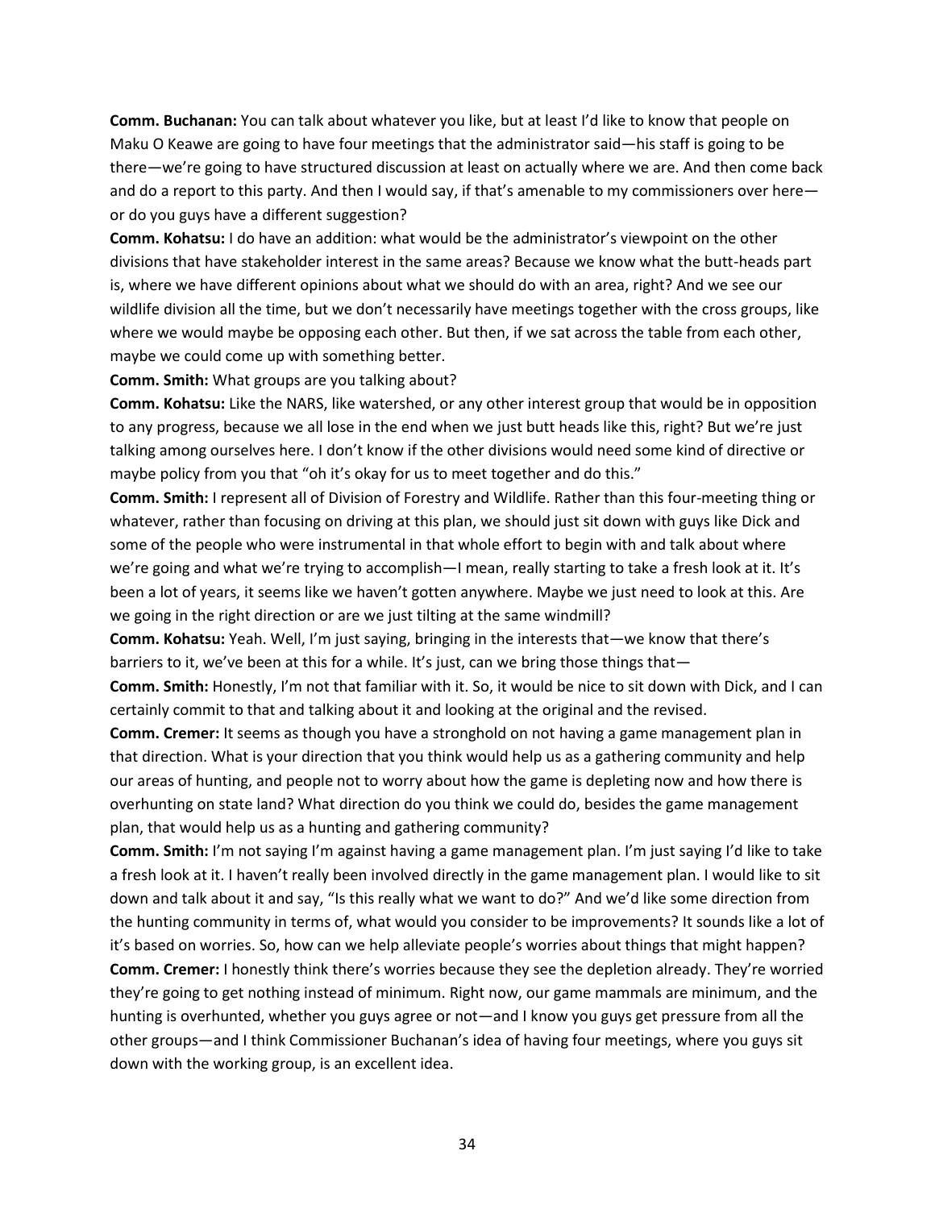**Comm. Buchanan:** You can talk about whatever you like, but at least I'd like to know that people on Maku O Keawe are going to have four meetings that the administrator said—his staff is going to be there—we're going to have structured discussion at least on actually where we are. And then come back and do a report to this party. And then I would say, if that's amenable to my commissioners over here—or do you guys have a different suggestion?

**Comm. Kohatsu:** I do have an addition: what would be the administrator's viewpoint on the other divisions that have stakeholder interest in the same areas? Because we know what the butt-heads part is, where we have different opinions about what we should do with an area, right? And we see our wildlife division all the time, but we don't necessarily have meetings together with the cross groups, like where we would maybe be opposing each other. But then, if we sat across the table from each other, maybe we could come up with something better.

**Comm. Smith:** What groups are you talking about?

**Comm. Kohatsu:** Like the NARS, like watershed, or any other interest group that would be in opposition to any progress, because we all lose in the end when we just butt heads like this, right? But we're just talking among ourselves here. I don't know if the other divisions would need some kind of directive or maybe policy from you that "oh it's okay for us to meet together and do this."

**Comm. Smith:** I represent all of Division of Forestry and Wildlife. Rather than this four-meeting thing or whatever, rather than focusing on driving at this plan, we should just sit down with guys like Dick and some of the people who were instrumental in that whole effort to begin with and talk about where we're going and what we're trying to accomplish—I mean, really starting to take a fresh look at it. It's been a lot of years, it seems like we haven't gotten anywhere. Maybe we just need to look at this. Are we going in the right direction or are we just tilting at the same windmill?

**Comm. Kohatsu:** Yeah. Well, I'm just saying, bringing in the interests that—we know that there's barriers to it, we've been at this for a while. It's just, can we bring those things that—

**Comm. Smith:** Honestly, I'm not that familiar with it. So, it would be nice to sit down with Dick, and I can certainly commit to that and talking about it and looking at the original and the revised.

**Comm. Cremer:** It seems as though you have a stronghold on not having a game management plan in that direction. What is your direction that you think would help us as a gathering community and help our areas of hunting, and people not to worry about how the game is depleting now and how there is overhunting on state land? What direction do you think we could do, besides the game management plan, that would help us as a hunting and gathering community?

**Comm. Smith:** I'm not saying I'm against having a game management plan. I'm just saying I'd like to take a fresh look at it. I haven't really been involved directly in the game management plan. I would like to sit down and talk about it and say, "Is this really what we want to do?" And we'd like some direction from the hunting community in terms of, what would you consider to be improvements? It sounds like a lot of it's based on worries. So, how can we help alleviate people's worries about things that might happen?

**Comm. Cremer:** I honestly think there's worries because they see the depletion already. They're worried they're going to get nothing instead of minimum. Right now, our game mammals are minimum, and the hunting is overhunted, whether you guys agree or not—and I know you guys get pressure from all the other groups—and I think Commissioner Buchanan's idea of having four meetings, where you guys sit down with the working group, is an excellent idea.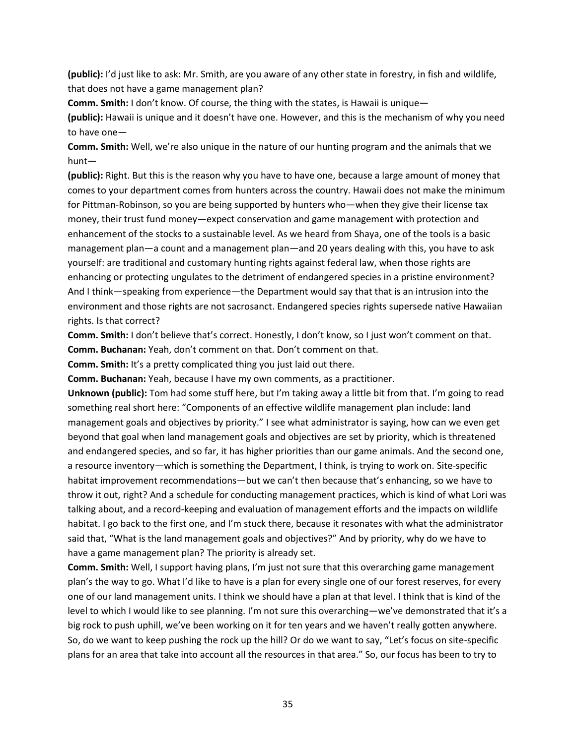**(public):** I'd just like to ask: Mr. Smith, are you aware of any other state in forestry, in fish and wildlife, that does not have a game management plan?

**Comm. Smith:** I don't know. Of course, the thing with the states, is Hawaii is unique—

**(public):** Hawaii is unique and it doesn't have one. However, and this is the mechanism of why you need to have one—

**Comm. Smith:** Well, we're also unique in the nature of our hunting program and the animals that we hunt—

**(public):** Right. But this is the reason why you have to have one, because a large amount of money that comes to your department comes from hunters across the country. Hawaii does not make the minimum for Pittman-Robinson, so you are being supported by hunters who—when they give their license tax money, their trust fund money—expect conservation and game management with protection and enhancement of the stocks to a sustainable level. As we heard from Shaya, one of the tools is a basic management plan—a count and a management plan—and 20 years dealing with this, you have to ask yourself: are traditional and customary hunting rights against federal law, when those rights are enhancing or protecting ungulates to the detriment of endangered species in a pristine environment? And I think—speaking from experience—the Department would say that that is an intrusion into the environment and those rights are not sacrosanct. Endangered species rights supersede native Hawaiian rights. Is that correct?

**Comm. Smith:** I don't believe that's correct. Honestly, I don't know, so I just won't comment on that.

**Comm. Buchanan:** Yeah, don't comment on that. Don't comment on that.

**Comm. Smith:** It's a pretty complicated thing you just laid out there.

**Comm. Buchanan:** Yeah, because I have my own comments, as a practitioner.

**Unknown (public):** Tom had some stuff here, but I'm taking away a little bit from that. I'm going to read something real short here: "Components of an effective wildlife management plan include: land management goals and objectives by priority." I see what administrator is saying, how can we even get beyond that goal when land management goals and objectives are set by priority, which is threatened and endangered species, and so far, it has higher priorities than our game animals. And the second one, a resource inventory—which is something the Department, I think, is trying to work on. Site-specific habitat improvement recommendations—but we can't then because that's enhancing, so we have to throw it out, right? And a schedule for conducting management practices, which is kind of what Lori was talking about, and a record-keeping and evaluation of management efforts and the impacts on wildlife habitat. I go back to the first one, and I'm stuck there, because it resonates with what the administrator said that, "What is the land management goals and objectives?" And by priority, why do we have to have a game management plan? The priority is already set.

**Comm. Smith:** Well, I support having plans, I'm just not sure that this overarching game management plan's the way to go. What I'd like to have is a plan for every single one of our forest reserves, for every one of our land management units. I think we should have a plan at that level. I think that is kind of the level to which I would like to see planning. I'm not sure this overarching—we've demonstrated that it's a big rock to push uphill, we've been working on it for ten years and we haven't really gotten anywhere. So, do we want to keep pushing the rock up the hill? Or do we want to say, "Let's focus on site-specific plans for an area that take into account all the resources in that area." So, our focus has been to try to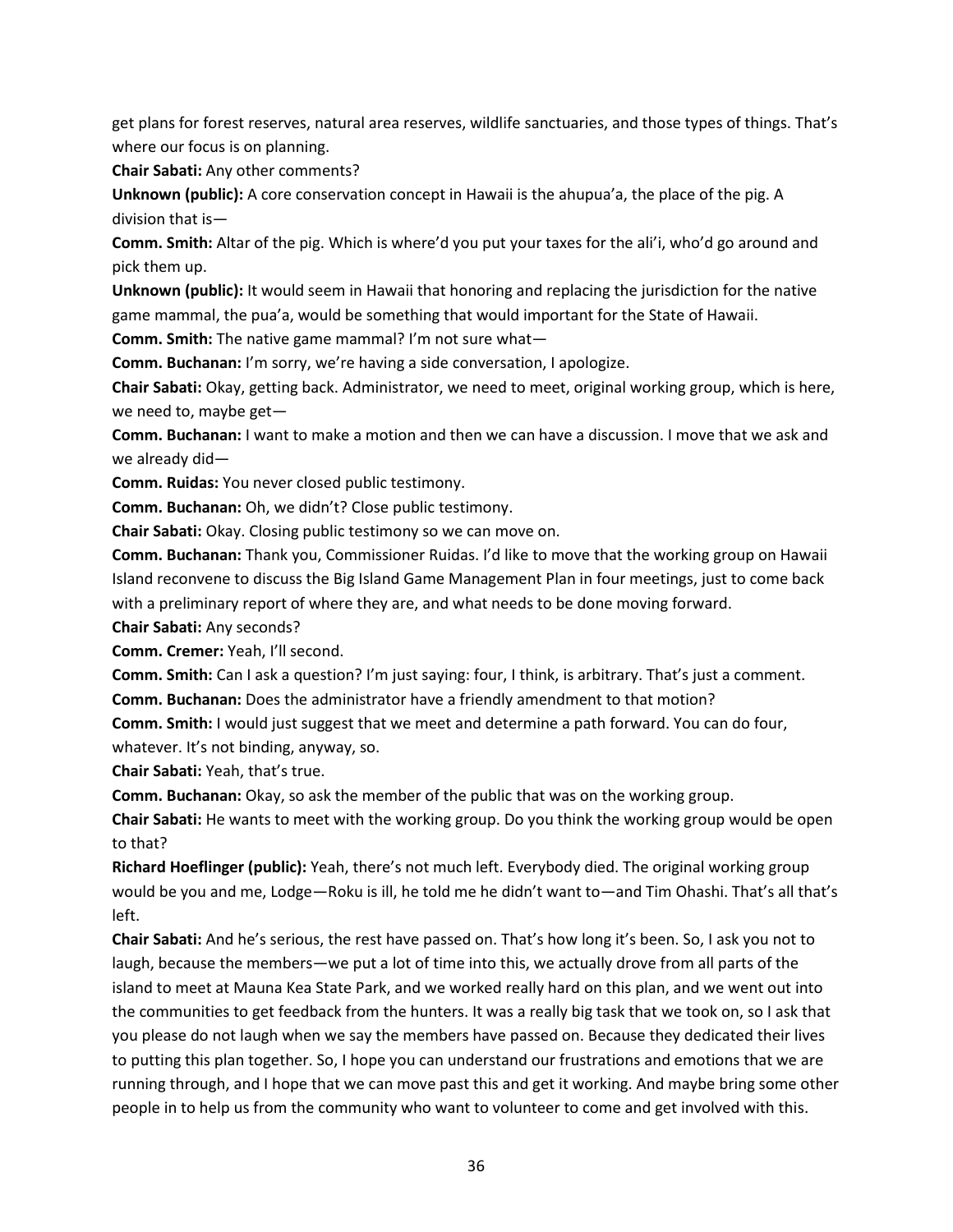get plans for forest reserves, natural area reserves, wildlife sanctuaries, and those types of things. That's where our focus is on planning.

**Chair Sabati:** Any other comments?

**Unknown (public):** A core conservation concept in Hawaii is the ahupua'a, the place of the pig. A division that is—

**Comm. Smith:** Altar of the pig. Which is where'd you put your taxes for the ali'i, who'd go around and pick them up.

**Unknown (public):** It would seem in Hawaii that honoring and replacing the jurisdiction for the native game mammal, the pua'a, would be something that would important for the State of Hawaii.

**Comm. Smith:** The native game mammal? I'm not sure what—

**Comm. Buchanan:** I'm sorry, we're having a side conversation, I apologize.

**Chair Sabati:** Okay, getting back. Administrator, we need to meet, original working group, which is here, we need to, maybe get—

**Comm. Buchanan:** I want to make a motion and then we can have a discussion. I move that we ask and we already did—

**Comm. Ruidas:** You never closed public testimony.

**Comm. Buchanan:** Oh, we didn't? Close public testimony.

**Chair Sabati:** Okay. Closing public testimony so we can move on.

**Comm. Buchanan:** Thank you, Commissioner Ruidas. I'd like to move that the working group on Hawaii Island reconvene to discuss the Big Island Game Management Plan in four meetings, just to come back with a preliminary report of where they are, and what needs to be done moving forward.

**Chair Sabati:** Any seconds?

**Comm. Cremer:** Yeah, I'll second.

**Comm. Smith:** Can I ask a question? I'm just saying: four, I think, is arbitrary. That's just a comment.

**Comm. Buchanan:** Does the administrator have a friendly amendment to that motion?

**Comm. Smith:** I would just suggest that we meet and determine a path forward. You can do four, whatever. It's not binding, anyway, so.

**Chair Sabati:** Yeah, that's true.

**Comm. Buchanan:** Okay, so ask the member of the public that was on the working group.

**Chair Sabati:** He wants to meet with the working group. Do you think the working group would be open to that?

**Richard Hoeflinger (public):** Yeah, there's not much left. Everybody died. The original working group would be you and me, Lodge—Roku is ill, he told me he didn't want to—and Tim Ohashi. That's all that's left.

**Chair Sabati:** And he's serious, the rest have passed on. That's how long it's been. So, I ask you not to laugh, because the members—we put a lot of time into this, we actually drove from all parts of the island to meet at Mauna Kea State Park, and we worked really hard on this plan, and we went out into the communities to get feedback from the hunters. It was a really big task that we took on, so I ask that you please do not laugh when we say the members have passed on. Because they dedicated their lives to putting this plan together. So, I hope you can understand our frustrations and emotions that we are running through, and I hope that we can move past this and get it working. And maybe bring some other people in to help us from the community who want to volunteer to come and get involved with this.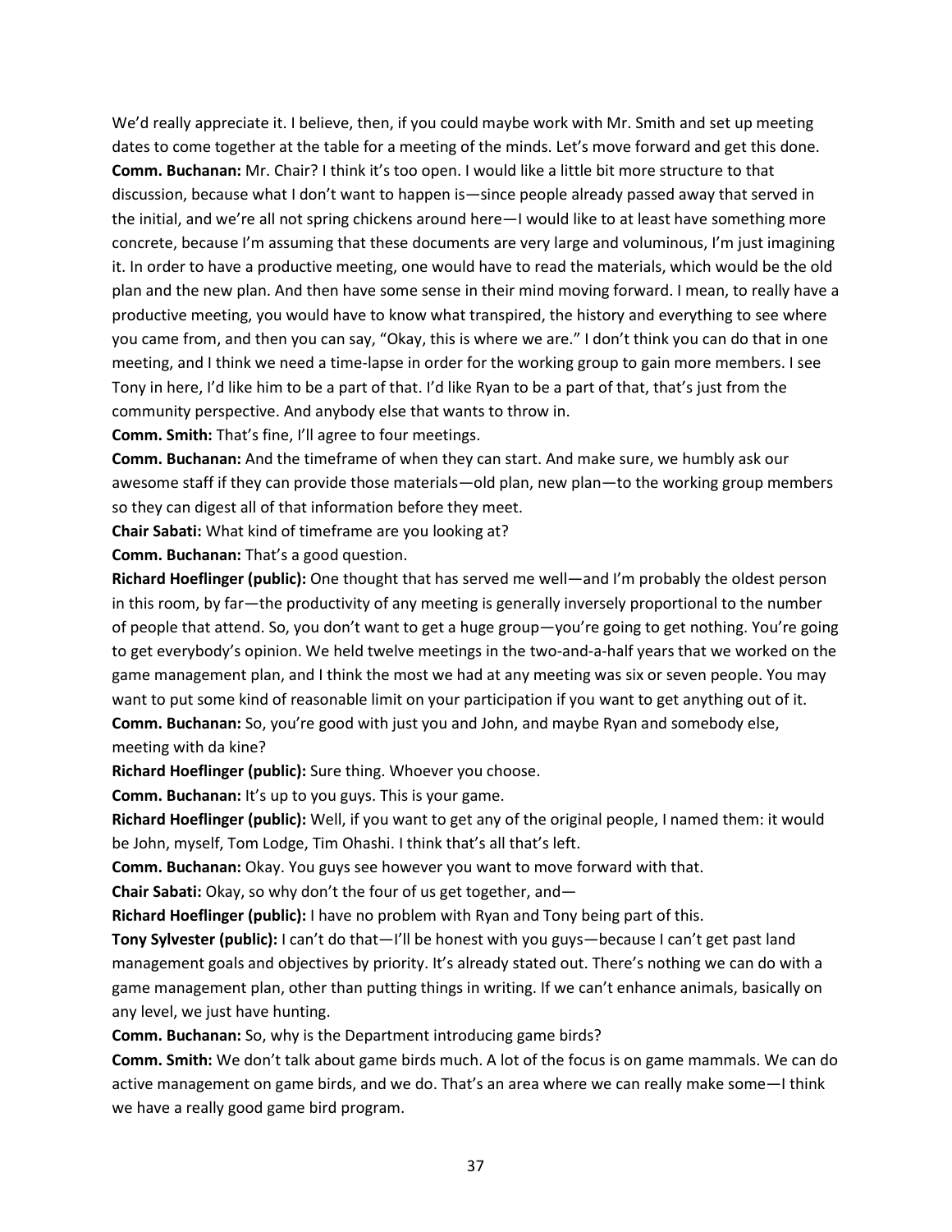We'd really appreciate it. I believe, then, if you could maybe work with Mr. Smith and set up meeting dates to come together at the table for a meeting of the minds. Let's move forward and get this done.
**Comm. Buchanan:** Mr. Chair? I think it's too open. I would like a little bit more structure to that discussion, because what I don't want to happen is—since people already passed away that served in the initial, and we're all not spring chickens around here—I would like to at least have something more concrete, because I'm assuming that these documents are very large and voluminous, I'm just imagining it. In order to have a productive meeting, one would have to read the materials, which would be the old plan and the new plan. And then have some sense in their mind moving forward. I mean, to really have a productive meeting, you would have to know what transpired, the history and everything to see where you came from, and then you can say, "Okay, this is where we are." I don't think you can do that in one meeting, and I think we need a time-lapse in order for the working group to gain more members. I see Tony in here, I'd like him to be a part of that. I'd like Ryan to be a part of that, that's just from the community perspective. And anybody else that wants to throw in.
**Comm. Smith:** That's fine, I'll agree to four meetings.
**Comm. Buchanan:** And the timeframe of when they can start. And make sure, we humbly ask our awesome staff if they can provide those materials—old plan, new plan—to the working group members so they can digest all of that information before they meet.
**Chair Sabati:** What kind of timeframe are you looking at?
**Comm. Buchanan:** That's a good question.
**Richard Hoeflinger (public):** One thought that has served me well—and I'm probably the oldest person in this room, by far—the productivity of any meeting is generally inversely proportional to the number of people that attend. So, you don't want to get a huge group—you're going to get nothing. You're going to get everybody's opinion. We held twelve meetings in the two-and-a-half years that we worked on the game management plan, and I think the most we had at any meeting was six or seven people. You may want to put some kind of reasonable limit on your participation if you want to get anything out of it.
**Comm. Buchanan:** So, you're good with just you and John, and maybe Ryan and somebody else, meeting with da kine?
**Richard Hoeflinger (public):** Sure thing. Whoever you choose.
**Comm. Buchanan:** It's up to you guys. This is your game.
**Richard Hoeflinger (public):** Well, if you want to get any of the original people, I named them: it would be John, myself, Tom Lodge, Tim Ohashi. I think that's all that's left.
**Comm. Buchanan:** Okay. You guys see however you want to move forward with that.
**Chair Sabati:** Okay, so why don't the four of us get together, and—
**Richard Hoeflinger (public):** I have no problem with Ryan and Tony being part of this.
**Tony Sylvester (public):** I can't do that—I'll be honest with you guys—because I can't get past land management goals and objectives by priority. It's already stated out. There's nothing we can do with a game management plan, other than putting things in writing. If we can't enhance animals, basically on any level, we just have hunting.
**Comm. Buchanan:** So, why is the Department introducing game birds?
**Comm. Smith:** We don't talk about game birds much. A lot of the focus is on game mammals. We can do active management on game birds, and we do. That's an area where we can really make some—I think we have a really good game bird program.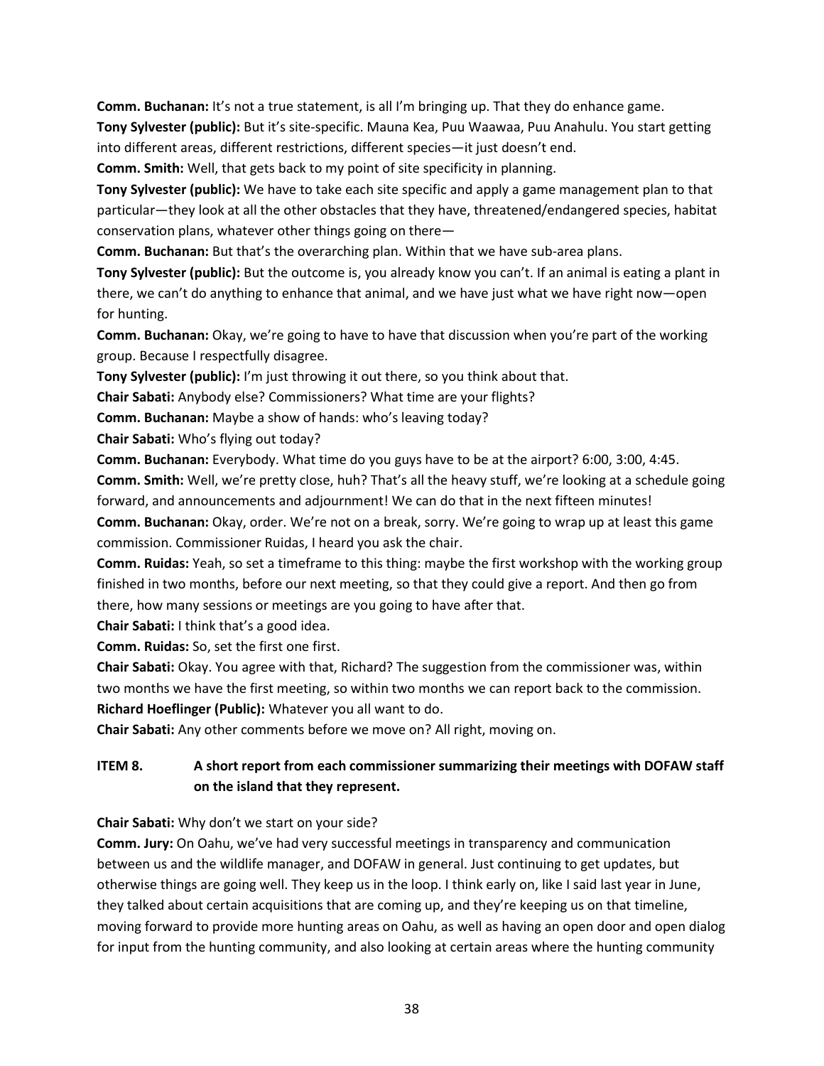**Comm. Buchanan:** It's not a true statement, is all I'm bringing up. That they do enhance game.

**Tony Sylvester (public):** But it's site-specific. Mauna Kea, Puu Waawaa, Puu Anahulu. You start getting into different areas, different restrictions, different species—it just doesn't end.

**Comm. Smith:** Well, that gets back to my point of site specificity in planning.

**Tony Sylvester (public):** We have to take each site specific and apply a game management plan to that particular—they look at all the other obstacles that they have, threatened/endangered species, habitat conservation plans, whatever other things going on there—

**Comm. Buchanan:** But that's the overarching plan. Within that we have sub-area plans.

**Tony Sylvester (public):** But the outcome is, you already know you can't. If an animal is eating a plant in there, we can't do anything to enhance that animal, and we have just what we have right now—open for hunting.

**Comm. Buchanan:** Okay, we're going to have to have that discussion when you're part of the working group. Because I respectfully disagree.

**Tony Sylvester (public):** I'm just throwing it out there, so you think about that.

**Chair Sabati:** Anybody else? Commissioners? What time are your flights?

**Comm. Buchanan:** Maybe a show of hands: who's leaving today?

**Chair Sabati:** Who's flying out today?

**Comm. Buchanan:** Everybody. What time do you guys have to be at the airport? 6:00, 3:00, 4:45.

**Comm. Smith:** Well, we're pretty close, huh? That's all the heavy stuff, we're looking at a schedule going forward, and announcements and adjournment! We can do that in the next fifteen minutes!

**Comm. Buchanan:** Okay, order. We're not on a break, sorry. We're going to wrap up at least this game commission. Commissioner Ruidas, I heard you ask the chair.

**Comm. Ruidas:** Yeah, so set a timeframe to this thing: maybe the first workshop with the working group finished in two months, before our next meeting, so that they could give a report. And then go from there, how many sessions or meetings are you going to have after that.

**Chair Sabati:** I think that's a good idea.

**Comm. Ruidas:** So, set the first one first.

**Chair Sabati:** Okay. You agree with that, Richard? The suggestion from the commissioner was, within two months we have the first meeting, so within two months we can report back to the commission.

**Richard Hoeflinger (Public):** Whatever you all want to do.

**Chair Sabati:** Any other comments before we move on? All right, moving on.

## ITEM 8. A short report from each commissioner summarizing their meetings with DOFAW staff on the island that they represent.

**Chair Sabati:** Why don't we start on your side?

**Comm. Jury:** On Oahu, we've had very successful meetings in transparency and communication between us and the wildlife manager, and DOFAW in general. Just continuing to get updates, but otherwise things are going well. They keep us in the loop. I think early on, like I said last year in June, they talked about certain acquisitions that are coming up, and they're keeping us on that timeline, moving forward to provide more hunting areas on Oahu, as well as having an open door and open dialog for input from the hunting community, and also looking at certain areas where the hunting community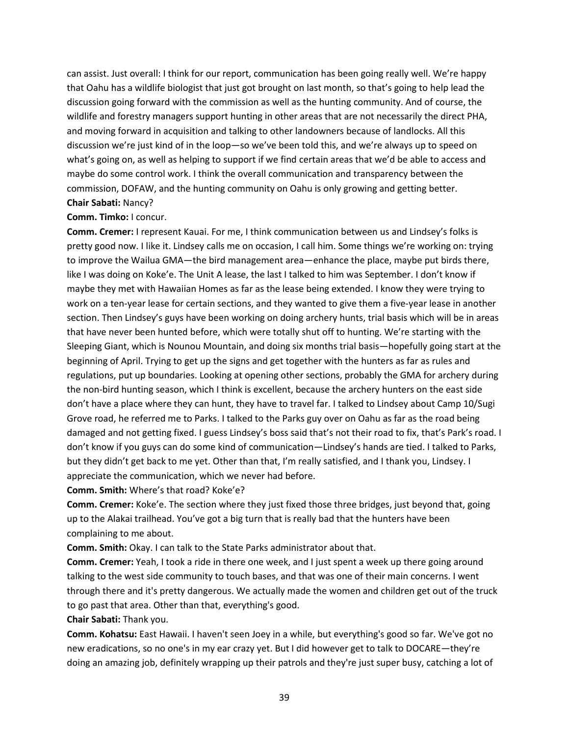can assist. Just overall: I think for our report, communication has been going really well. We're happy that Oahu has a wildlife biologist that just got brought on last month, so that's going to help lead the discussion going forward with the commission as well as the hunting community. And of course, the wildlife and forestry managers support hunting in other areas that are not necessarily the direct PHA, and moving forward in acquisition and talking to other landowners because of landlocks. All this discussion we're just kind of in the loop—so we've been told this, and we're always up to speed on what's going on, as well as helping to support if we find certain areas that we'd be able to access and maybe do some control work. I think the overall communication and transparency between the commission, DOFAW, and the hunting community on Oahu is only growing and getting better.

**Chair Sabati:** Nancy?

**Comm. Timko:** I concur.

**Comm. Cremer:** I represent Kauai. For me, I think communication between us and Lindsey's folks is pretty good now. I like it. Lindsey calls me on occasion, I call him. Some things we're working on: trying to improve the Wailua GMA—the bird management area—enhance the place, maybe put birds there, like I was doing on Koke'e. The Unit A lease, the last I talked to him was September. I don't know if maybe they met with Hawaiian Homes as far as the lease being extended. I know they were trying to work on a ten-year lease for certain sections, and they wanted to give them a five-year lease in another section. Then Lindsey's guys have been working on doing archery hunts, trial basis which will be in areas that have never been hunted before, which were totally shut off to hunting. We're starting with the Sleeping Giant, which is Nounou Mountain, and doing six months trial basis—hopefully going start at the beginning of April. Trying to get up the signs and get together with the hunters as far as rules and regulations, put up boundaries. Looking at opening other sections, probably the GMA for archery during the non-bird hunting season, which I think is excellent, because the archery hunters on the east side don't have a place where they can hunt, they have to travel far. I talked to Lindsey about Camp 10/Sugi Grove road, he referred me to Parks. I talked to the Parks guy over on Oahu as far as the road being damaged and not getting fixed. I guess Lindsey's boss said that's not their road to fix, that's Park's road. I don't know if you guys can do some kind of communication—Lindsey's hands are tied. I talked to Parks, but they didn't get back to me yet. Other than that, I'm really satisfied, and I thank you, Lindsey. I appreciate the communication, which we never had before.

**Comm. Smith:** Where's that road? Koke'e?

**Comm. Cremer:** Koke'e. The section where they just fixed those three bridges, just beyond that, going up to the Alakai trailhead. You've got a big turn that is really bad that the hunters have been complaining to me about.

**Comm. Smith:** Okay. I can talk to the State Parks administrator about that.

**Comm. Cremer:** Yeah, I took a ride in there one week, and I just spent a week up there going around talking to the west side community to touch bases, and that was one of their main concerns. I went through there and it's pretty dangerous. We actually made the women and children get out of the truck to go past that area. Other than that, everything's good.

**Chair Sabati:** Thank you.

**Comm. Kohatsu:** East Hawaii. I haven't seen Joey in a while, but everything's good so far. We've got no new eradications, so no one's in my ear crazy yet. But I did however get to talk to DOCARE—they're doing an amazing job, definitely wrapping up their patrols and they're just super busy, catching a lot of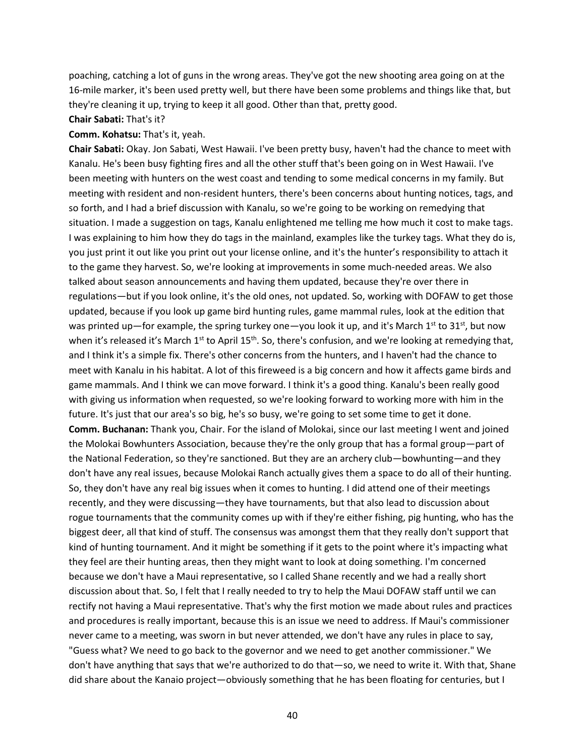poaching, catching a lot of guns in the wrong areas. They've got the new shooting area going on at the 16-mile marker, it's been used pretty well, but there have been some problems and things like that, but they're cleaning it up, trying to keep it all good. Other than that, pretty good.

**Chair Sabati:** That's it?

**Comm. Kohatsu:** That's it, yeah.

**Chair Sabati:** Okay. Jon Sabati, West Hawaii. I've been pretty busy, haven't had the chance to meet with Kanalu. He's been busy fighting fires and all the other stuff that's been going on in West Hawaii. I've been meeting with hunters on the west coast and tending to some medical concerns in my family. But meeting with resident and non-resident hunters, there's been concerns about hunting notices, tags, and so forth, and I had a brief discussion with Kanalu, so we're going to be working on remedying that situation. I made a suggestion on tags, Kanalu enlightened me telling me how much it cost to make tags. I was explaining to him how they do tags in the mainland, examples like the turkey tags. What they do is, you just print it out like you print out your license online, and it's the hunter's responsibility to attach it to the game they harvest. So, we're looking at improvements in some much-needed areas. We also talked about season announcements and having them updated, because they're over there in regulations—but if you look online, it's the old ones, not updated. So, working with DOFAW to get those updated, because if you look up game bird hunting rules, game mammal rules, look at the edition that was printed up—for example, the spring turkey one—you look it up, and it's March 1st to 31st, but now when it's released it's March 1st to April 15th. So, there's confusion, and we're looking at remedying that, and I think it's a simple fix. There's other concerns from the hunters, and I haven't had the chance to meet with Kanalu in his habitat. A lot of this fireweed is a big concern and how it affects game birds and game mammals. And I think we can move forward. I think it's a good thing. Kanalu's been really good with giving us information when requested, so we're looking forward to working more with him in the future. It's just that our area's so big, he's so busy, we're going to set some time to get it done.

**Comm. Buchanan:** Thank you, Chair. For the island of Molokai, since our last meeting I went and joined the Molokai Bowhunters Association, because they're the only group that has a formal group—part of the National Federation, so they're sanctioned. But they are an archery club—bowhunting—and they don't have any real issues, because Molokai Ranch actually gives them a space to do all of their hunting. So, they don't have any real big issues when it comes to hunting. I did attend one of their meetings recently, and they were discussing—they have tournaments, but that also lead to discussion about rogue tournaments that the community comes up with if they're either fishing, pig hunting, who has the biggest deer, all that kind of stuff. The consensus was amongst them that they really don't support that kind of hunting tournament. And it might be something if it gets to the point where it's impacting what they feel are their hunting areas, then they might want to look at doing something. I'm concerned because we don't have a Maui representative, so I called Shane recently and we had a really short discussion about that. So, I felt that I really needed to try to help the Maui DOFAW staff until we can rectify not having a Maui representative. That's why the first motion we made about rules and practices and procedures is really important, because this is an issue we need to address. If Maui's commissioner never came to a meeting, was sworn in but never attended, we don't have any rules in place to say, "Guess what? We need to go back to the governor and we need to get another commissioner." We don't have anything that says that we're authorized to do that—so, we need to write it. With that, Shane did share about the Kanaio project—obviously something that he has been floating for centuries, but I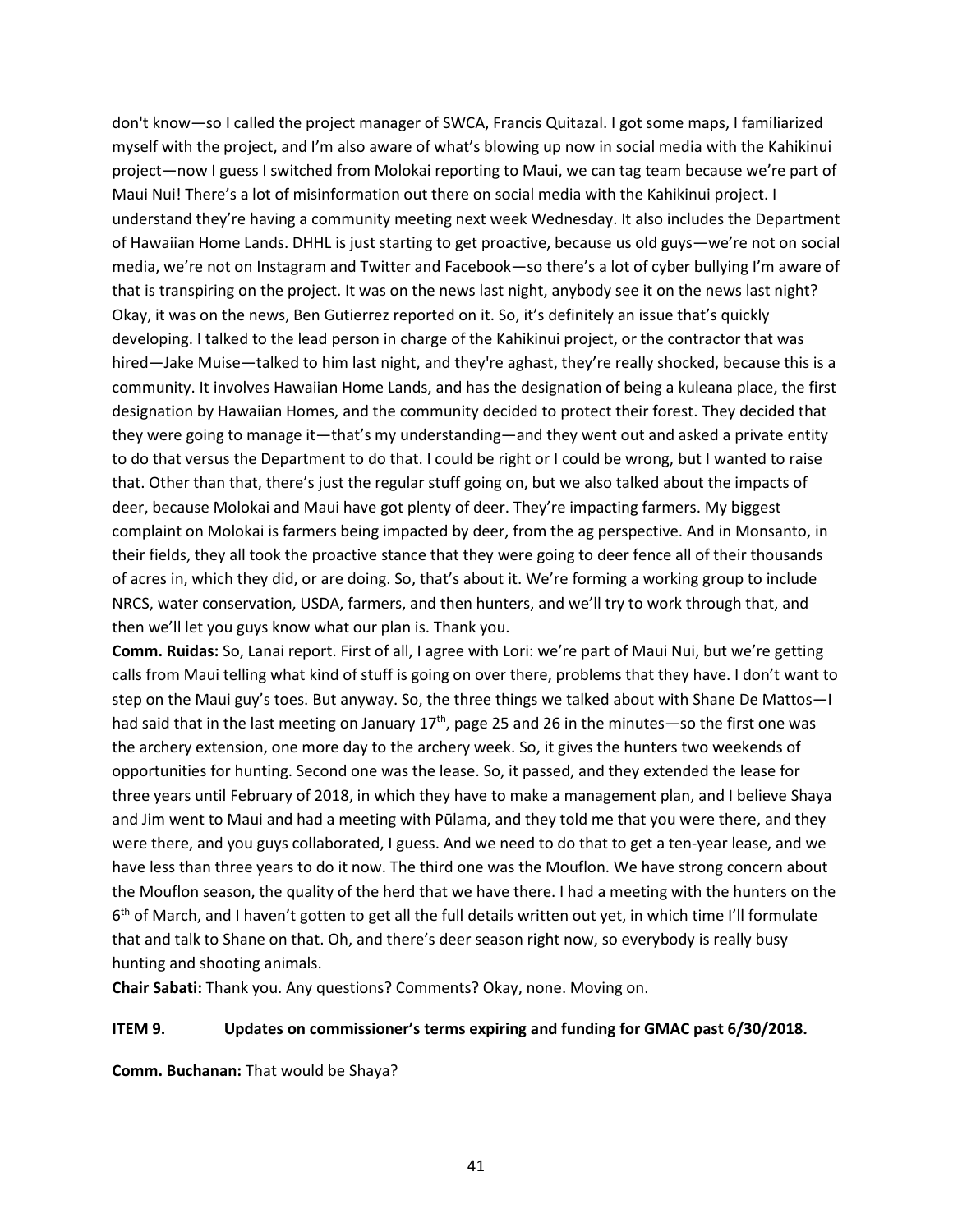don't know—so I called the project manager of SWCA, Francis Quitazal. I got some maps, I familiarized myself with the project, and I'm also aware of what's blowing up now in social media with the Kahikinui project—now I guess I switched from Molokai reporting to Maui, we can tag team because we're part of Maui Nui! There's a lot of misinformation out there on social media with the Kahikinui project. I understand they're having a community meeting next week Wednesday. It also includes the Department of Hawaiian Home Lands. DHHL is just starting to get proactive, because us old guys—we're not on social media, we're not on Instagram and Twitter and Facebook—so there's a lot of cyber bullying I'm aware of that is transpiring on the project. It was on the news last night, anybody see it on the news last night? Okay, it was on the news, Ben Gutierrez reported on it. So, it's definitely an issue that's quickly developing. I talked to the lead person in charge of the Kahikinui project, or the contractor that was hired—Jake Muise—talked to him last night, and they're aghast, they're really shocked, because this is a community. It involves Hawaiian Home Lands, and has the designation of being a kuleana place, the first designation by Hawaiian Homes, and the community decided to protect their forest. They decided that they were going to manage it—that's my understanding—and they went out and asked a private entity to do that versus the Department to do that. I could be right or I could be wrong, but I wanted to raise that. Other than that, there's just the regular stuff going on, but we also talked about the impacts of deer, because Molokai and Maui have got plenty of deer. They're impacting farmers. My biggest complaint on Molokai is farmers being impacted by deer, from the ag perspective. And in Monsanto, in their fields, they all took the proactive stance that they were going to deer fence all of their thousands of acres in, which they did, or are doing. So, that's about it. We're forming a working group to include NRCS, water conservation, USDA, farmers, and then hunters, and we'll try to work through that, and then we'll let you guys know what our plan is. Thank you.

**Comm. Ruidas:** So, Lanai report. First of all, I agree with Lori: we're part of Maui Nui, but we're getting calls from Maui telling what kind of stuff is going on over there, problems that they have. I don't want to step on the Maui guy's toes. But anyway. So, the three things we talked about with Shane De Mattos—I had said that in the last meeting on January 17th, page 25 and 26 in the minutes—so the first one was the archery extension, one more day to the archery week. So, it gives the hunters two weekends of opportunities for hunting. Second one was the lease. So, it passed, and they extended the lease for three years until February of 2018, in which they have to make a management plan, and I believe Shaya and Jim went to Maui and had a meeting with Pūlama, and they told me that you were there, and they were there, and you guys collaborated, I guess. And we need to do that to get a ten-year lease, and we have less than three years to do it now. The third one was the Mouflon. We have strong concern about the Mouflon season, the quality of the herd that we have there. I had a meeting with the hunters on the 6th of March, and I haven't gotten to get all the full details written out yet, in which time I'll formulate that and talk to Shane on that. Oh, and there's deer season right now, so everybody is really busy hunting and shooting animals.

**Chair Sabati:** Thank you. Any questions? Comments? Okay, none. Moving on.

**ITEM 9. Updates on commissioner's terms expiring and funding for GMAC past 6/30/2018.**

**Comm. Buchanan:** That would be Shaya?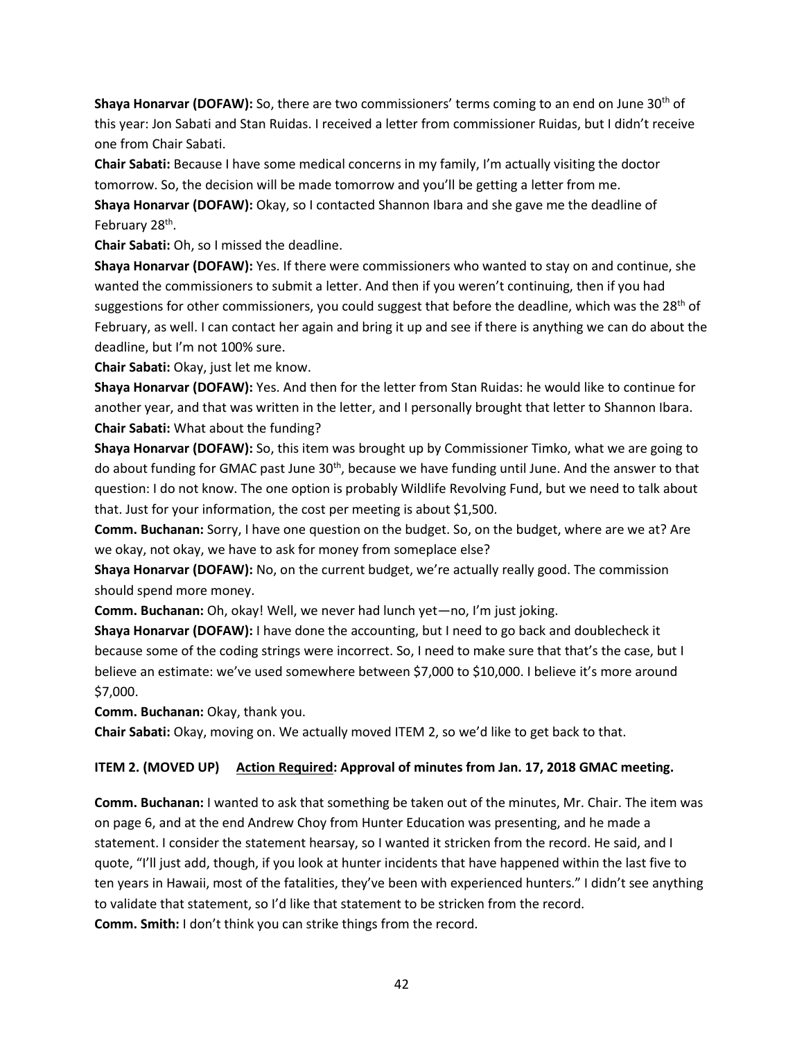**Shaya Honarvar (DOFAW):** So, there are two commissioners' terms coming to an end on June 30th of this year: Jon Sabati and Stan Ruidas. I received a letter from commissioner Ruidas, but I didn't receive one from Chair Sabati.

**Chair Sabati:** Because I have some medical concerns in my family, I'm actually visiting the doctor tomorrow. So, the decision will be made tomorrow and you'll be getting a letter from me.

**Shaya Honarvar (DOFAW):** Okay, so I contacted Shannon Ibara and she gave me the deadline of February 28th.

**Chair Sabati:** Oh, so I missed the deadline.

**Shaya Honarvar (DOFAW):** Yes. If there were commissioners who wanted to stay on and continue, she wanted the commissioners to submit a letter. And then if you weren't continuing, then if you had suggestions for other commissioners, you could suggest that before the deadline, which was the 28th of February, as well. I can contact her again and bring it up and see if there is anything we can do about the deadline, but I'm not 100% sure.

**Chair Sabati:** Okay, just let me know.

**Shaya Honarvar (DOFAW):** Yes. And then for the letter from Stan Ruidas: he would like to continue for another year, and that was written in the letter, and I personally brought that letter to Shannon Ibara.

**Chair Sabati:** What about the funding?

**Shaya Honarvar (DOFAW):** So, this item was brought up by Commissioner Timko, what we are going to do about funding for GMAC past June 30th, because we have funding until June. And the answer to that question: I do not know. The one option is probably Wildlife Revolving Fund, but we need to talk about that. Just for your information, the cost per meeting is about $1,500.

**Comm. Buchanan:** Sorry, I have one question on the budget. So, on the budget, where are we at? Are we okay, not okay, we have to ask for money from someplace else?

**Shaya Honarvar (DOFAW):** No, on the current budget, we're actually really good. The commission should spend more money.

**Comm. Buchanan:** Oh, okay! Well, we never had lunch yet—no, I'm just joking.

**Shaya Honarvar (DOFAW):** I have done the accounting, but I need to go back and doublecheck it because some of the coding strings were incorrect. So, I need to make sure that that's the case, but I believe an estimate: we've used somewhere between $7,000 to $10,000. I believe it's more around $7,000.

**Comm. Buchanan:** Okay, thank you.

**Chair Sabati:** Okay, moving on. We actually moved ITEM 2, so we'd like to get back to that.

**ITEM 2. (MOVED UP) Action Required: Approval of minutes from Jan. 17, 2018 GMAC meeting.**

**Comm. Buchanan:** I wanted to ask that something be taken out of the minutes, Mr. Chair. The item was on page 6, and at the end Andrew Choy from Hunter Education was presenting, and he made a statement. I consider the statement hearsay, so I wanted it stricken from the record. He said, and I quote, "I'll just add, though, if you look at hunter incidents that have happened within the last five to ten years in Hawaii, most of the fatalities, they've been with experienced hunters." I didn't see anything to validate that statement, so I'd like that statement to be stricken from the record.

**Comm. Smith:** I don't think you can strike things from the record.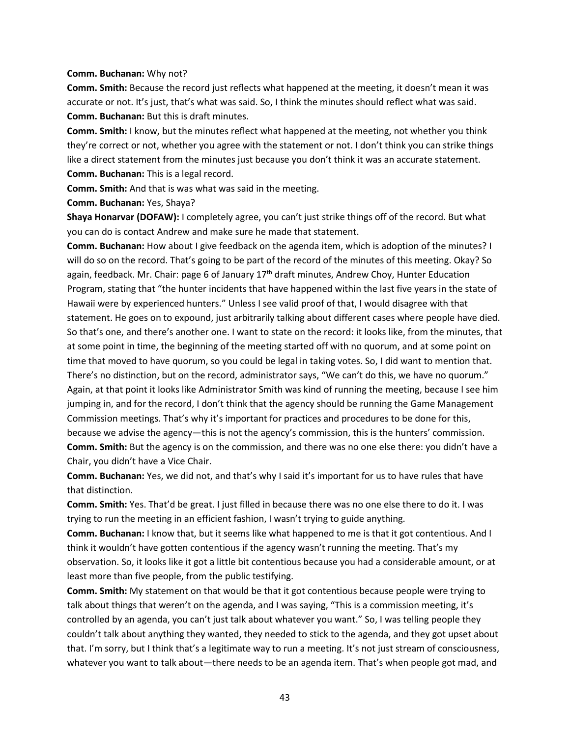**Comm. Buchanan:** Why not?

**Comm. Smith:** Because the record just reflects what happened at the meeting, it doesn't mean it was accurate or not. It's just, that's what was said. So, I think the minutes should reflect what was said.

**Comm. Buchanan:** But this is draft minutes.

**Comm. Smith:** I know, but the minutes reflect what happened at the meeting, not whether you think they're correct or not, whether you agree with the statement or not. I don't think you can strike things like a direct statement from the minutes just because you don't think it was an accurate statement.

**Comm. Buchanan:** This is a legal record.

**Comm. Smith:** And that is was what was said in the meeting.

**Comm. Buchanan:** Yes, Shaya?

**Shaya Honarvar (DOFAW):** I completely agree, you can't just strike things off of the record. But what you can do is contact Andrew and make sure he made that statement.

**Comm. Buchanan:** How about I give feedback on the agenda item, which is adoption of the minutes? I will do so on the record. That's going to be part of the record of the minutes of this meeting. Okay? So again, feedback. Mr. Chair: page 6 of January 17th draft minutes, Andrew Choy, Hunter Education Program, stating that "the hunter incidents that have happened within the last five years in the state of Hawaii were by experienced hunters." Unless I see valid proof of that, I would disagree with that statement. He goes on to expound, just arbitrarily talking about different cases where people have died. So that's one, and there's another one. I want to state on the record: it looks like, from the minutes, that at some point in time, the beginning of the meeting started off with no quorum, and at some point on time that moved to have quorum, so you could be legal in taking votes. So, I did want to mention that. There's no distinction, but on the record, administrator says, "We can't do this, we have no quorum." Again, at that point it looks like Administrator Smith was kind of running the meeting, because I see him jumping in, and for the record, I don't think that the agency should be running the Game Management Commission meetings. That's why it's important for practices and procedures to be done for this, because we advise the agency—this is not the agency's commission, this is the hunters' commission.

**Comm. Smith:** But the agency is on the commission, and there was no one else there: you didn't have a Chair, you didn't have a Vice Chair.

**Comm. Buchanan:** Yes, we did not, and that's why I said it's important for us to have rules that have that distinction.

**Comm. Smith:** Yes. That'd be great. I just filled in because there was no one else there to do it. I was trying to run the meeting in an efficient fashion, I wasn't trying to guide anything.

**Comm. Buchanan:** I know that, but it seems like what happened to me is that it got contentious. And I think it wouldn't have gotten contentious if the agency wasn't running the meeting. That's my observation. So, it looks like it got a little bit contentious because you had a considerable amount, or at least more than five people, from the public testifying.

**Comm. Smith:** My statement on that would be that it got contentious because people were trying to talk about things that weren't on the agenda, and I was saying, "This is a commission meeting, it's controlled by an agenda, you can't just talk about whatever you want." So, I was telling people they couldn't talk about anything they wanted, they needed to stick to the agenda, and they got upset about that. I'm sorry, but I think that's a legitimate way to run a meeting. It's not just stream of consciousness, whatever you want to talk about—there needs to be an agenda item. That's when people got mad, and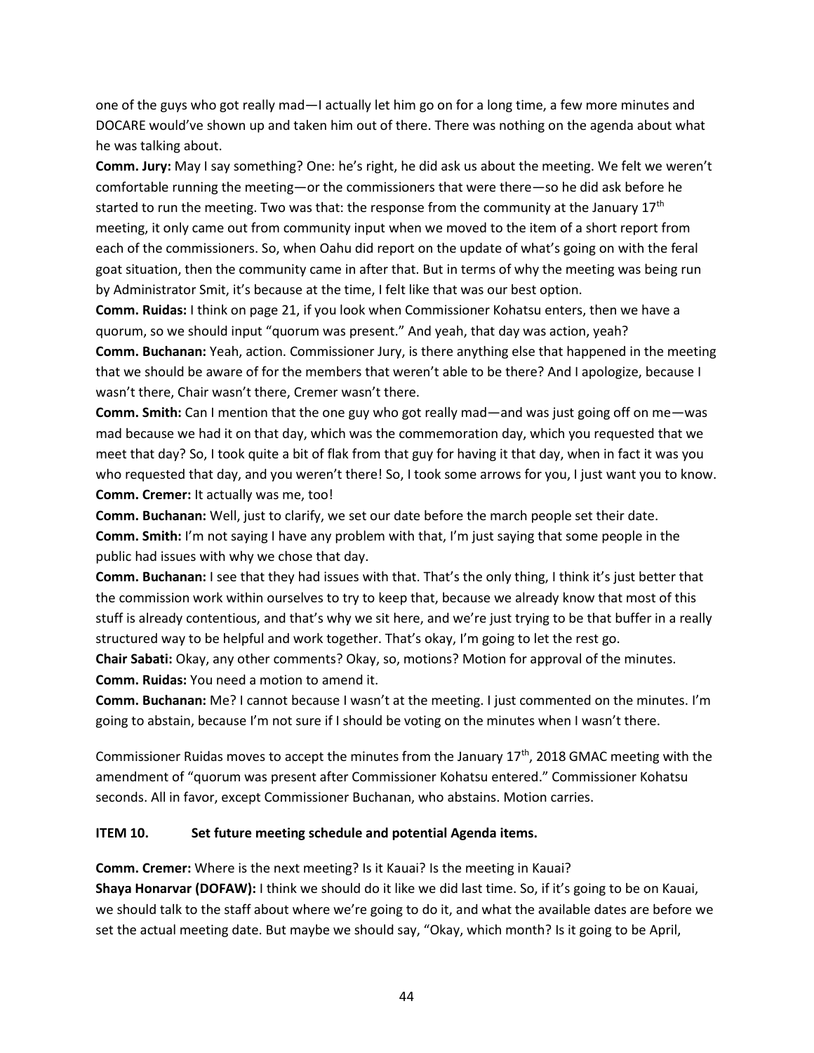one of the guys who got really mad—I actually let him go on for a long time, a few more minutes and DOCARE would've shown up and taken him out of there. There was nothing on the agenda about what he was talking about.

**Comm. Jury:** May I say something? One: he's right, he did ask us about the meeting. We felt we weren't comfortable running the meeting—or the commissioners that were there—so he did ask before he started to run the meeting. Two was that: the response from the community at the January 17th meeting, it only came out from community input when we moved to the item of a short report from each of the commissioners. So, when Oahu did report on the update of what's going on with the feral goat situation, then the community came in after that. But in terms of why the meeting was being run by Administrator Smit, it's because at the time, I felt like that was our best option.

**Comm. Ruidas:** I think on page 21, if you look when Commissioner Kohatsu enters, then we have a quorum, so we should input "quorum was present." And yeah, that day was action, yeah?

**Comm. Buchanan:** Yeah, action. Commissioner Jury, is there anything else that happened in the meeting that we should be aware of for the members that weren't able to be there? And I apologize, because I wasn't there, Chair wasn't there, Cremer wasn't there.

**Comm. Smith:** Can I mention that the one guy who got really mad—and was just going off on me—was mad because we had it on that day, which was the commemoration day, which you requested that we meet that day? So, I took quite a bit of flak from that guy for having it that day, when in fact it was you who requested that day, and you weren't there! So, I took some arrows for you, I just want you to know.

**Comm. Cremer:** It actually was me, too!

**Comm. Buchanan:** Well, just to clarify, we set our date before the march people set their date.

**Comm. Smith:** I'm not saying I have any problem with that, I'm just saying that some people in the public had issues with why we chose that day.

**Comm. Buchanan:** I see that they had issues with that. That's the only thing, I think it's just better that the commission work within ourselves to try to keep that, because we already know that most of this stuff is already contentious, and that's why we sit here, and we're just trying to be that buffer in a really structured way to be helpful and work together. That's okay, I'm going to let the rest go.

**Chair Sabati:** Okay, any other comments? Okay, so, motions? Motion for approval of the minutes.

**Comm. Ruidas:** You need a motion to amend it.

**Comm. Buchanan:** Me? I cannot because I wasn't at the meeting. I just commented on the minutes. I'm going to abstain, because I'm not sure if I should be voting on the minutes when I wasn't there.

Commissioner Ruidas moves to accept the minutes from the January 17th, 2018 GMAC meeting with the amendment of "quorum was present after Commissioner Kohatsu entered." Commissioner Kohatsu seconds. All in favor, except Commissioner Buchanan, who abstains. Motion carries.

**ITEM 10. Set future meeting schedule and potential Agenda items.**

**Comm. Cremer:** Where is the next meeting? Is it Kauai? Is the meeting in Kauai?

**Shaya Honarvar (DOFAW):** I think we should do it like we did last time. So, if it's going to be on Kauai, we should talk to the staff about where we're going to do it, and what the available dates are before we set the actual meeting date. But maybe we should say, "Okay, which month? Is it going to be April,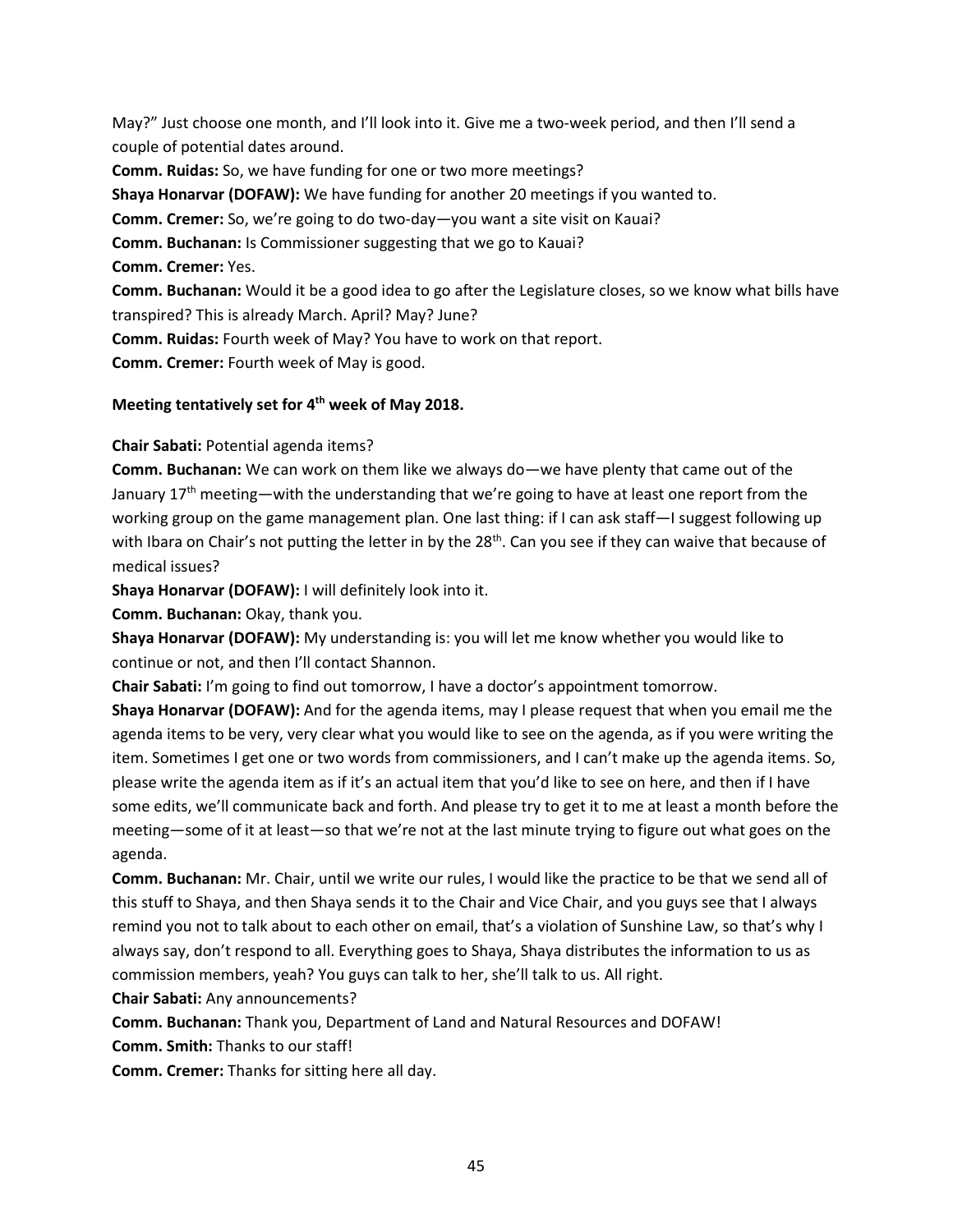May?" Just choose one month, and I'll look into it. Give me a two-week period, and then I'll send a couple of potential dates around.

**Comm. Ruidas:** So, we have funding for one or two more meetings?

**Shaya Honarvar (DOFAW):** We have funding for another 20 meetings if you wanted to.

**Comm. Cremer:** So, we're going to do two-day—you want a site visit on Kauai?

**Comm. Buchanan:** Is Commissioner suggesting that we go to Kauai?

**Comm. Cremer:** Yes.

**Comm. Buchanan:** Would it be a good idea to go after the Legislature closes, so we know what bills have transpired? This is already March. April? May? June?

**Comm. Ruidas:** Fourth week of May? You have to work on that report.

**Comm. Cremer:** Fourth week of May is good.

**Meeting tentatively set for 4th week of May 2018.**

**Chair Sabati:** Potential agenda items?

**Comm. Buchanan:** We can work on them like we always do—we have plenty that came out of the January 17th meeting—with the understanding that we're going to have at least one report from the working group on the game management plan. One last thing: if I can ask staff—I suggest following up with Ibara on Chair's not putting the letter in by the 28th. Can you see if they can waive that because of medical issues?

**Shaya Honarvar (DOFAW):** I will definitely look into it.

**Comm. Buchanan:** Okay, thank you.

**Shaya Honarvar (DOFAW):** My understanding is: you will let me know whether you would like to continue or not, and then I'll contact Shannon.

**Chair Sabati:** I'm going to find out tomorrow, I have a doctor's appointment tomorrow.

**Shaya Honarvar (DOFAW):** And for the agenda items, may I please request that when you email me the agenda items to be very, very clear what you would like to see on the agenda, as if you were writing the item. Sometimes I get one or two words from commissioners, and I can't make up the agenda items. So, please write the agenda item as if it's an actual item that you'd like to see on here, and then if I have some edits, we'll communicate back and forth. And please try to get it to me at least a month before the meeting—some of it at least—so that we're not at the last minute trying to figure out what goes on the agenda.

**Comm. Buchanan:** Mr. Chair, until we write our rules, I would like the practice to be that we send all of this stuff to Shaya, and then Shaya sends it to the Chair and Vice Chair, and you guys see that I always remind you not to talk about to each other on email, that's a violation of Sunshine Law, so that's why I always say, don't respond to all. Everything goes to Shaya, Shaya distributes the information to us as commission members, yeah? You guys can talk to her, she'll talk to us. All right.

**Chair Sabati:** Any announcements?

**Comm. Buchanan:** Thank you, Department of Land and Natural Resources and DOFAW!

**Comm. Smith:** Thanks to our staff!

**Comm. Cremer:** Thanks for sitting here all day.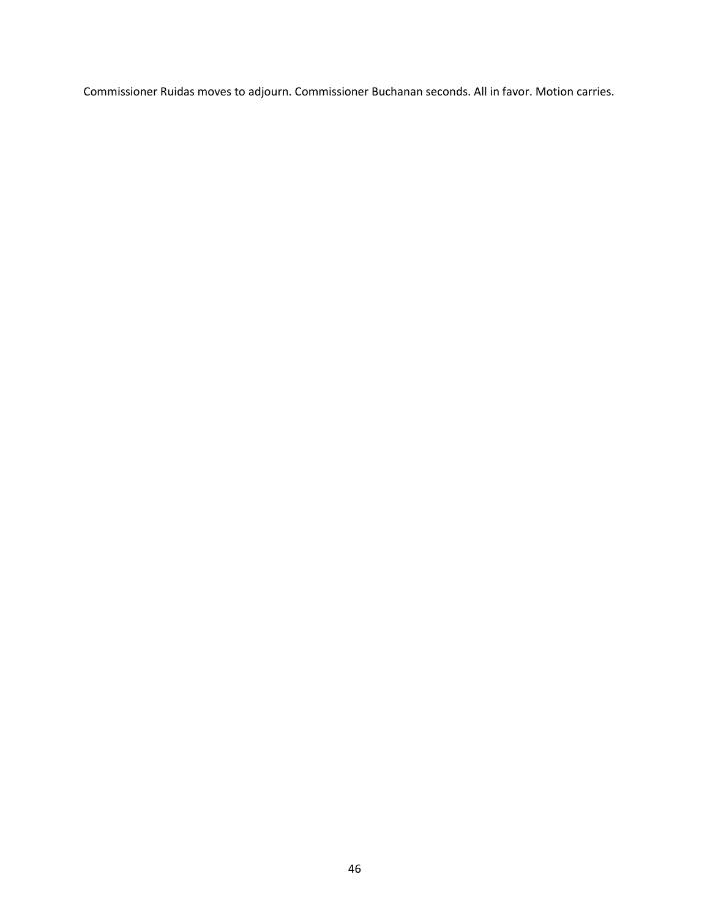Commissioner Ruidas moves to adjourn. Commissioner Buchanan seconds. All in favor. Motion carries.